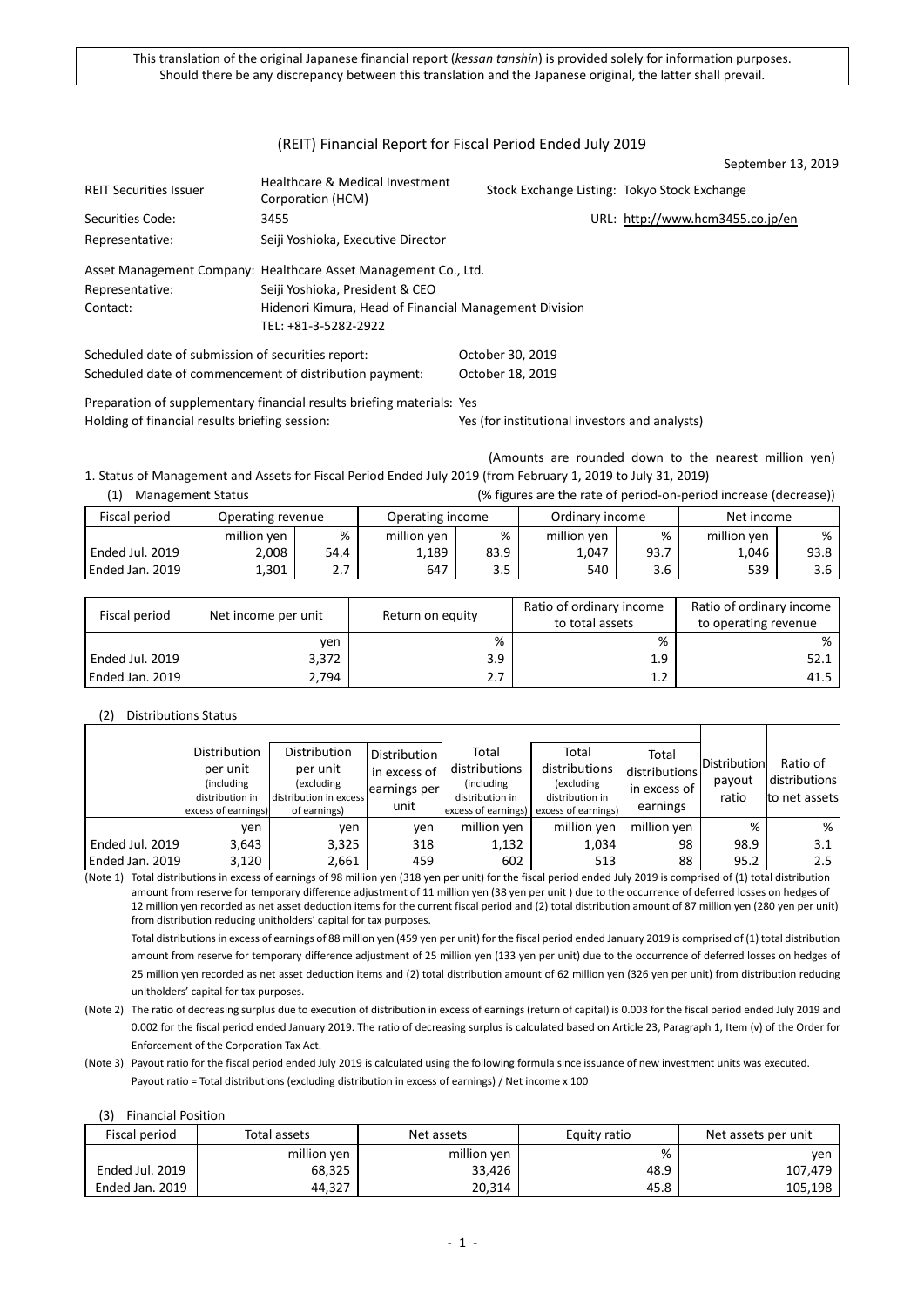This translation of the original Japanese financial report (*kessan tanshin*) is provided solely for information purposes. Should there be any discrepancy between this translation and the Japanese original, the latter shall prevail.

# (REIT) Financial Report for Fiscal Period Ended July 2019

September 13, 2019

| | | | |
|---|---|---|---|
| REIT Securities Issuer | Healthcare & Medical Investment Corporation (HCM) | Stock Exchange Listing: Tokyo Stock Exchange | |
| Securities Code: | 3455 | | URL: http://www.hcm3455.co.jp/en |
| Representative: | Seiji Yoshioka, Executive Director | | |

Asset Management Company: Healthcare Asset Management Co., Ltd.
Representative: Seiji Yoshioka, President & CEO
Contact: Hidenori Kimura, Head of Financial Management Division
TEL: +81-3-5282-2922

Scheduled date of submission of securities report: October 30, 2019
Scheduled date of commencement of distribution payment: October 18, 2019

Preparation of supplementary financial results briefing materials: Yes
Holding of financial results briefing session: Yes (for institutional investors and analysts)

(Amounts are rounded down to the nearest million yen)

## 1. Status of Management and Assets for Fiscal Period Ended July 2019 (from February 1, 2019 to July 31, 2019)

### (1) Management Status

(% figures are the rate of period-on-period increase (decrease))

| Fiscal period | Operating revenue | | Operating income | | Ordinary income | | Net income | |
|---|---|---|---|---|---|---|---|---|
| | million yen | % | million yen | % | million yen | % | million yen | % |
| Ended Jul. 2019 | 2,008 | 54.4 | 1,189 | 83.9 | 1,047 | 93.7 | 1,046 | 93.8 |
| Ended Jan. 2019 | 1,301 | 2.7 | 647 | 3.5 | 540 | 3.6 | 539 | 3.6 |

| Fiscal period | Net income per unit | Return on equity | Ratio of ordinary income to total assets | Ratio of ordinary income to operating revenue |
|---|---|---|---|---|
| | yen | % | % | % |
| Ended Jul. 2019 | 3,372 | 3.9 | 1.9 | 52.1 |
| Ended Jan. 2019 | 2,794 | 2.7 | 1.2 | 41.5 |

### (2) Distributions Status

| | Distribution per unit (including distribution in excess of earnings) | Distribution per unit (excluding distribution in excess of earnings) | Distribution in excess of earnings per unit | Total distributions (including distribution in excess of earnings) | Total distributions (excluding distribution in excess of earnings) | Total distributions in excess of earnings | Distribution payout ratio | Ratio of distributions to net assets |
|---|---|---|---|---|---|---|---|---|
| | yen | yen | yen | million yen | million yen | million yen | % | % |
| Ended Jul. 2019 | 3,643 | 3,325 | 318 | 1,132 | 1,034 | 98 | 98.9 | 3.1 |
| Ended Jan. 2019 | 3,120 | 2,661 | 459 | 602 | 513 | 88 | 95.2 | 2.5 |

(Note 1) Total distributions in excess of earnings of 98 million yen (318 yen per unit) for the fiscal period ended July 2019 is comprised of (1) total distribution amount from reserve for temporary difference adjustment of 11 million yen (38 yen per unit ) due to the occurrence of deferred losses on hedges of 12 million yen recorded as net asset deduction items for the current fiscal period and (2) total distribution amount of 87 million yen (280 yen per unit) from distribution reducing unitholders' capital for tax purposes.

Total distributions in excess of earnings of 88 million yen (459 yen per unit) for the fiscal period ended January 2019 is comprised of (1) total distribution amount from reserve for temporary difference adjustment of 25 million yen (133 yen per unit) due to the occurrence of deferred losses on hedges of 25 million yen recorded as net asset deduction items and (2) total distribution amount of 62 million yen (326 yen per unit) from distribution reducing unitholders' capital for tax purposes.

(Note 2) The ratio of decreasing surplus due to execution of distribution in excess of earnings (return of capital) is 0.003 for the fiscal period ended July 2019 and 0.002 for the fiscal period ended January 2019. The ratio of decreasing surplus is calculated based on Article 23, Paragraph 1, Item (v) of the Order for Enforcement of the Corporation Tax Act.

(Note 3) Payout ratio for the fiscal period ended July 2019 is calculated using the following formula since issuance of new investment units was executed.
Payout ratio = Total distributions (excluding distribution in excess of earnings) / Net income x 100

### (3) Financial Position

| Fiscal period | Total assets | Net assets | Equity ratio | Net assets per unit |
|---|---|---|---|---|
| | million yen | million yen | % | yen |
| Ended Jul. 2019 | 68,325 | 33,426 | 48.9 | 107,479 |
| Ended Jan. 2019 | 44,327 | 20,314 | 45.8 | 105,198 |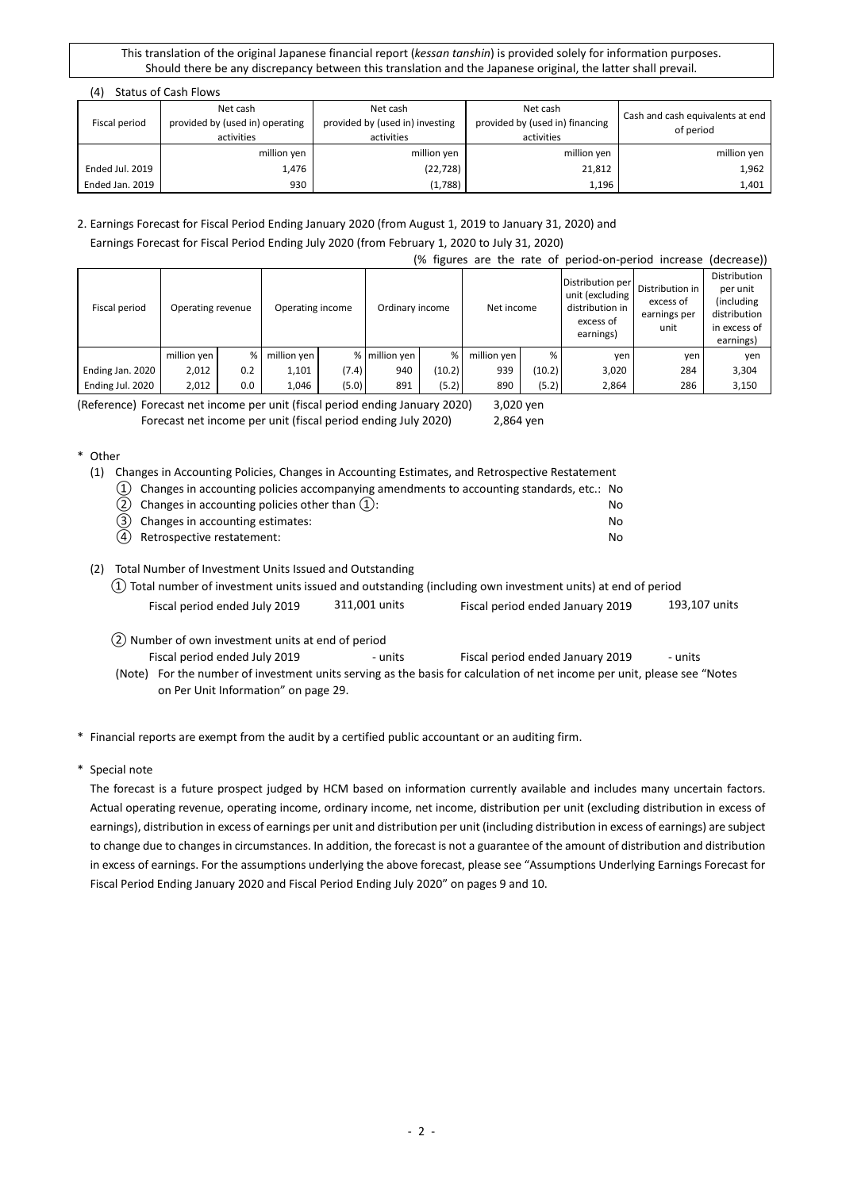This translation of the original Japanese financial report (*kessan tanshin*) is provided solely for information purposes. Should there be any discrepancy between this translation and the Japanese original, the latter shall prevail.

(4) Status of Cash Flows

| Fiscal period | Net cash provided by (used in) operating activities | Net cash provided by (used in) investing activities | Net cash provided by (used in) financing activities | Cash and cash equivalents at end of period |
|---|---|---|---|---|
| | million yen | million yen | million yen | million yen |
| Ended Jul. 2019 | 1,476 | (22,728) | 21,812 | 1,962 |
| Ended Jan. 2019 | 930 | (1,788) | 1,196 | 1,401 |

2. Earnings Forecast for Fiscal Period Ending January 2020 (from August 1, 2019 to January 31, 2020) and Earnings Forecast for Fiscal Period Ending July 2020 (from February 1, 2020 to July 31, 2020)

(% figures are the rate of period-on-period increase (decrease))

| Fiscal period | Operating revenue | | Operating income | | Ordinary income | | Net income | | Distribution per unit (excluding distribution in excess of earnings) | Distribution in excess of earnings per unit | Distribution per unit (including distribution in excess of earnings) |
|---|---|---|---|---|---|---|---|---|---|---|---|
| | million yen | % | million yen | % | million yen | % | million yen | % | yen | yen | yen |
| Ending Jan. 2020 | 2,012 | 0.2 | 1,101 | (7.4) | 940 | (10.2) | 939 | (10.2) | 3,020 | 284 | 3,304 |
| Ending Jul. 2020 | 2,012 | 0.0 | 1,046 | (5.0) | 891 | (5.2) | 890 | (5.2) | 2,864 | 286 | 3,150 |

(Reference) Forecast net income per unit (fiscal period ending January 2020) 3,020 yen
Forecast net income per unit (fiscal period ending July 2020) 2,864 yen

\* Other

(1) Changes in Accounting Policies, Changes in Accounting Estimates, and Retrospective Restatement

① Changes in accounting policies accompanying amendments to accounting standards, etc.: No
② Changes in accounting policies other than ①: No
③ Changes in accounting estimates: No
④ Retrospective restatement: No

(2) Total Number of Investment Units Issued and Outstanding

① Total number of investment units issued and outstanding (including own investment units) at end of period

Fiscal period ended July 2019 311,001 units Fiscal period ended January 2019 193,107 units

② Number of own investment units at end of period

Fiscal period ended July 2019 - units Fiscal period ended January 2019 - units

(Note) For the number of investment units serving as the basis for calculation of net income per unit, please see "Notes on Per Unit Information" on page 29.

\* Financial reports are exempt from the audit by a certified public accountant or an auditing firm.

\* Special note

The forecast is a future prospect judged by HCM based on information currently available and includes many uncertain factors. Actual operating revenue, operating income, ordinary income, net income, distribution per unit (excluding distribution in excess of earnings), distribution in excess of earnings per unit and distribution per unit (including distribution in excess of earnings) are subject to change due to changes in circumstances. In addition, the forecast is not a guarantee of the amount of distribution and distribution in excess of earnings. For the assumptions underlying the above forecast, please see "Assumptions Underlying Earnings Forecast for Fiscal Period Ending January 2020 and Fiscal Period Ending July 2020" on pages 9 and 10.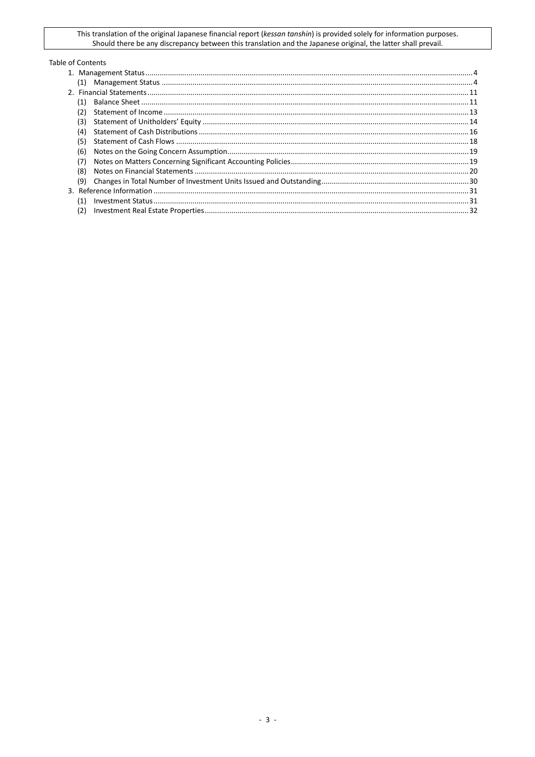This translation of the original Japanese financial report (*kessan tanshin*) is provided solely for information purposes. Should there be any discrepancy between this translation and the Japanese original, the latter shall prevail.

Table of Contents

1. Management Status .......... 4
   (1) Management Status .......... 4
2. Financial Statements .......... 11
   (1) Balance Sheet .......... 11
   (2) Statement of Income .......... 13
   (3) Statement of Unitholders' Equity .......... 14
   (4) Statement of Cash Distributions .......... 16
   (5) Statement of Cash Flows .......... 18
   (6) Notes on the Going Concern Assumption .......... 19
   (7) Notes on Matters Concerning Significant Accounting Policies .......... 19
   (8) Notes on Financial Statements .......... 20
   (9) Changes in Total Number of Investment Units Issued and Outstanding .......... 30
3. Reference Information .......... 31
   (1) Investment Status .......... 31
   (2) Investment Real Estate Properties .......... 32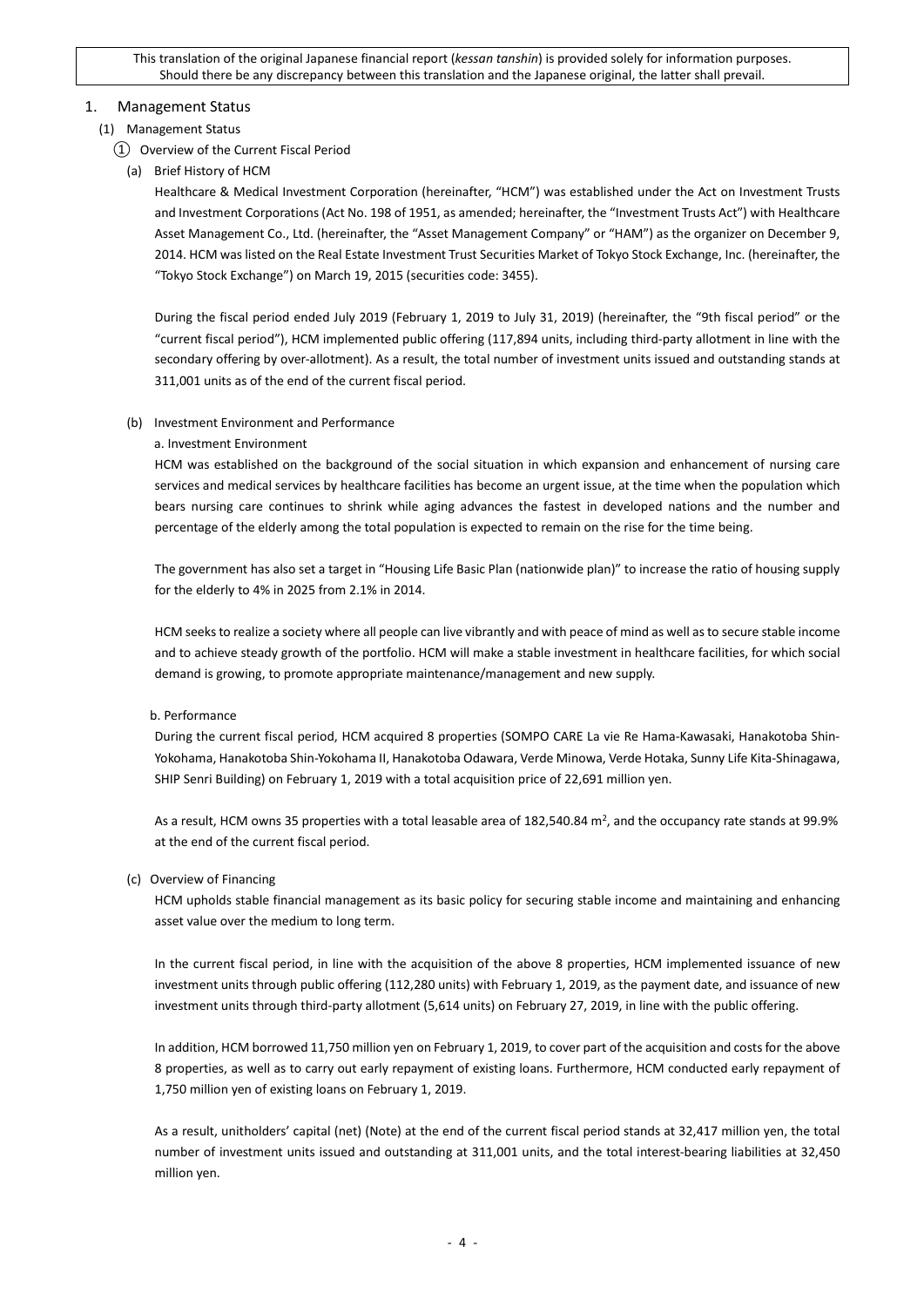This translation of the original Japanese financial report (*kessan tanshin*) is provided solely for information purposes. Should there be any discrepancy between this translation and the Japanese original, the latter shall prevail.

# 1. Management Status

## (1) Management Status

### ① Overview of the Current Fiscal Period

#### (a) Brief History of HCM

Healthcare & Medical Investment Corporation (hereinafter, "HCM") was established under the Act on Investment Trusts and Investment Corporations (Act No. 198 of 1951, as amended; hereinafter, the "Investment Trusts Act") with Healthcare Asset Management Co., Ltd. (hereinafter, the "Asset Management Company" or "HAM") as the organizer on December 9, 2014. HCM was listed on the Real Estate Investment Trust Securities Market of Tokyo Stock Exchange, Inc. (hereinafter, the "Tokyo Stock Exchange") on March 19, 2015 (securities code: 3455).

During the fiscal period ended July 2019 (February 1, 2019 to July 31, 2019) (hereinafter, the "9th fiscal period" or the "current fiscal period"), HCM implemented public offering (117,894 units, including third-party allotment in line with the secondary offering by over-allotment). As a result, the total number of investment units issued and outstanding stands at 311,001 units as of the end of the current fiscal period.

#### (b) Investment Environment and Performance

a. Investment Environment

HCM was established on the background of the social situation in which expansion and enhancement of nursing care services and medical services by healthcare facilities has become an urgent issue, at the time when the population which bears nursing care continues to shrink while aging advances the fastest in developed nations and the number and percentage of the elderly among the total population is expected to remain on the rise for the time being.

The government has also set a target in "Housing Life Basic Plan (nationwide plan)" to increase the ratio of housing supply for the elderly to 4% in 2025 from 2.1% in 2014.

HCM seeks to realize a society where all people can live vibrantly and with peace of mind as well as to secure stable income and to achieve steady growth of the portfolio. HCM will make a stable investment in healthcare facilities, for which social demand is growing, to promote appropriate maintenance/management and new supply.

b. Performance

During the current fiscal period, HCM acquired 8 properties (SOMPO CARE La vie Re Hama-Kawasaki, Hanakotoba Shin-Yokohama, Hanakotoba Shin-Yokohama II, Hanakotoba Odawara, Verde Minowa, Verde Hotaka, Sunny Life Kita-Shinagawa, SHIP Senri Building) on February 1, 2019 with a total acquisition price of 22,691 million yen.

As a result, HCM owns 35 properties with a total leasable area of 182,540.84 m$^2$, and the occupancy rate stands at 99.9% at the end of the current fiscal period.

#### (c) Overview of Financing

HCM upholds stable financial management as its basic policy for securing stable income and maintaining and enhancing asset value over the medium to long term.

In the current fiscal period, in line with the acquisition of the above 8 properties, HCM implemented issuance of new investment units through public offering (112,280 units) with February 1, 2019, as the payment date, and issuance of new investment units through third-party allotment (5,614 units) on February 27, 2019, in line with the public offering.

In addition, HCM borrowed 11,750 million yen on February 1, 2019, to cover part of the acquisition and costs for the above 8 properties, as well as to carry out early repayment of existing loans. Furthermore, HCM conducted early repayment of 1,750 million yen of existing loans on February 1, 2019.

As a result, unitholders' capital (net) (Note) at the end of the current fiscal period stands at 32,417 million yen, the total number of investment units issued and outstanding at 311,001 units, and the total interest-bearing liabilities at 32,450 million yen.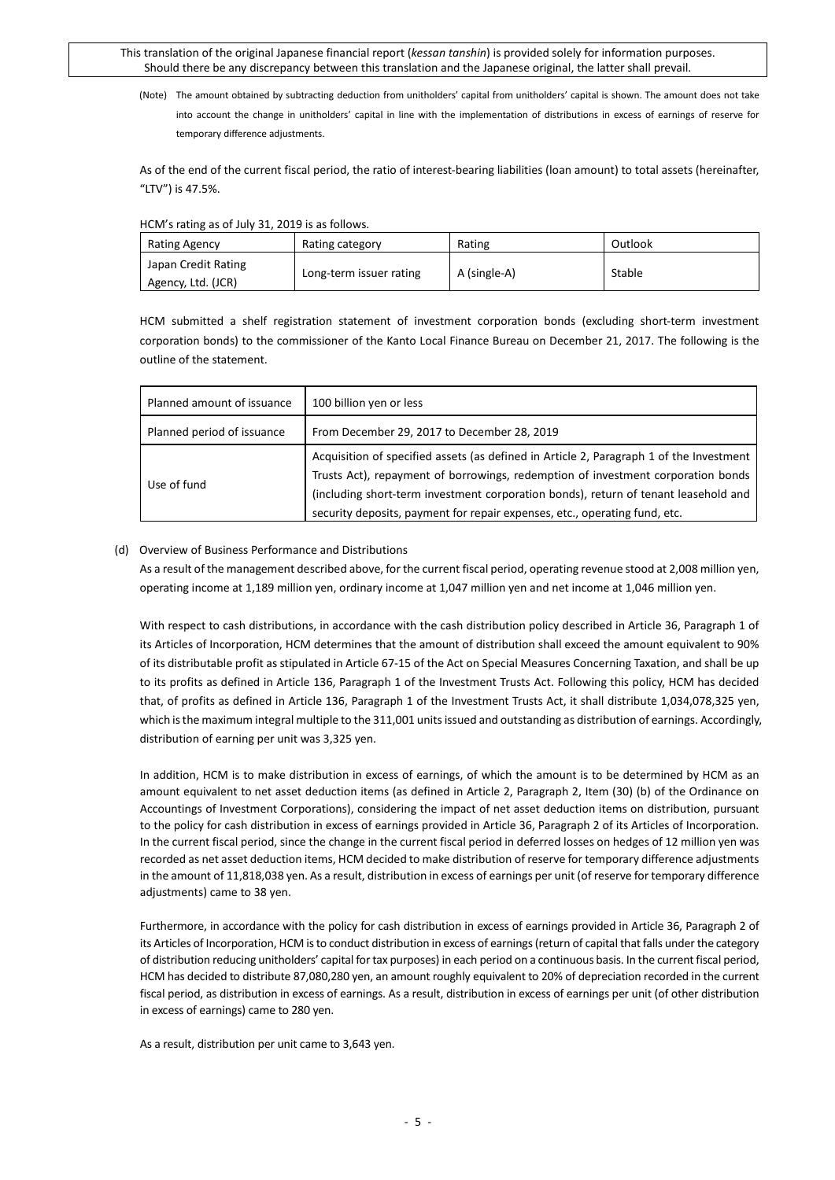(Note) The amount obtained by subtracting deduction from unitholders' capital from unitholders' capital is shown. The amount does not take into account the change in unitholders' capital in line with the implementation of distributions in excess of earnings of reserve for temporary difference adjustments.

As of the end of the current fiscal period, the ratio of interest-bearing liabilities (loan amount) to total assets (hereinafter, "LTV") is 47.5%.

HCM's rating as of July 31, 2019 is as follows.

| Rating Agency | Rating category | Rating | Outlook |
|---|---|---|---|
| Japan Credit Rating Agency, Ltd. (JCR) | Long-term issuer rating | A (single-A) | Stable |

HCM submitted a shelf registration statement of investment corporation bonds (excluding short-term investment corporation bonds) to the commissioner of the Kanto Local Finance Bureau on December 21, 2017. The following is the outline of the statement.

| | |
|---|---|
| Planned amount of issuance | 100 billion yen or less |
| Planned period of issuance | From December 29, 2017 to December 28, 2019 |
| Use of fund | Acquisition of specified assets (as defined in Article 2, Paragraph 1 of the Investment Trusts Act), repayment of borrowings, redemption of investment corporation bonds (including short-term investment corporation bonds), return of tenant leasehold and security deposits, payment for repair expenses, etc., operating fund, etc. |

(d) Overview of Business Performance and Distributions

As a result of the management described above, for the current fiscal period, operating revenue stood at 2,008 million yen, operating income at 1,189 million yen, ordinary income at 1,047 million yen and net income at 1,046 million yen.

With respect to cash distributions, in accordance with the cash distribution policy described in Article 36, Paragraph 1 of its Articles of Incorporation, HCM determines that the amount of distribution shall exceed the amount equivalent to 90% of its distributable profit as stipulated in Article 67-15 of the Act on Special Measures Concerning Taxation, and shall be up to its profits as defined in Article 136, Paragraph 1 of the Investment Trusts Act. Following this policy, HCM has decided that, of profits as defined in Article 136, Paragraph 1 of the Investment Trusts Act, it shall distribute 1,034,078,325 yen, which is the maximum integral multiple to the 311,001 units issued and outstanding as distribution of earnings. Accordingly, distribution of earning per unit was 3,325 yen.

In addition, HCM is to make distribution in excess of earnings, of which the amount is to be determined by HCM as an amount equivalent to net asset deduction items (as defined in Article 2, Paragraph 2, Item (30) (b) of the Ordinance on Accountings of Investment Corporations), considering the impact of net asset deduction items on distribution, pursuant to the policy for cash distribution in excess of earnings provided in Article 36, Paragraph 2 of its Articles of Incorporation. In the current fiscal period, since the change in the current fiscal period in deferred losses on hedges of 12 million yen was recorded as net asset deduction items, HCM decided to make distribution of reserve for temporary difference adjustments in the amount of 11,818,038 yen. As a result, distribution in excess of earnings per unit (of reserve for temporary difference adjustments) came to 38 yen.

Furthermore, in accordance with the policy for cash distribution in excess of earnings provided in Article 36, Paragraph 2 of its Articles of Incorporation, HCM is to conduct distribution in excess of earnings (return of capital that falls under the category of distribution reducing unitholders' capital for tax purposes) in each period on a continuous basis. In the current fiscal period, HCM has decided to distribute 87,080,280 yen, an amount roughly equivalent to 20% of depreciation recorded in the current fiscal period, as distribution in excess of earnings. As a result, distribution in excess of earnings per unit (of other distribution in excess of earnings) came to 280 yen.

As a result, distribution per unit came to 3,643 yen.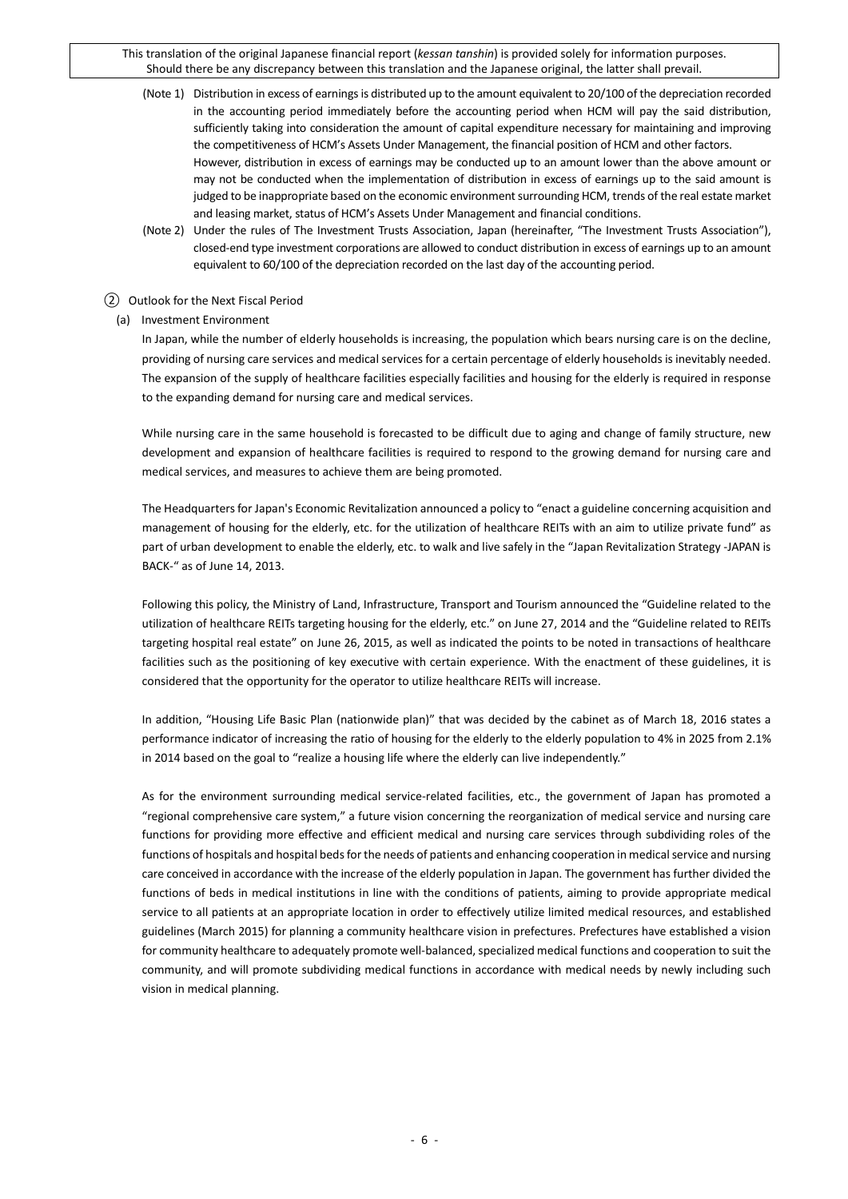(Note 1) Distribution in excess of earnings is distributed up to the amount equivalent to 20/100 of the depreciation recorded in the accounting period immediately before the accounting period when HCM will pay the said distribution, sufficiently taking into consideration the amount of capital expenditure necessary for maintaining and improving the competitiveness of HCM's Assets Under Management, the financial position of HCM and other factors. However, distribution in excess of earnings may be conducted up to an amount lower than the above amount or may not be conducted when the implementation of distribution in excess of earnings up to the said amount is judged to be inappropriate based on the economic environment surrounding HCM, trends of the real estate market and leasing market, status of HCM's Assets Under Management and financial conditions.

(Note 2) Under the rules of The Investment Trusts Association, Japan (hereinafter, "The Investment Trusts Association"), closed-end type investment corporations are allowed to conduct distribution in excess of earnings up to an amount equivalent to 60/100 of the depreciation recorded on the last day of the accounting period.

② Outlook for the Next Fiscal Period

(a) Investment Environment

In Japan, while the number of elderly households is increasing, the population which bears nursing care is on the decline, providing of nursing care services and medical services for a certain percentage of elderly households is inevitably needed. The expansion of the supply of healthcare facilities especially facilities and housing for the elderly is required in response to the expanding demand for nursing care and medical services.

While nursing care in the same household is forecasted to be difficult due to aging and change of family structure, new development and expansion of healthcare facilities is required to respond to the growing demand for nursing care and medical services, and measures to achieve them are being promoted.

The Headquarters for Japan's Economic Revitalization announced a policy to "enact a guideline concerning acquisition and management of housing for the elderly, etc. for the utilization of healthcare REITs with an aim to utilize private fund" as part of urban development to enable the elderly, etc. to walk and live safely in the "Japan Revitalization Strategy -JAPAN is BACK-" as of June 14, 2013.

Following this policy, the Ministry of Land, Infrastructure, Transport and Tourism announced the "Guideline related to the utilization of healthcare REITs targeting housing for the elderly, etc." on June 27, 2014 and the "Guideline related to REITs targeting hospital real estate" on June 26, 2015, as well as indicated the points to be noted in transactions of healthcare facilities such as the positioning of key executive with certain experience. With the enactment of these guidelines, it is considered that the opportunity for the operator to utilize healthcare REITs will increase.

In addition, "Housing Life Basic Plan (nationwide plan)" that was decided by the cabinet as of March 18, 2016 states a performance indicator of increasing the ratio of housing for the elderly to the elderly population to 4% in 2025 from 2.1% in 2014 based on the goal to "realize a housing life where the elderly can live independently."

As for the environment surrounding medical service-related facilities, etc., the government of Japan has promoted a "regional comprehensive care system," a future vision concerning the reorganization of medical service and nursing care functions for providing more effective and efficient medical and nursing care services through subdividing roles of the functions of hospitals and hospital beds for the needs of patients and enhancing cooperation in medical service and nursing care conceived in accordance with the increase of the elderly population in Japan. The government has further divided the functions of beds in medical institutions in line with the conditions of patients, aiming to provide appropriate medical service to all patients at an appropriate location in order to effectively utilize limited medical resources, and established guidelines (March 2015) for planning a community healthcare vision in prefectures. Prefectures have established a vision for community healthcare to adequately promote well-balanced, specialized medical functions and cooperation to suit the community, and will promote subdividing medical functions in accordance with medical needs by newly including such vision in medical planning.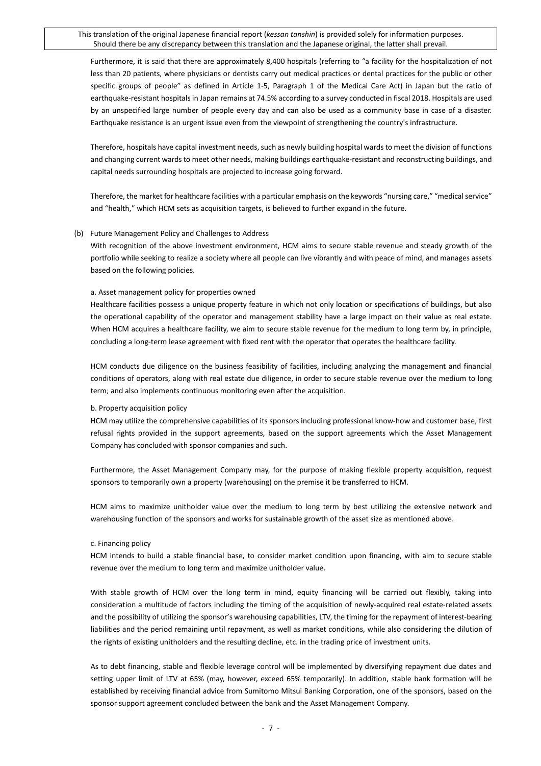Furthermore, it is said that there are approximately 8,400 hospitals (referring to "a facility for the hospitalization of not less than 20 patients, where physicians or dentists carry out medical practices or dental practices for the public or other specific groups of people" as defined in Article 1-5, Paragraph 1 of the Medical Care Act) in Japan but the ratio of earthquake-resistant hospitals in Japan remains at 74.5% according to a survey conducted in fiscal 2018. Hospitals are used by an unspecified large number of people every day and can also be used as a community base in case of a disaster. Earthquake resistance is an urgent issue even from the viewpoint of strengthening the country's infrastructure.

Therefore, hospitals have capital investment needs, such as newly building hospital wards to meet the division of functions and changing current wards to meet other needs, making buildings earthquake-resistant and reconstructing buildings, and capital needs surrounding hospitals are projected to increase going forward.

Therefore, the market for healthcare facilities with a particular emphasis on the keywords "nursing care," "medical service" and "health," which HCM sets as acquisition targets, is believed to further expand in the future.

(b) Future Management Policy and Challenges to Address

With recognition of the above investment environment, HCM aims to secure stable revenue and steady growth of the portfolio while seeking to realize a society where all people can live vibrantly and with peace of mind, and manages assets based on the following policies.

a. Asset management policy for properties owned

Healthcare facilities possess a unique property feature in which not only location or specifications of buildings, but also the operational capability of the operator and management stability have a large impact on their value as real estate. When HCM acquires a healthcare facility, we aim to secure stable revenue for the medium to long term by, in principle, concluding a long-term lease agreement with fixed rent with the operator that operates the healthcare facility.

HCM conducts due diligence on the business feasibility of facilities, including analyzing the management and financial conditions of operators, along with real estate due diligence, in order to secure stable revenue over the medium to long term; and also implements continuous monitoring even after the acquisition.

b. Property acquisition policy

HCM may utilize the comprehensive capabilities of its sponsors including professional know-how and customer base, first refusal rights provided in the support agreements, based on the support agreements which the Asset Management Company has concluded with sponsor companies and such.

Furthermore, the Asset Management Company may, for the purpose of making flexible property acquisition, request sponsors to temporarily own a property (warehousing) on the premise it be transferred to HCM.

HCM aims to maximize unitholder value over the medium to long term by best utilizing the extensive network and warehousing function of the sponsors and works for sustainable growth of the asset size as mentioned above.

c. Financing policy

HCM intends to build a stable financial base, to consider market condition upon financing, with aim to secure stable revenue over the medium to long term and maximize unitholder value.

With stable growth of HCM over the long term in mind, equity financing will be carried out flexibly, taking into consideration a multitude of factors including the timing of the acquisition of newly-acquired real estate-related assets and the possibility of utilizing the sponsor's warehousing capabilities, LTV, the timing for the repayment of interest-bearing liabilities and the period remaining until repayment, as well as market conditions, while also considering the dilution of the rights of existing unitholders and the resulting decline, etc. in the trading price of investment units.

As to debt financing, stable and flexible leverage control will be implemented by diversifying repayment due dates and setting upper limit of LTV at 65% (may, however, exceed 65% temporarily). In addition, stable bank formation will be established by receiving financial advice from Sumitomo Mitsui Banking Corporation, one of the sponsors, based on the sponsor support agreement concluded between the bank and the Asset Management Company.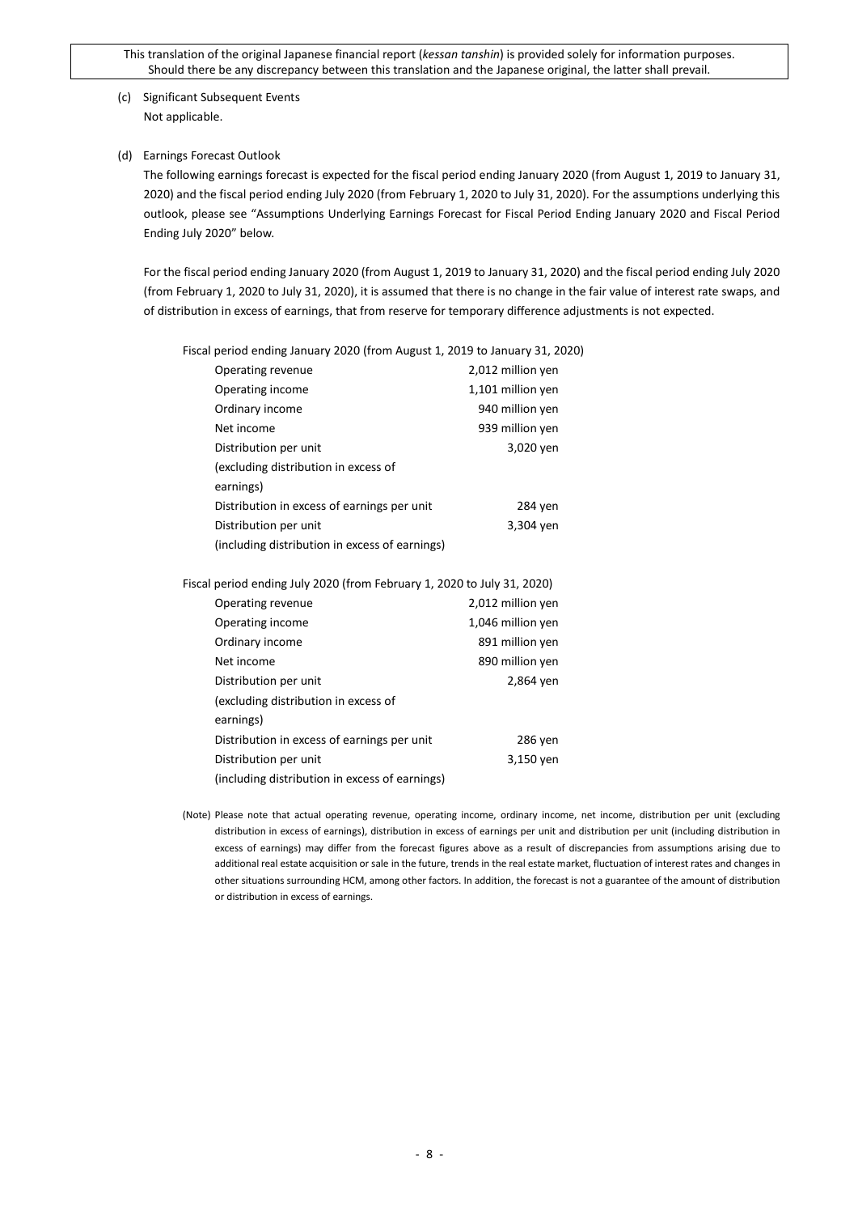(c) Significant Subsequent Events

Not applicable.

(d) Earnings Forecast Outlook

The following earnings forecast is expected for the fiscal period ending January 2020 (from August 1, 2019 to January 31, 2020) and the fiscal period ending July 2020 (from February 1, 2020 to July 31, 2020). For the assumptions underlying this outlook, please see "Assumptions Underlying Earnings Forecast for Fiscal Period Ending January 2020 and Fiscal Period Ending July 2020" below.

For the fiscal period ending January 2020 (from August 1, 2019 to January 31, 2020) and the fiscal period ending July 2020 (from February 1, 2020 to July 31, 2020), it is assumed that there is no change in the fair value of interest rate swaps, and of distribution in excess of earnings, that from reserve for temporary difference adjustments is not expected.

Fiscal period ending January 2020 (from August 1, 2019 to January 31, 2020)

| | |
|---|---|
| Operating revenue | 2,012 million yen |
| Operating income | 1,101 million yen |
| Ordinary income | 940 million yen |
| Net income | 939 million yen |
| Distribution per unit (excluding distribution in excess of earnings) | 3,020 yen |
| Distribution in excess of earnings per unit | 284 yen |
| Distribution per unit (including distribution in excess of earnings) | 3,304 yen |

Fiscal period ending July 2020 (from February 1, 2020 to July 31, 2020)

| | |
|---|---|
| Operating revenue | 2,012 million yen |
| Operating income | 1,046 million yen |
| Ordinary income | 891 million yen |
| Net income | 890 million yen |
| Distribution per unit (excluding distribution in excess of earnings) | 2,864 yen |
| Distribution in excess of earnings per unit | 286 yen |
| Distribution per unit (including distribution in excess of earnings) | 3,150 yen |

(Note) Please note that actual operating revenue, operating income, ordinary income, net income, distribution per unit (excluding distribution in excess of earnings), distribution in excess of earnings per unit and distribution per unit (including distribution in excess of earnings) may differ from the forecast figures above as a result of discrepancies from assumptions arising due to additional real estate acquisition or sale in the future, trends in the real estate market, fluctuation of interest rates and changes in other situations surrounding HCM, among other factors. In addition, the forecast is not a guarantee of the amount of distribution or distribution in excess of earnings.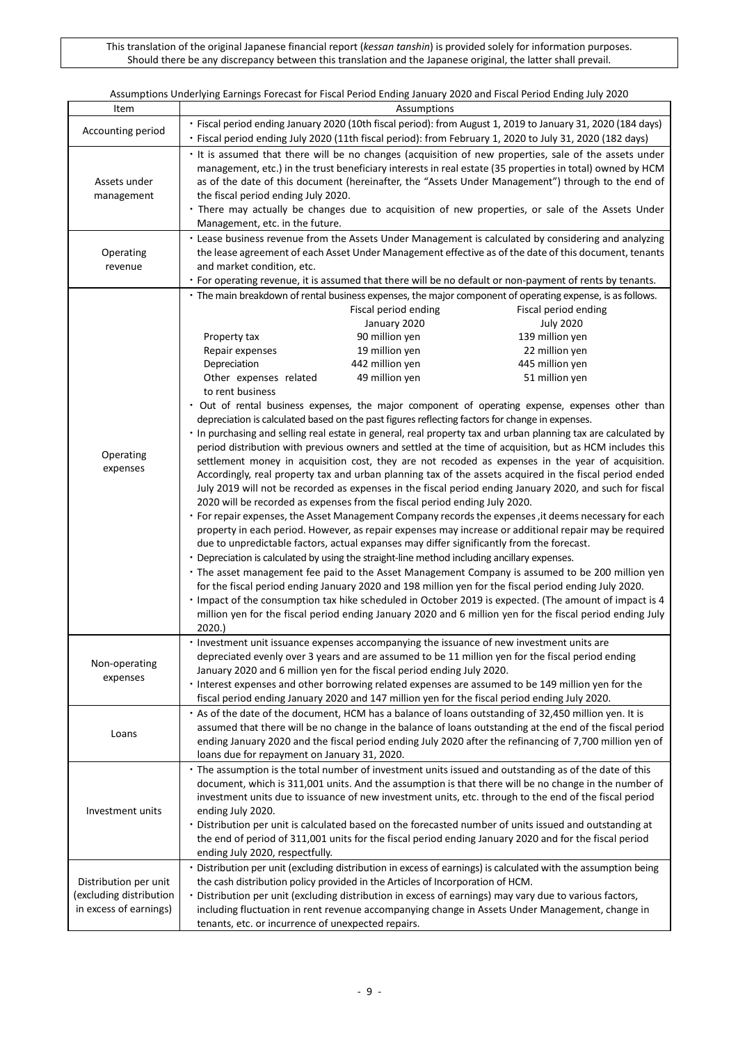This translation of the original Japanese financial report (*kessan tanshin*) is provided solely for information purposes. Should there be any discrepancy between this translation and the Japanese original, the latter shall prevail.

Assumptions Underlying Earnings Forecast for Fiscal Period Ending January 2020 and Fiscal Period Ending July 2020

| Item | Assumptions |
|---|---|
| Accounting period | ・Fiscal period ending January 2020 (10th fiscal period): from August 1, 2019 to January 31, 2020 (184 days)<br>・Fiscal period ending July 2020 (11th fiscal period): from February 1, 2020 to July 31, 2020 (182 days) |
| Assets under management | ・It is assumed that there will be no changes (acquisition of new properties, sale of the assets under management, etc.) in the trust beneficiary interests in real estate (35 properties in total) owned by HCM as of the date of this document (hereinafter, the "Assets Under Management") through to the end of the fiscal period ending July 2020.<br>・There may actually be changes due to acquisition of new properties, or sale of the Assets Under Management, etc. in the future. |
| Operating revenue | ・Lease business revenue from the Assets Under Management is calculated by considering and analyzing the lease agreement of each Asset Under Management effective as of the date of this document, tenants and market condition, etc.<br>・For operating revenue, it is assumed that there will be no default or non-payment of rents by tenants. |
| Operating expenses | ・The main breakdown of rental business expenses, the major component of operating expense, is as follows.<br><br>(Fiscal period ending January 2020 / Fiscal period ending July 2020)<br>Property tax: 90 million yen / 139 million yen<br>Repair expenses: 19 million yen / 22 million yen<br>Depreciation: 442 million yen / 445 million yen<br>Other expenses related to rent business: 49 million yen / 51 million yen<br><br>・Out of rental business expenses, the major component of operating expense, expenses other than depreciation is calculated based on the past figures reflecting factors for change in expenses.<br>・In purchasing and selling real estate in general, real property tax and urban planning tax are calculated by period distribution with previous owners and settled at the time of acquisition, but as HCM includes this settlement money in acquisition cost, they are not recoded as expenses in the year of acquisition. Accordingly, real property tax and urban planning tax of the assets acquired in the fiscal period ended July 2019 will not be recorded as expenses in the fiscal period ending January 2020, and such for fiscal 2020 will be recorded as expenses from the fiscal period ending July 2020.<br>・For repair expenses, the Asset Management Company records the expenses ,it deems necessary for each property in each period. However, as repair expenses may increase or additional repair may be required due to unpredictable factors, actual expanses may differ significantly from the forecast.<br>・Depreciation is calculated by using the straight-line method including ancillary expenses.<br>・The asset management fee paid to the Asset Management Company is assumed to be 200 million yen for the fiscal period ending January 2020 and 198 million yen for the fiscal period ending July 2020.<br>・Impact of the consumption tax hike scheduled in October 2019 is expected. (The amount of impact is 4 million yen for the fiscal period ending January 2020 and 6 million yen for the fiscal period ending July 2020.) |
| Non-operating expenses | ・Investment unit issuance expenses accompanying the issuance of new investment units are depreciated evenly over 3 years and are assumed to be 11 million yen for the fiscal period ending January 2020 and 6 million yen for the fiscal period ending July 2020.<br>・Interest expenses and other borrowing related expenses are assumed to be 149 million yen for the fiscal period ending January 2020 and 147 million yen for the fiscal period ending July 2020. |
| Loans | ・As of the date of the document, HCM has a balance of loans outstanding of 32,450 million yen. It is assumed that there will be no change in the balance of loans outstanding at the end of the fiscal period ending January 2020 and the fiscal period ending July 2020 after the refinancing of 7,700 million yen of loans due for repayment on January 31, 2020. |
| Investment units | ・The assumption is the total number of investment units issued and outstanding as of the date of this document, which is 311,001 units. And the assumption is that there will be no change in the number of investment units due to issuance of new investment units, etc. through to the end of the fiscal period ending July 2020.<br>・Distribution per unit is calculated based on the forecasted number of units issued and outstanding at the end of period of 311,001 units for the fiscal period ending January 2020 and for the fiscal period ending July 2020, respectfully. |
| Distribution per unit (excluding distribution in excess of earnings) | ・Distribution per unit (excluding distribution in excess of earnings) is calculated with the assumption being the cash distribution policy provided in the Articles of Incorporation of HCM.<br>・Distribution per unit (excluding distribution in excess of earnings) may vary due to various factors, including fluctuation in rent revenue accompanying change in Assets Under Management, change in tenants, etc. or incurrence of unexpected repairs. |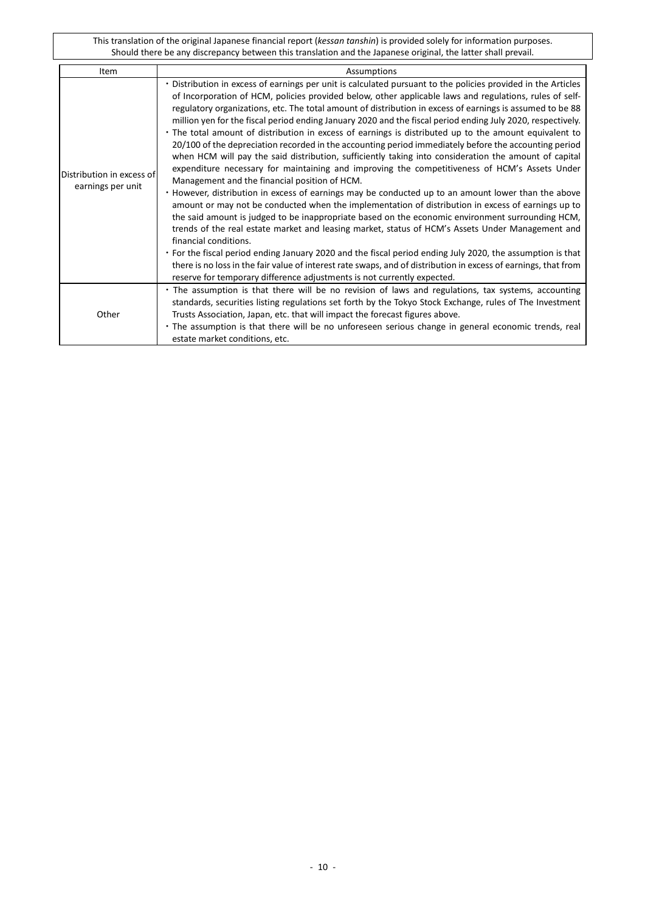This translation of the original Japanese financial report (*kessan tanshin*) is provided solely for information purposes. Should there be any discrepancy between this translation and the Japanese original, the latter shall prevail.

| Item | Assumptions |
|---|---|
| Distribution in excess of earnings per unit | ・Distribution in excess of earnings per unit is calculated pursuant to the policies provided in the Articles of Incorporation of HCM, policies provided below, other applicable laws and regulations, rules of self-regulatory organizations, etc. The total amount of distribution in excess of earnings is assumed to be 88 million yen for the fiscal period ending January 2020 and the fiscal period ending July 2020, respectively.<br>・The total amount of distribution in excess of earnings is distributed up to the amount equivalent to 20/100 of the depreciation recorded in the accounting period immediately before the accounting period when HCM will pay the said distribution, sufficiently taking into consideration the amount of capital expenditure necessary for maintaining and improving the competitiveness of HCM's Assets Under Management and the financial position of HCM.<br>・However, distribution in excess of earnings may be conducted up to an amount lower than the above amount or may not be conducted when the implementation of distribution in excess of earnings up to the said amount is judged to be inappropriate based on the economic environment surrounding HCM, trends of the real estate market and leasing market, status of HCM's Assets Under Management and financial conditions.<br>・For the fiscal period ending January 2020 and the fiscal period ending July 2020, the assumption is that there is no loss in the fair value of interest rate swaps, and of distribution in excess of earnings, that from reserve for temporary difference adjustments is not currently expected. |
| Other | ・The assumption is that there will be no revision of laws and regulations, tax systems, accounting standards, securities listing regulations set forth by the Tokyo Stock Exchange, rules of The Investment Trusts Association, Japan, etc. that will impact the forecast figures above.<br>・The assumption is that there will be no unforeseen serious change in general economic trends, real estate market conditions, etc. |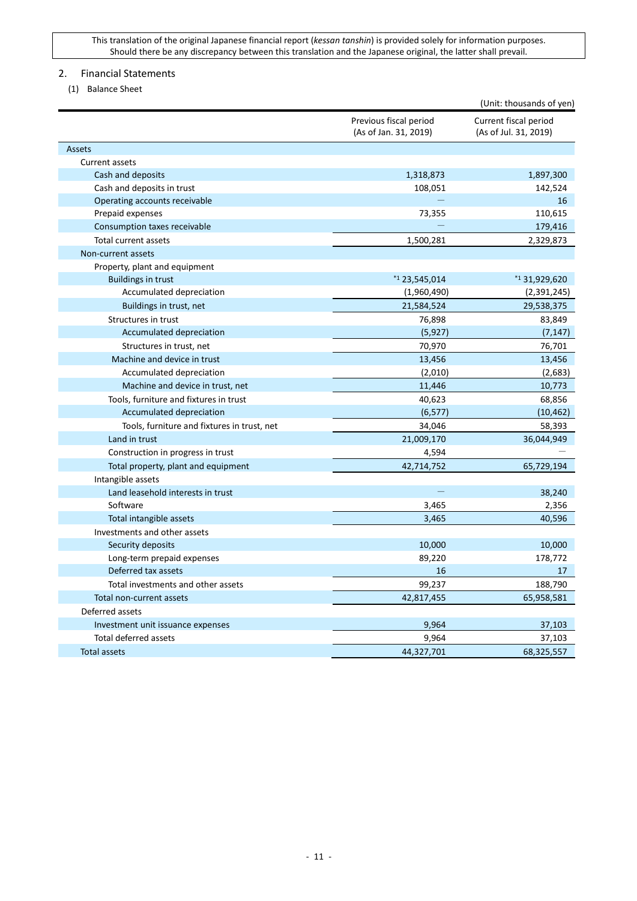This translation of the original Japanese financial report (*kessan tanshin*) is provided solely for information purposes. Should there be any discrepancy between this translation and the Japanese original, the latter shall prevail.

## 2. Financial Statements

### (1) Balance Sheet

(Unit: thousands of yen)

| | Previous fiscal period (As of Jan. 31, 2019) | Current fiscal period (As of Jul. 31, 2019) |
|---|---|---|
| Assets | | |
| Current assets | | |
| Cash and deposits | 1,318,873 | 1,897,300 |
| Cash and deposits in trust | 108,051 | 142,524 |
| Operating accounts receivable | — | 16 |
| Prepaid expenses | 73,355 | 110,615 |
| Consumption taxes receivable | — | 179,416 |
| Total current assets | 1,500,281 | 2,329,873 |
| Non-current assets | | |
| Property, plant and equipment | | |
| Buildings in trust | *1 23,545,014 | *1 31,929,620 |
| Accumulated depreciation | (1,960,490) | (2,391,245) |
| Buildings in trust, net | 21,584,524 | 29,538,375 |
| Structures in trust | 76,898 | 83,849 |
| Accumulated depreciation | (5,927) | (7,147) |
| Structures in trust, net | 70,970 | 76,701 |
| Machine and device in trust | 13,456 | 13,456 |
| Accumulated depreciation | (2,010) | (2,683) |
| Machine and device in trust, net | 11,446 | 10,773 |
| Tools, furniture and fixtures in trust | 40,623 | 68,856 |
| Accumulated depreciation | (6,577) | (10,462) |
| Tools, furniture and fixtures in trust, net | 34,046 | 58,393 |
| Land in trust | 21,009,170 | 36,044,949 |
| Construction in progress in trust | 4,594 | — |
| Total property, plant and equipment | 42,714,752 | 65,729,194 |
| Intangible assets | | |
| Land leasehold interests in trust | — | 38,240 |
| Software | 3,465 | 2,356 |
| Total intangible assets | 3,465 | 40,596 |
| Investments and other assets | | |
| Security deposits | 10,000 | 10,000 |
| Long-term prepaid expenses | 89,220 | 178,772 |
| Deferred tax assets | 16 | 17 |
| Total investments and other assets | 99,237 | 188,790 |
| Total non-current assets | 42,817,455 | 65,958,581 |
| Deferred assets | | |
| Investment unit issuance expenses | 9,964 | 37,103 |
| Total deferred assets | 9,964 | 37,103 |
| Total assets | 44,327,701 | 68,325,557 |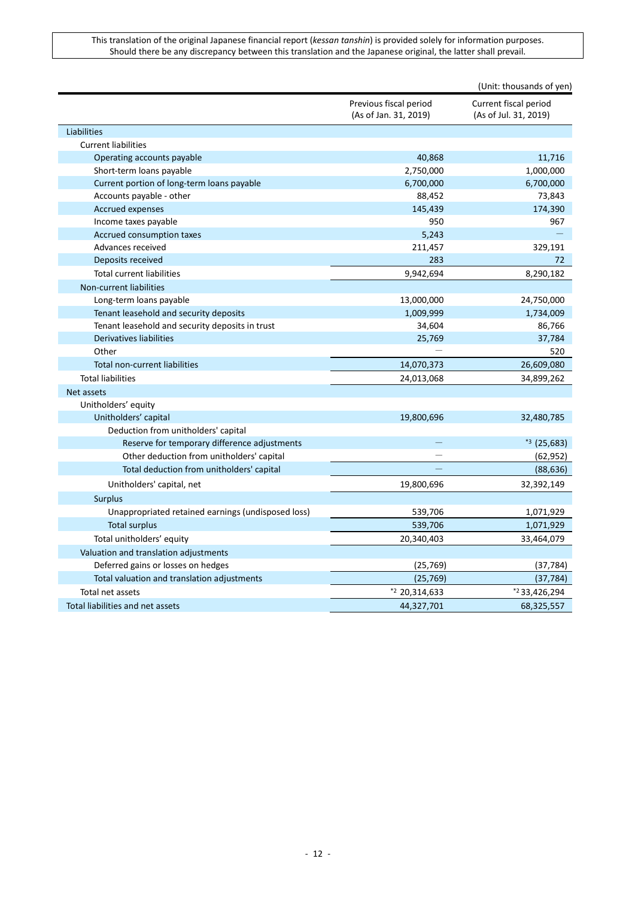This translation of the original Japanese financial report (*kessan tanshin*) is provided solely for information purposes. Should there be any discrepancy between this translation and the Japanese original, the latter shall prevail.

(Unit: thousands of yen)

| | Previous fiscal period (As of Jan. 31, 2019) | Current fiscal period (As of Jul. 31, 2019) |
|---|---|---|
| Liabilities | | |
| Current liabilities | | |
| Operating accounts payable | 40,868 | 11,716 |
| Short-term loans payable | 2,750,000 | 1,000,000 |
| Current portion of long-term loans payable | 6,700,000 | 6,700,000 |
| Accounts payable - other | 88,452 | 73,843 |
| Accrued expenses | 145,439 | 174,390 |
| Income taxes payable | 950 | 967 |
| Accrued consumption taxes | 5,243 | － |
| Advances received | 211,457 | 329,191 |
| Deposits received | 283 | 72 |
| Total current liabilities | 9,942,694 | 8,290,182 |
| Non-current liabilities | | |
| Long-term loans payable | 13,000,000 | 24,750,000 |
| Tenant leasehold and security deposits | 1,009,999 | 1,734,009 |
| Tenant leasehold and security deposits in trust | 34,604 | 86,766 |
| Derivatives liabilities | 25,769 | 37,784 |
| Other | － | 520 |
| Total non-current liabilities | 14,070,373 | 26,609,080 |
| Total liabilities | 24,013,068 | 34,899,262 |
| Net assets | | |
| Unitholders' equity | | |
| Unitholders' capital | 19,800,696 | 32,480,785 |
| Deduction from unitholders' capital | | |
| Reserve for temporary difference adjustments | － | *3 (25,683) |
| Other deduction from unitholders' capital | － | (62,952) |
| Total deduction from unitholders' capital | － | (88,636) |
| Unitholders' capital, net | 19,800,696 | 32,392,149 |
| Surplus | | |
| Unappropriated retained earnings (undisposed loss) | 539,706 | 1,071,929 |
| Total surplus | 539,706 | 1,071,929 |
| Total unitholders' equity | 20,340,403 | 33,464,079 |
| Valuation and translation adjustments | | |
| Deferred gains or losses on hedges | (25,769) | (37,784) |
| Total valuation and translation adjustments | (25,769) | (37,784) |
| Total net assets | *2 20,314,633 | *2 33,426,294 |
| Total liabilities and net assets | 44,327,701 | 68,325,557 |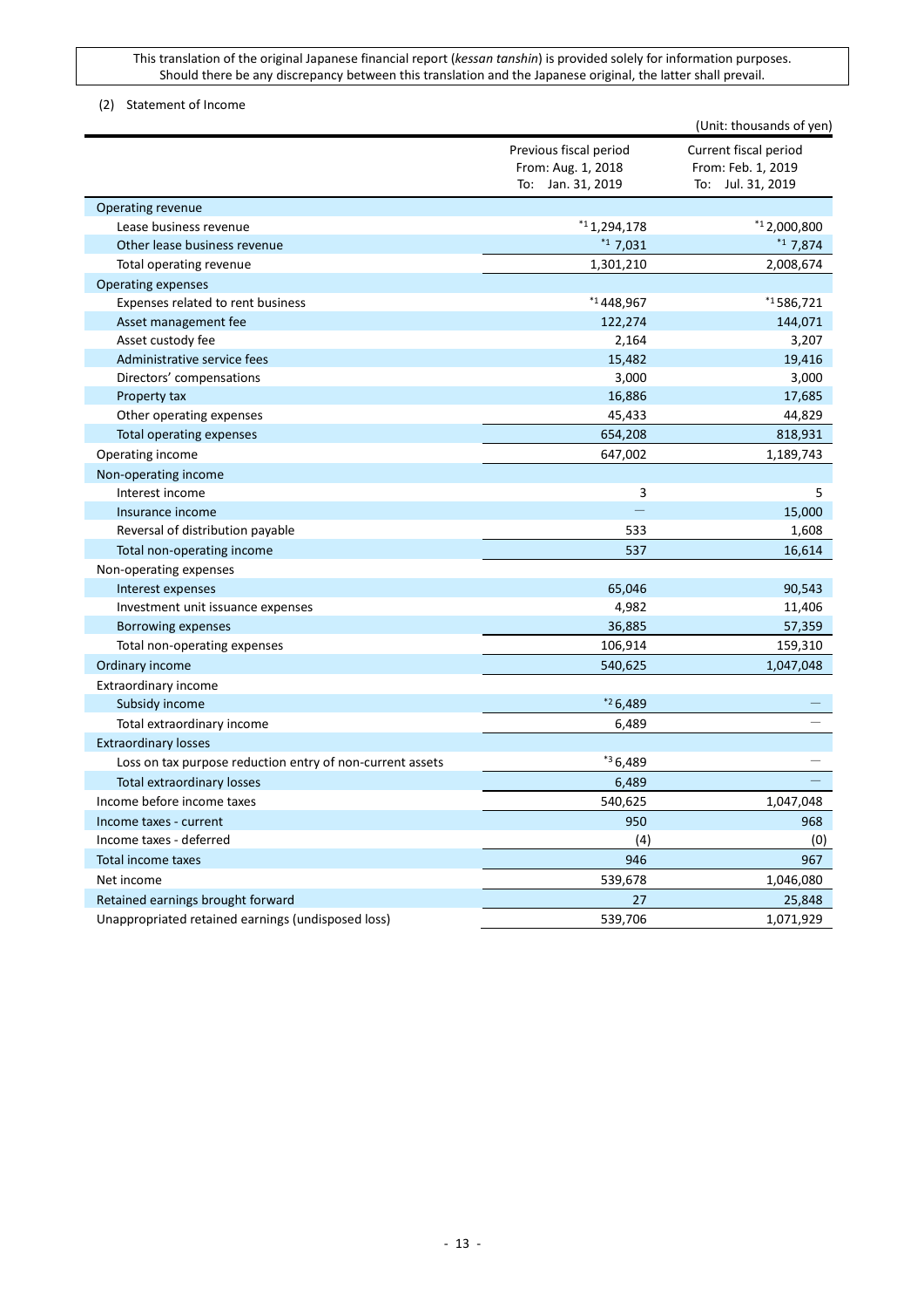This translation of the original Japanese financial report (*kessan tanshin*) is provided solely for information purposes. Should there be any discrepancy between this translation and the Japanese original, the latter shall prevail.

(2) Statement of Income

(Unit: thousands of yen)

| | Previous fiscal period From: Aug. 1, 2018 To: Jan. 31, 2019 | Current fiscal period From: Feb. 1, 2019 To: Jul. 31, 2019 |
|---|---|---|
| Operating revenue | | |
| Lease business revenue | *1 1,294,178 | *1 2,000,800 |
| Other lease business revenue | *1 7,031 | *1 7,874 |
| Total operating revenue | 1,301,210 | 2,008,674 |
| Operating expenses | | |
| Expenses related to rent business | *1 448,967 | *1 586,721 |
| Asset management fee | 122,274 | 144,071 |
| Asset custody fee | 2,164 | 3,207 |
| Administrative service fees | 15,482 | 19,416 |
| Directors' compensations | 3,000 | 3,000 |
| Property tax | 16,886 | 17,685 |
| Other operating expenses | 45,433 | 44,829 |
| Total operating expenses | 654,208 | 818,931 |
| Operating income | 647,002 | 1,189,743 |
| Non-operating income | | |
| Interest income | 3 | 5 |
| Insurance income | — | 15,000 |
| Reversal of distribution payable | 533 | 1,608 |
| Total non-operating income | 537 | 16,614 |
| Non-operating expenses | | |
| Interest expenses | 65,046 | 90,543 |
| Investment unit issuance expenses | 4,982 | 11,406 |
| Borrowing expenses | 36,885 | 57,359 |
| Total non-operating expenses | 106,914 | 159,310 |
| Ordinary income | 540,625 | 1,047,048 |
| Extraordinary income | | |
| Subsidy income | *2 6,489 | — |
| Total extraordinary income | 6,489 | — |
| Extraordinary losses | | |
| Loss on tax purpose reduction entry of non-current assets | *3 6,489 | — |
| Total extraordinary losses | 6,489 | — |
| Income before income taxes | 540,625 | 1,047,048 |
| Income taxes - current | 950 | 968 |
| Income taxes - deferred | (4) | (0) |
| Total income taxes | 946 | 967 |
| Net income | 539,678 | 1,046,080 |
| Retained earnings brought forward | 27 | 25,848 |
| Unappropriated retained earnings (undisposed loss) | 539,706 | 1,071,929 |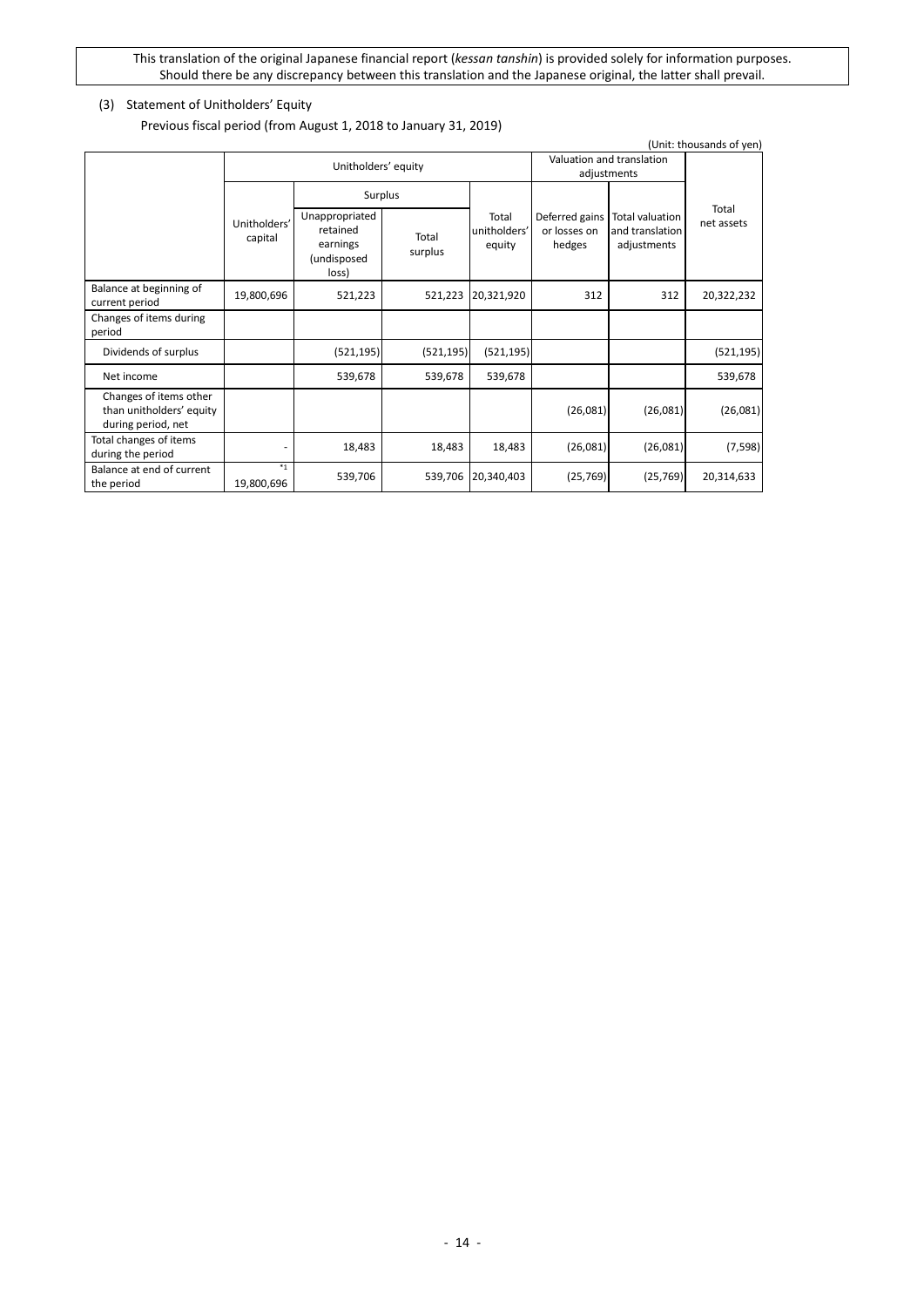This translation of the original Japanese financial report (*kessan tanshin*) is provided solely for information purposes. Should there be any discrepancy between this translation and the Japanese original, the latter shall prevail.

(3) Statement of Unitholders' Equity

Previous fiscal period (from August 1, 2018 to January 31, 2019)

(Unit: thousands of yen)

| | Unitholders' equity | | | | Valuation and translation adjustments | | Total net assets |
|---|---|---|---|---|---|---|---|
| | Unitholders' capital | Surplus | | Total unitholders' equity | Deferred gains or losses on hedges | Total valuation and translation adjustments | |
| | | Unappropriated retained earnings (undisposed loss) | Total surplus | | | | |
| Balance at beginning of current period | 19,800,696 | 521,223 | 521,223 | 20,321,920 | 312 | 312 | 20,322,232 |
| Changes of items during period | | | | | | | |
| Dividends of surplus | | (521,195) | (521,195) | (521,195) | | | (521,195) |
| Net income | | 539,678 | 539,678 | 539,678 | | | 539,678 |
| Changes of items other than unitholders' equity during period, net | | | | | (26,081) | (26,081) | (26,081) |
| Total changes of items during the period | - | 18,483 | 18,483 | 18,483 | (26,081) | (26,081) | (7,598) |
| Balance at end of current the period | *1 19,800,696 | 539,706 | 539,706 | 20,340,403 | (25,769) | (25,769) | 20,314,633 |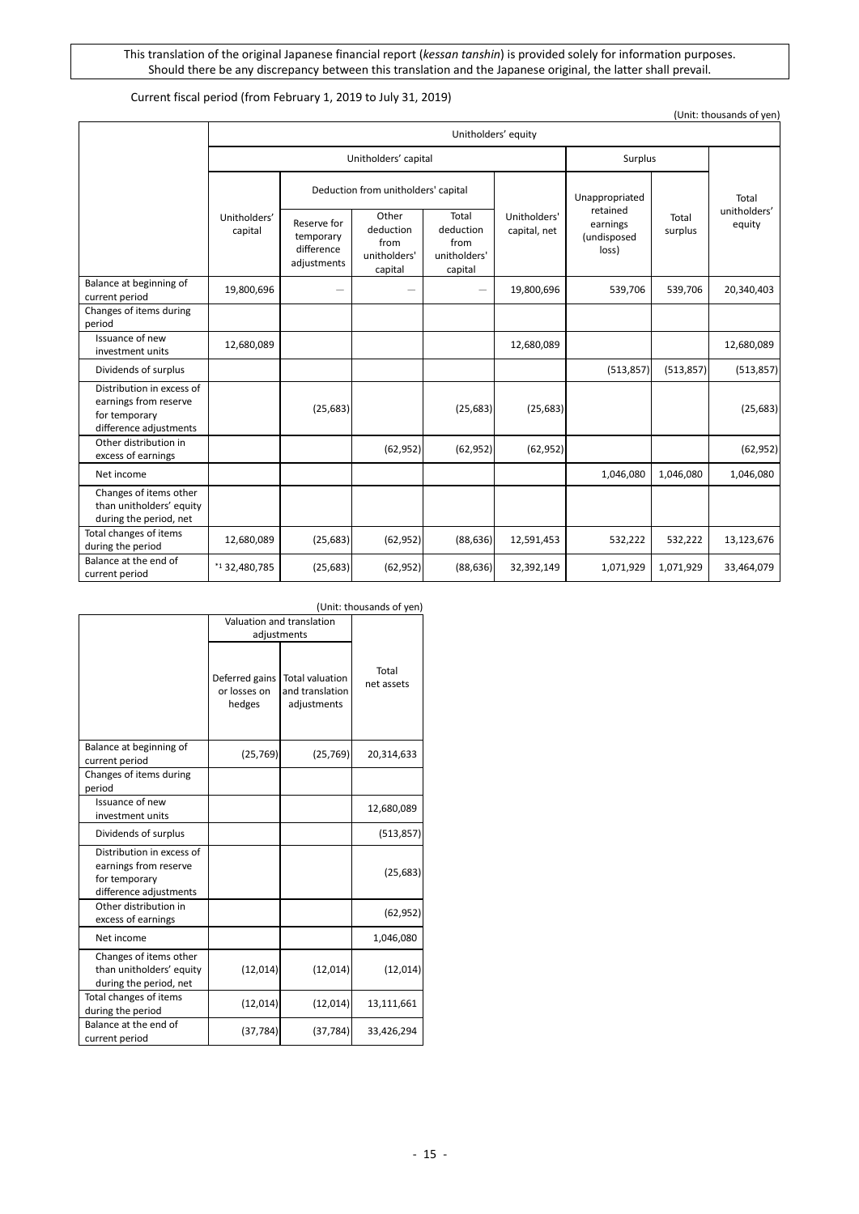This translation of the original Japanese financial report (*kessan tanshin*) is provided solely for information purposes. Should there be any discrepancy between this translation and the Japanese original, the latter shall prevail.

Current fiscal period (from February 1, 2019 to July 31, 2019)

(Unit: thousands of yen)

| | Unitholders' equity | | | | | | | |
|---|---|---|---|---|---|---|---|---|
| | Unitholders' capital | | | | | Surplus | | Total unitholders' equity |
| | Unitholders' capital | Deduction from unitholders' capital | | | Unitholders' capital, net | Unappropriated retained earnings (undisposed loss) | Total surplus | |
| | | Reserve for temporary difference adjustments | Other deduction from unitholders' capital | Total deduction from unitholders' capital | | | | |
| Balance at beginning of current period | 19,800,696 | — | — | — | 19,800,696 | 539,706 | 539,706 | 20,340,403 |
| Changes of items during period | | | | | | | | |
| Issuance of new investment units | 12,680,089 | | | | 12,680,089 | | | 12,680,089 |
| Dividends of surplus | | | | | | (513,857) | (513,857) | (513,857) |
| Distribution in excess of earnings from reserve for temporary difference adjustments | | (25,683) | | (25,683) | (25,683) | | | (25,683) |
| Other distribution in excess of earnings | | | (62,952) | (62,952) | (62,952) | | | (62,952) |
| Net income | | | | | | 1,046,080 | 1,046,080 | 1,046,080 |
| Changes of items other than unitholders' equity during the period, net | | | | | | | | |
| Total changes of items during the period | 12,680,089 | (25,683) | (62,952) | (88,636) | 12,591,453 | 532,222 | 532,222 | 13,123,676 |
| Balance at the end of current period | *1 32,480,785 | (25,683) | (62,952) | (88,636) | 32,392,149 | 1,071,929 | 1,071,929 | 33,464,079 |

(Unit: thousands of yen)

| | Valuation and translation adjustments | | Total net assets |
|---|---|---|---|
| | Deferred gains or losses on hedges | Total valuation and translation adjustments | |
| Balance at beginning of current period | (25,769) | (25,769) | 20,314,633 |
| Changes of items during period | | | |
| Issuance of new investment units | | | 12,680,089 |
| Dividends of surplus | | | (513,857) |
| Distribution in excess of earnings from reserve for temporary difference adjustments | | | (25,683) |
| Other distribution in excess of earnings | | | (62,952) |
| Net income | | | 1,046,080 |
| Changes of items other than unitholders' equity during the period, net | (12,014) | (12,014) | (12,014) |
| Total changes of items during the period | (12,014) | (12,014) | 13,111,661 |
| Balance at the end of current period | (37,784) | (37,784) | 33,426,294 |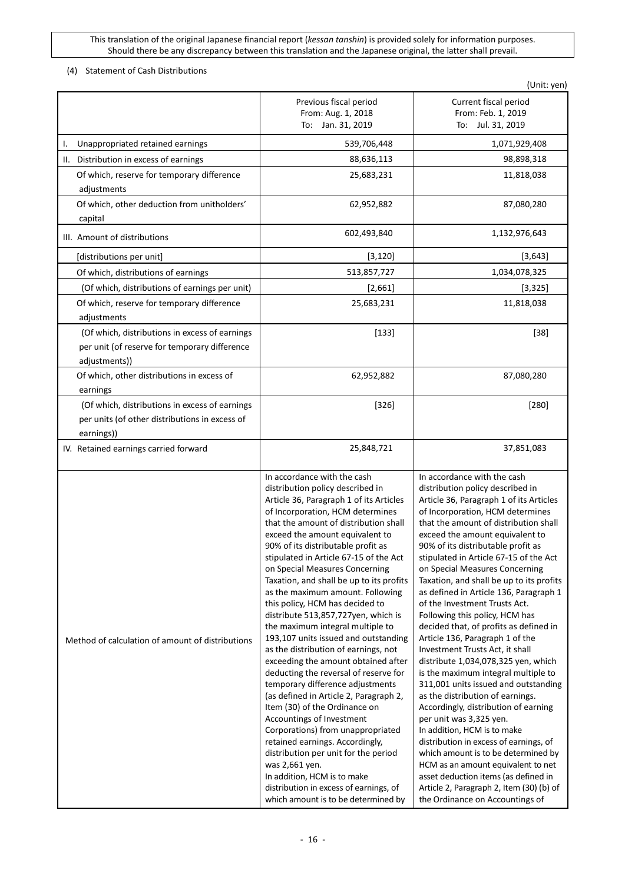This translation of the original Japanese financial report (*kessan tanshin*) is provided solely for information purposes. Should there be any discrepancy between this translation and the Japanese original, the latter shall prevail.

(4) Statement of Cash Distributions

(Unit: yen)

| | Previous fiscal period From: Aug. 1, 2018 To: Jan. 31, 2019 | Current fiscal period From: Feb. 1, 2019 To: Jul. 31, 2019 |
|---|---|---|
| I. Unappropriated retained earnings | 539,706,448 | 1,071,929,408 |
| II. Distribution in excess of earnings | 88,636,113 | 98,898,318 |
| Of which, reserve for temporary difference adjustments | 25,683,231 | 11,818,038 |
| Of which, other deduction from unitholders' capital | 62,952,882 | 87,080,280 |
| III. Amount of distributions | 602,493,840 | 1,132,976,643 |
| [distributions per unit] | [3,120] | [3,643] |
| Of which, distributions of earnings | 513,857,727 | 1,034,078,325 |
| (Of which, distributions of earnings per unit) | [2,661] | [3,325] |
| Of which, reserve for temporary difference adjustments | 25,683,231 | 11,818,038 |
| (Of which, distributions in excess of earnings per unit (of reserve for temporary difference adjustments)) | [133] | [38] |
| Of which, other distributions in excess of earnings | 62,952,882 | 87,080,280 |
| (Of which, distributions in excess of earnings per units (of other distributions in excess of earnings)) | [326] | [280] |
| IV. Retained earnings carried forward | 25,848,721 | 37,851,083 |
| Method of calculation of amount of distributions | In accordance with the cash distribution policy described in Article 36, Paragraph 1 of its Articles of Incorporation, HCM determines that the amount of distribution shall exceed the amount equivalent to 90% of its distributable profit as stipulated in Article 67-15 of the Act on Special Measures Concerning Taxation, and shall be up to its profits as the maximum amount. Following this policy, HCM has decided to distribute 513,857,727yen, which is the maximum integral multiple to 193,107 units issued and outstanding as the distribution of earnings, not exceeding the amount obtained after deducting the reversal of reserve for temporary difference adjustments (as defined in Article 2, Paragraph 2, Item (30) of the Ordinance on Accountings of Investment Corporations) from unappropriated retained earnings. Accordingly, distribution per unit for the period was 2,661 yen. In addition, HCM is to make distribution in excess of earnings, of which amount is to be determined by | In accordance with the cash distribution policy described in Article 36, Paragraph 1 of its Articles of Incorporation, HCM determines that the amount of distribution shall exceed the amount equivalent to 90% of its distributable profit as stipulated in Article 67-15 of the Act on Special Measures Concerning Taxation, and shall be up to its profits as defined in Article 136, Paragraph 1 of the Investment Trusts Act. Following this policy, HCM has decided that, of profits as defined in Article 136, Paragraph 1 of the Investment Trusts Act, it shall distribute 1,034,078,325 yen, which is the maximum integral multiple to 311,001 units issued and outstanding as the distribution of earnings. Accordingly, distribution of earning per unit was 3,325 yen. In addition, HCM is to make distribution in excess of earnings, of which amount is to be determined by HCM as an amount equivalent to net asset deduction items (as defined in Article 2, Paragraph 2, Item (30) (b) of the Ordinance on Accountings of |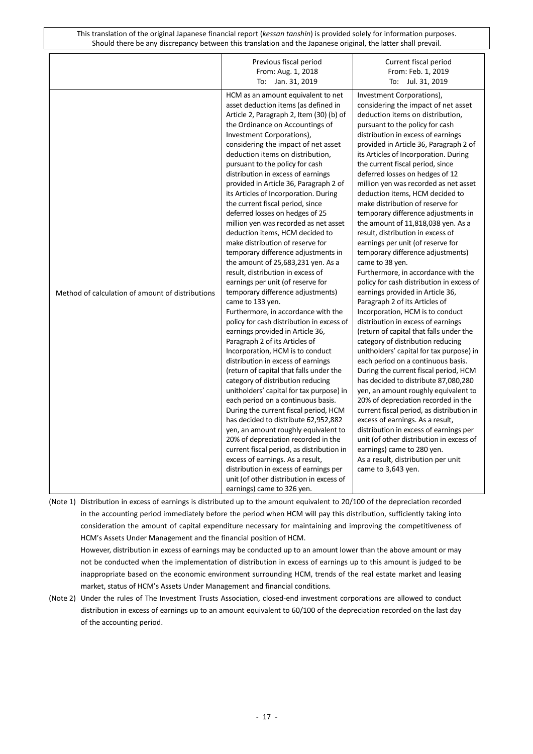This translation of the original Japanese financial report (*kessan tanshin*) is provided solely for information purposes. Should there be any discrepancy between this translation and the Japanese original, the latter shall prevail.

| | Previous fiscal period<br>From: Aug. 1, 2018<br>To: Jan. 31, 2019 | Current fiscal period<br>From: Feb. 1, 2019<br>To: Jul. 31, 2019 |
|---|---|---|
| Method of calculation of amount of distributions | HCM as an amount equivalent to net asset deduction items (as defined in Article 2, Paragraph 2, Item (30) (b) of the Ordinance on Accountings of Investment Corporations), considering the impact of net asset deduction items on distribution, pursuant to the policy for cash distribution in excess of earnings provided in Article 36, Paragraph 2 of its Articles of Incorporation. During the current fiscal period, since deferred losses on hedges of 25 million yen was recorded as net asset deduction items, HCM decided to make distribution of reserve for temporary difference adjustments in the amount of 25,683,231 yen. As a result, distribution in excess of earnings per unit (of reserve for temporary difference adjustments) came to 133 yen.<br>Furthermore, in accordance with the policy for cash distribution in excess of earnings provided in Article 36, Paragraph 2 of its Articles of Incorporation, HCM is to conduct distribution in excess of earnings (return of capital that falls under the category of distribution reducing unitholders' capital for tax purpose) in each period on a continuous basis. During the current fiscal period, HCM has decided to distribute 62,952,882 yen, an amount roughly equivalent to 20% of depreciation recorded in the current fiscal period, as distribution in excess of earnings. As a result, distribution in excess of earnings per unit (of other distribution in excess of earnings) came to 326 yen. | Investment Corporations), considering the impact of net asset deduction items on distribution, pursuant to the policy for cash distribution in excess of earnings provided in Article 36, Paragraph 2 of its Articles of Incorporation. During the current fiscal period, since deferred losses on hedges of 12 million yen was recorded as net asset deduction items, HCM decided to make distribution of reserve for temporary difference adjustments in the amount of 11,818,038 yen. As a result, distribution in excess of earnings per unit (of reserve for temporary difference adjustments) came to 38 yen.<br>Furthermore, in accordance with the policy for cash distribution in excess of earnings provided in Article 36, Paragraph 2 of its Articles of Incorporation, HCM is to conduct distribution in excess of earnings (return of capital that falls under the category of distribution reducing unitholders' capital for tax purpose) in each period on a continuous basis. During the current fiscal period, HCM has decided to distribute 87,080,280 yen, an amount roughly equivalent to 20% of depreciation recorded in the current fiscal period, as distribution in excess of earnings. As a result, distribution in excess of earnings per unit (of other distribution in excess of earnings) came to 280 yen.<br>As a result, distribution per unit came to 3,643 yen. |

(Note 1) Distribution in excess of earnings is distributed up to the amount equivalent to 20/100 of the depreciation recorded in the accounting period immediately before the period when HCM will pay this distribution, sufficiently taking into consideration the amount of capital expenditure necessary for maintaining and improving the competitiveness of HCM's Assets Under Management and the financial position of HCM.
However, distribution in excess of earnings may be conducted up to an amount lower than the above amount or may not be conducted when the implementation of distribution in excess of earnings up to this amount is judged to be inappropriate based on the economic environment surrounding HCM, trends of the real estate market and leasing market, status of HCM's Assets Under Management and financial conditions.

(Note 2) Under the rules of The Investment Trusts Association, closed-end investment corporations are allowed to conduct distribution in excess of earnings up to an amount equivalent to 60/100 of the depreciation recorded on the last day of the accounting period.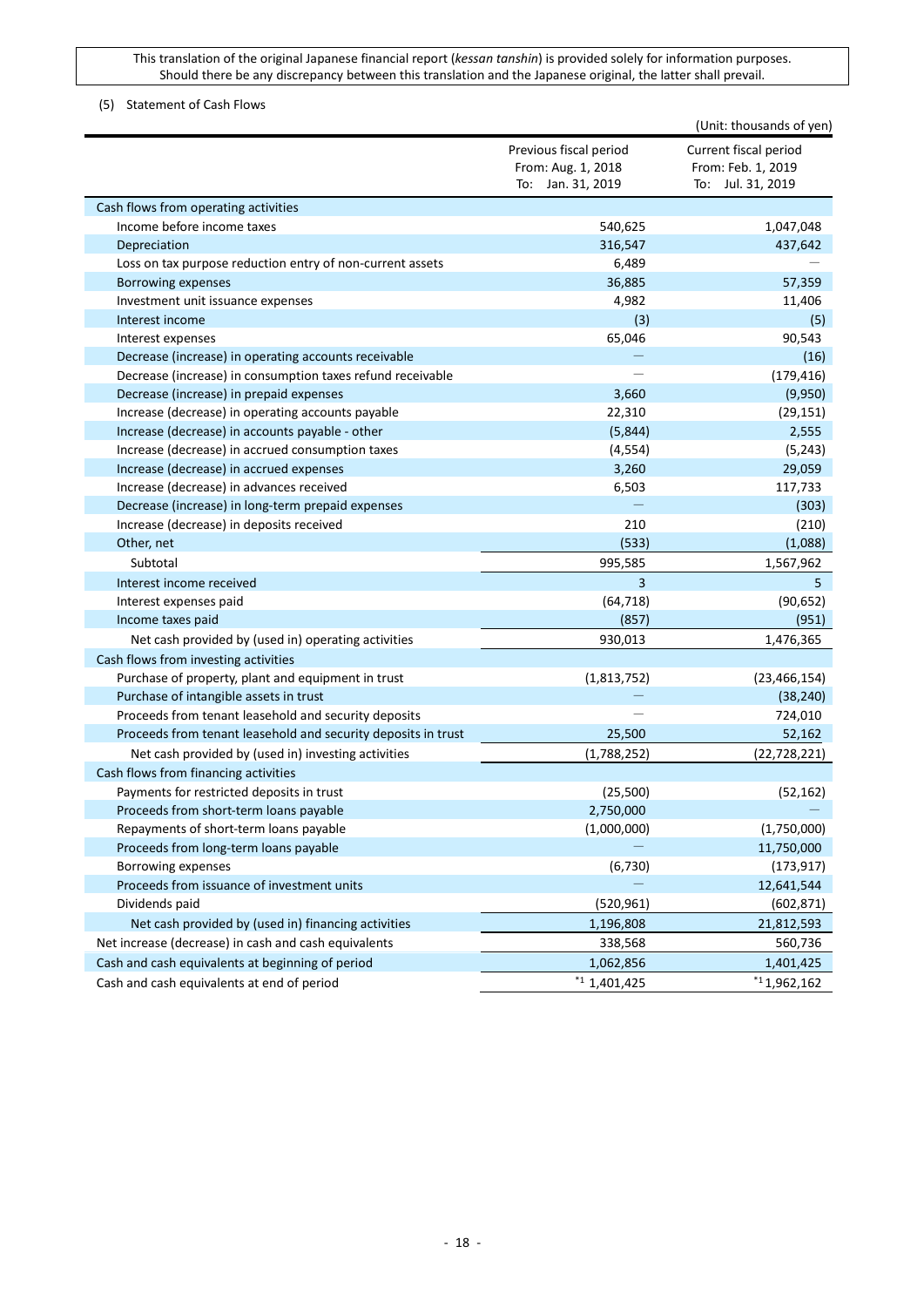This translation of the original Japanese financial report (*kessan tanshin*) is provided solely for information purposes. Should there be any discrepancy between this translation and the Japanese original, the latter shall prevail.

(5) Statement of Cash Flows

(Unit: thousands of yen)

| | Previous fiscal period From: Aug. 1, 2018 To: Jan. 31, 2019 | Current fiscal period From: Feb. 1, 2019 To: Jul. 31, 2019 |
|---|---|---|
| Cash flows from operating activities | | |
| Income before income taxes | 540,625 | 1,047,048 |
| Depreciation | 316,547 | 437,642 |
| Loss on tax purpose reduction entry of non-current assets | 6,489 | — |
| Borrowing expenses | 36,885 | 57,359 |
| Investment unit issuance expenses | 4,982 | 11,406 |
| Interest income | (3) | (5) |
| Interest expenses | 65,046 | 90,543 |
| Decrease (increase) in operating accounts receivable | — | (16) |
| Decrease (increase) in consumption taxes refund receivable | — | (179,416) |
| Decrease (increase) in prepaid expenses | 3,660 | (9,950) |
| Increase (decrease) in operating accounts payable | 22,310 | (29,151) |
| Increase (decrease) in accounts payable - other | (5,844) | 2,555 |
| Increase (decrease) in accrued consumption taxes | (4,554) | (5,243) |
| Increase (decrease) in accrued expenses | 3,260 | 29,059 |
| Increase (decrease) in advances received | 6,503 | 117,733 |
| Decrease (increase) in long-term prepaid expenses | — | (303) |
| Increase (decrease) in deposits received | 210 | (210) |
| Other, net | (533) | (1,088) |
| Subtotal | 995,585 | 1,567,962 |
| Interest income received | 3 | 5 |
| Interest expenses paid | (64,718) | (90,652) |
| Income taxes paid | (857) | (951) |
| Net cash provided by (used in) operating activities | 930,013 | 1,476,365 |
| Cash flows from investing activities | | |
| Purchase of property, plant and equipment in trust | (1,813,752) | (23,466,154) |
| Purchase of intangible assets in trust | — | (38,240) |
| Proceeds from tenant leasehold and security deposits | — | 724,010 |
| Proceeds from tenant leasehold and security deposits in trust | 25,500 | 52,162 |
| Net cash provided by (used in) investing activities | (1,788,252) | (22,728,221) |
| Cash flows from financing activities | | |
| Payments for restricted deposits in trust | (25,500) | (52,162) |
| Proceeds from short-term loans payable | 2,750,000 | — |
| Repayments of short-term loans payable | (1,000,000) | (1,750,000) |
| Proceeds from long-term loans payable | — | 11,750,000 |
| Borrowing expenses | (6,730) | (173,917) |
| Proceeds from issuance of investment units | — | 12,641,544 |
| Dividends paid | (520,961) | (602,871) |
| Net cash provided by (used in) financing activities | 1,196,808 | 21,812,593 |
| Net increase (decrease) in cash and cash equivalents | 338,568 | 560,736 |
| Cash and cash equivalents at beginning of period | 1,062,856 | 1,401,425 |
| Cash and cash equivalents at end of period | *1 1,401,425 | *1 1,962,162 |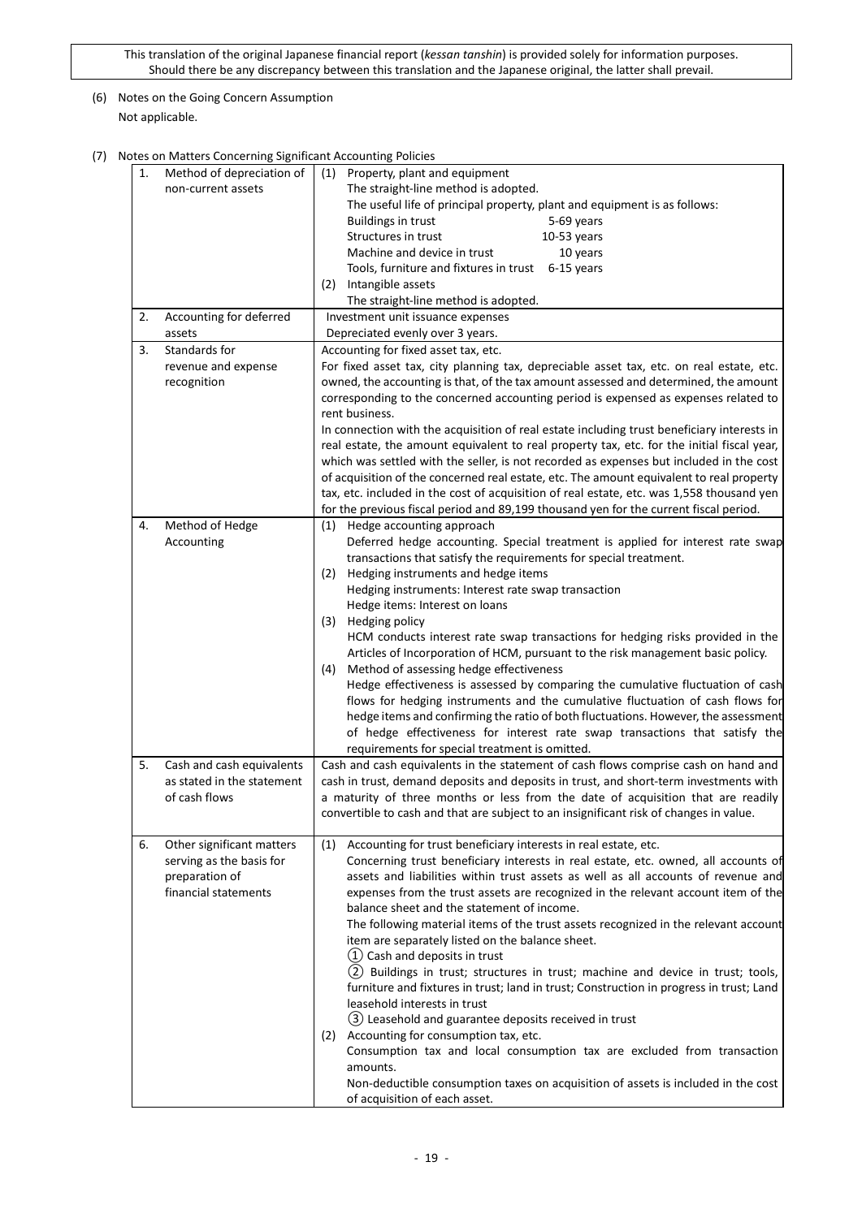This translation of the original Japanese financial report (*kessan tanshin*) is provided solely for information purposes. Should there be any discrepancy between this translation and the Japanese original, the latter shall prevail.

(6) Notes on the Going Concern Assumption

Not applicable.

(7) Notes on Matters Concerning Significant Accounting Policies

| | |
|---|---|
| 1. Method of depreciation of non-current assets | (1) Property, plant and equipment<br>The straight-line method is adopted.<br>The useful life of principal property, plant and equipment is as follows:<br>Buildings in trust 5-69 years<br>Structures in trust 10-53 years<br>Machine and device in trust 10 years<br>Tools, furniture and fixtures in trust 6-15 years<br>(2) Intangible assets<br>The straight-line method is adopted. |
| 2. Accounting for deferred assets | Investment unit issuance expenses<br>Depreciated evenly over 3 years. |
| 3. Standards for revenue and expense recognition | Accounting for fixed asset tax, etc.<br>For fixed asset tax, city planning tax, depreciable asset tax, etc. on real estate, etc. owned, the accounting is that, of the tax amount assessed and determined, the amount corresponding to the concerned accounting period is expensed as expenses related to rent business.<br>In connection with the acquisition of real estate including trust beneficiary interests in real estate, the amount equivalent to real property tax, etc. for the initial fiscal year, which was settled with the seller, is not recorded as expenses but included in the cost of acquisition of the concerned real estate, etc. The amount equivalent to real property tax, etc. included in the cost of acquisition of real estate, etc. was 1,558 thousand yen for the previous fiscal period and 89,199 thousand yen for the current fiscal period. |
| 4. Method of Hedge Accounting | (1) Hedge accounting approach<br>Deferred hedge accounting. Special treatment is applied for interest rate swap transactions that satisfy the requirements for special treatment.<br>(2) Hedging instruments and hedge items<br>Hedging instruments: Interest rate swap transaction<br>Hedge items: Interest on loans<br>(3) Hedging policy<br>HCM conducts interest rate swap transactions for hedging risks provided in the Articles of Incorporation of HCM, pursuant to the risk management basic policy.<br>(4) Method of assessing hedge effectiveness<br>Hedge effectiveness is assessed by comparing the cumulative fluctuation of cash flows for hedging instruments and the cumulative fluctuation of cash flows for hedge items and confirming the ratio of both fluctuations. However, the assessment of hedge effectiveness for interest rate swap transactions that satisfy the requirements for special treatment is omitted. |
| 5. Cash and cash equivalents as stated in the statement of cash flows | Cash and cash equivalents in the statement of cash flows comprise cash on hand and cash in trust, demand deposits and deposits in trust, and short-term investments with a maturity of three months or less from the date of acquisition that are readily convertible to cash and that are subject to an insignificant risk of changes in value. |
| 6. Other significant matters serving as the basis for preparation of financial statements | (1) Accounting for trust beneficiary interests in real estate, etc.<br>Concerning trust beneficiary interests in real estate, etc. owned, all accounts of assets and liabilities within trust assets as well as all accounts of revenue and expenses from the trust assets are recognized in the relevant account item of the balance sheet and the statement of income.<br>The following material items of the trust assets recognized in the relevant account item are separately listed on the balance sheet.<br>① Cash and deposits in trust<br>② Buildings in trust; structures in trust; machine and device in trust; tools, furniture and fixtures in trust; land in trust; Construction in progress in trust; Land leasehold interests in trust<br>③ Leasehold and guarantee deposits received in trust<br>(2) Accounting for consumption tax, etc.<br>Consumption tax and local consumption tax are excluded from transaction amounts.<br>Non-deductible consumption taxes on acquisition of assets is included in the cost of acquisition of each asset. |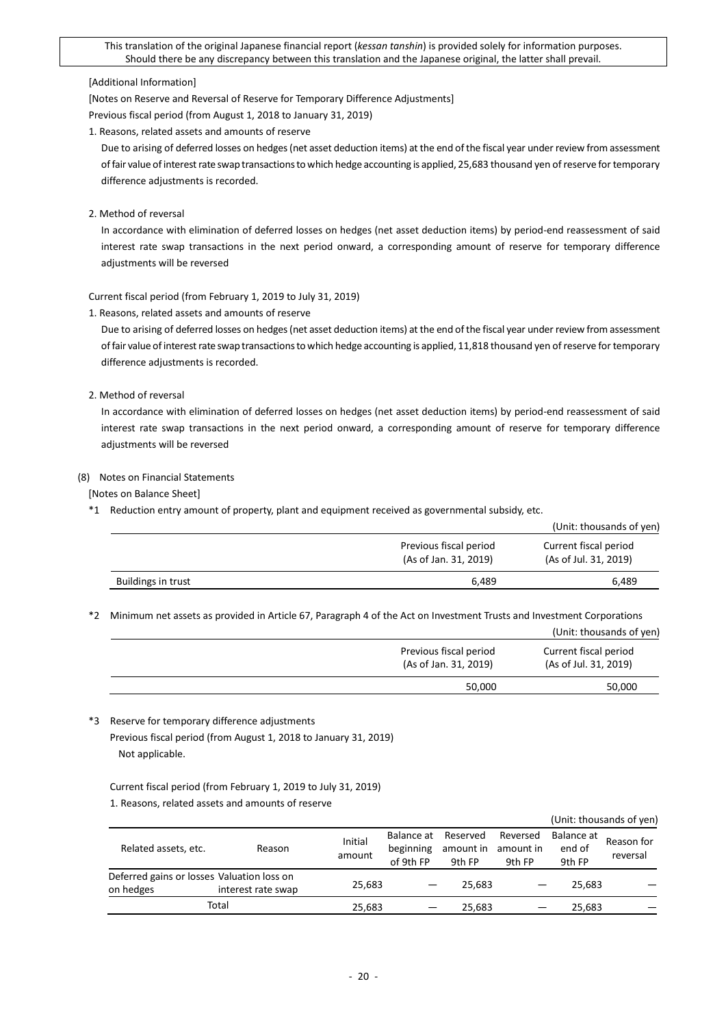[Additional Information]

[Notes on Reserve and Reversal of Reserve for Temporary Difference Adjustments]

Previous fiscal period (from August 1, 2018 to January 31, 2019)

1. Reasons, related assets and amounts of reserve

Due to arising of deferred losses on hedges (net asset deduction items) at the end of the fiscal year under review from assessment of fair value of interest rate swap transactions to which hedge accounting is applied, 25,683 thousand yen of reserve for temporary difference adjustments is recorded.

2. Method of reversal

In accordance with elimination of deferred losses on hedges (net asset deduction items) by period-end reassessment of said interest rate swap transactions in the next period onward, a corresponding amount of reserve for temporary difference adjustments will be reversed

Current fiscal period (from February 1, 2019 to July 31, 2019)

1. Reasons, related assets and amounts of reserve

Due to arising of deferred losses on hedges (net asset deduction items) at the end of the fiscal year under review from assessment of fair value of interest rate swap transactions to which hedge accounting is applied, 11,818 thousand yen of reserve for temporary difference adjustments is recorded.

2. Method of reversal

In accordance with elimination of deferred losses on hedges (net asset deduction items) by period-end reassessment of said interest rate swap transactions in the next period onward, a corresponding amount of reserve for temporary difference adjustments will be reversed

(8) Notes on Financial Statements

[Notes on Balance Sheet]

*1 Reduction entry amount of property, plant and equipment received as governmental subsidy, etc.

(Unit: thousands of yen)

| | Previous fiscal period (As of Jan. 31, 2019) | Current fiscal period (As of Jul. 31, 2019) |
|---|---|---|
| Buildings in trust | 6,489 | 6,489 |

*2 Minimum net assets as provided in Article 67, Paragraph 4 of the Act on Investment Trusts and Investment Corporations

(Unit: thousands of yen)

| Previous fiscal period (As of Jan. 31, 2019) | Current fiscal period (As of Jul. 31, 2019) |
|---|---|
| 50,000 | 50,000 |

*3 Reserve for temporary difference adjustments

Previous fiscal period (from August 1, 2018 to January 31, 2019)

Not applicable.

Current fiscal period (from February 1, 2019 to July 31, 2019)

1. Reasons, related assets and amounts of reserve

(Unit: thousands of yen)

| Related assets, etc. | Reason | Initial amount | Balance at beginning of 9th FP | Reserved amount in 9th FP | Reversed amount in 9th FP | Balance at end of 9th FP | Reason for reversal |
|---|---|---|---|---|---|---|---|
| Deferred gains or losses on hedges | Valuation loss on interest rate swap | 25,683 | — | 25,683 | — | 25,683 | — |
| Total | | 25,683 | — | 25,683 | — | 25,683 | — |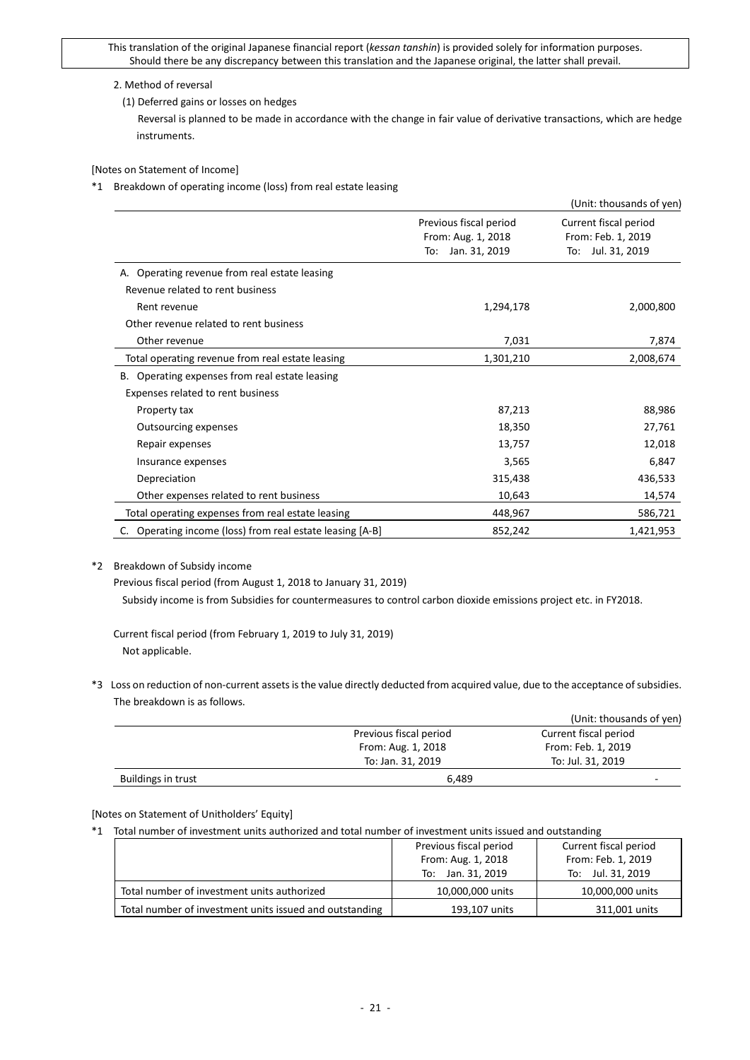2. Method of reversal

(1) Deferred gains or losses on hedges

Reversal is planned to be made in accordance with the change in fair value of derivative transactions, which are hedge instruments.

[Notes on Statement of Income]

*1 Breakdown of operating income (loss) from real estate leasing

(Unit: thousands of yen)

| | Previous fiscal period From: Aug. 1, 2018 To: Jan. 31, 2019 | Current fiscal period From: Feb. 1, 2019 To: Jul. 31, 2019 |
|---|---|---|
| A. Operating revenue from real estate leasing | | |
| Revenue related to rent business | | |
| Rent revenue | 1,294,178 | 2,000,800 |
| Other revenue related to rent business | | |
| Other revenue | 7,031 | 7,874 |
| Total operating revenue from real estate leasing | 1,301,210 | 2,008,674 |
| B. Operating expenses from real estate leasing | | |
| Expenses related to rent business | | |
| Property tax | 87,213 | 88,986 |
| Outsourcing expenses | 18,350 | 27,761 |
| Repair expenses | 13,757 | 12,018 |
| Insurance expenses | 3,565 | 6,847 |
| Depreciation | 315,438 | 436,533 |
| Other expenses related to rent business | 10,643 | 14,574 |
| Total operating expenses from real estate leasing | 448,967 | 586,721 |
| C. Operating income (loss) from real estate leasing [A-B] | 852,242 | 1,421,953 |

*2 Breakdown of Subsidy income

Previous fiscal period (from August 1, 2018 to January 31, 2019)

Subsidy income is from Subsidies for countermeasures to control carbon dioxide emissions project etc. in FY2018.

Current fiscal period (from February 1, 2019 to July 31, 2019)

Not applicable.

*3 Loss on reduction of non-current assets is the value directly deducted from acquired value, due to the acceptance of subsidies. The breakdown is as follows.

(Unit: thousands of yen)

| | Previous fiscal period From: Aug. 1, 2018 To: Jan. 31, 2019 | Current fiscal period From: Feb. 1, 2019 To: Jul. 31, 2019 |
|---|---|---|
| Buildings in trust | 6,489 | - |

[Notes on Statement of Unitholders' Equity]

*1 Total number of investment units authorized and total number of investment units issued and outstanding

| | Previous fiscal period From: Aug. 1, 2018 To: Jan. 31, 2019 | Current fiscal period From: Feb. 1, 2019 To: Jul. 31, 2019 |
|---|---|---|
| Total number of investment units authorized | 10,000,000 units | 10,000,000 units |
| Total number of investment units issued and outstanding | 193,107 units | 311,001 units |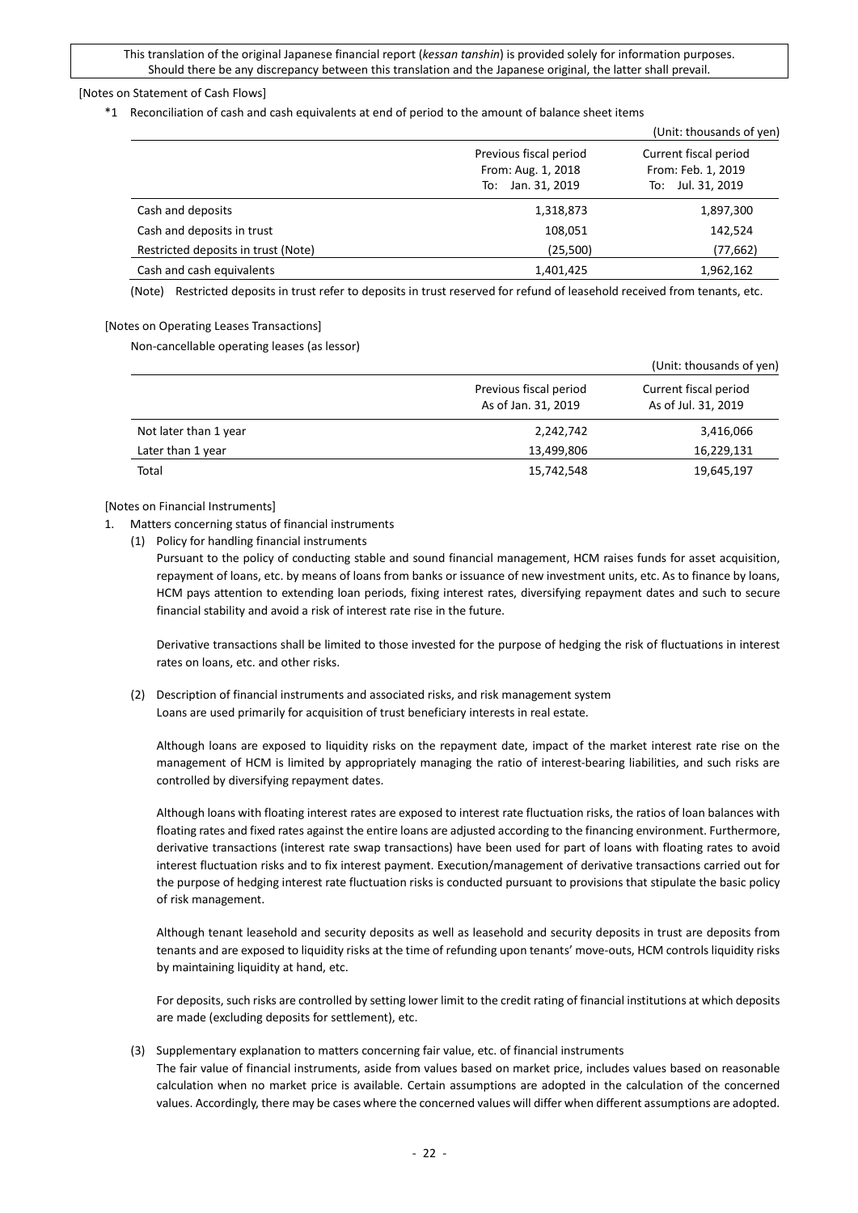This translation of the original Japanese financial report (*kessan tanshin*) is provided solely for information purposes. Should there be any discrepancy between this translation and the Japanese original, the latter shall prevail.

[Notes on Statement of Cash Flows]

*1 Reconciliation of cash and cash equivalents at end of period to the amount of balance sheet items

(Unit: thousands of yen)

| | Previous fiscal period From: Aug. 1, 2018 To: Jan. 31, 2019 | Current fiscal period From: Feb. 1, 2019 To: Jul. 31, 2019 |
|---|---|---|
| Cash and deposits | 1,318,873 | 1,897,300 |
| Cash and deposits in trust | 108,051 | 142,524 |
| Restricted deposits in trust (Note) | (25,500) | (77,662) |
| Cash and cash equivalents | 1,401,425 | 1,962,162 |

(Note) Restricted deposits in trust refer to deposits in trust reserved for refund of leasehold received from tenants, etc.

[Notes on Operating Leases Transactions]

Non-cancellable operating leases (as lessor)

(Unit: thousands of yen)

| | Previous fiscal period As of Jan. 31, 2019 | Current fiscal period As of Jul. 31, 2019 |
|---|---|---|
| Not later than 1 year | 2,242,742 | 3,416,066 |
| Later than 1 year | 13,499,806 | 16,229,131 |
| Total | 15,742,548 | 19,645,197 |

[Notes on Financial Instruments]

1. Matters concerning status of financial instruments
   (1) Policy for handling financial instruments

   Pursuant to the policy of conducting stable and sound financial management, HCM raises funds for asset acquisition, repayment of loans, etc. by means of loans from banks or issuance of new investment units, etc. As to finance by loans, HCM pays attention to extending loan periods, fixing interest rates, diversifying repayment dates and such to secure financial stability and avoid a risk of interest rate rise in the future.

   Derivative transactions shall be limited to those invested for the purpose of hedging the risk of fluctuations in interest rates on loans, etc. and other risks.

   (2) Description of financial instruments and associated risks, and risk management system

   Loans are used primarily for acquisition of trust beneficiary interests in real estate.

   Although loans are exposed to liquidity risks on the repayment date, impact of the market interest rate rise on the management of HCM is limited by appropriately managing the ratio of interest-bearing liabilities, and such risks are controlled by diversifying repayment dates.

   Although loans with floating interest rates are exposed to interest rate fluctuation risks, the ratios of loan balances with floating rates and fixed rates against the entire loans are adjusted according to the financing environment. Furthermore, derivative transactions (interest rate swap transactions) have been used for part of loans with floating rates to avoid interest fluctuation risks and to fix interest payment. Execution/management of derivative transactions carried out for the purpose of hedging interest rate fluctuation risks is conducted pursuant to provisions that stipulate the basic policy of risk management.

   Although tenant leasehold and security deposits as well as leasehold and security deposits in trust are deposits from tenants and are exposed to liquidity risks at the time of refunding upon tenants' move-outs, HCM controls liquidity risks by maintaining liquidity at hand, etc.

   For deposits, such risks are controlled by setting lower limit to the credit rating of financial institutions at which deposits are made (excluding deposits for settlement), etc.

   (3) Supplementary explanation to matters concerning fair value, etc. of financial instruments

   The fair value of financial instruments, aside from values based on market price, includes values based on reasonable calculation when no market price is available. Certain assumptions are adopted in the calculation of the concerned values. Accordingly, there may be cases where the concerned values will differ when different assumptions are adopted.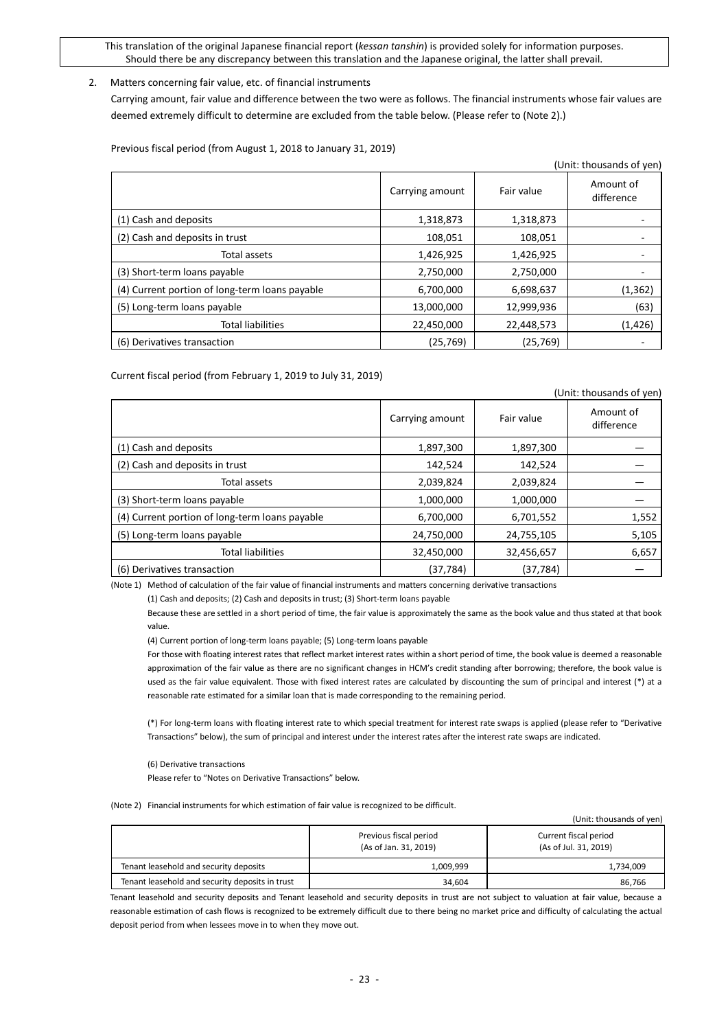This translation of the original Japanese financial report (*kessan tanshin*) is provided solely for information purposes. Should there be any discrepancy between this translation and the Japanese original, the latter shall prevail.

2. Matters concerning fair value, etc. of financial instruments

Carrying amount, fair value and difference between the two were as follows. The financial instruments whose fair values are deemed extremely difficult to determine are excluded from the table below. (Please refer to (Note 2).)

Previous fiscal period (from August 1, 2018 to January 31, 2019)

(Unit: thousands of yen)

| | Carrying amount | Fair value | Amount of difference |
|---|---|---|---|
| (1) Cash and deposits | 1,318,873 | 1,318,873 | - |
| (2) Cash and deposits in trust | 108,051 | 108,051 | - |
| Total assets | 1,426,925 | 1,426,925 | - |
| (3) Short-term loans payable | 2,750,000 | 2,750,000 | - |
| (4) Current portion of long-term loans payable | 6,700,000 | 6,698,637 | (1,362) |
| (5) Long-term loans payable | 13,000,000 | 12,999,936 | (63) |
| Total liabilities | 22,450,000 | 22,448,573 | (1,426) |
| (6) Derivatives transaction | (25,769) | (25,769) | - |

Current fiscal period (from February 1, 2019 to July 31, 2019)

(Unit: thousands of yen)

| | Carrying amount | Fair value | Amount of difference |
|---|---|---|---|
| (1) Cash and deposits | 1,897,300 | 1,897,300 | — |
| (2) Cash and deposits in trust | 142,524 | 142,524 | — |
| Total assets | 2,039,824 | 2,039,824 | — |
| (3) Short-term loans payable | 1,000,000 | 1,000,000 | — |
| (4) Current portion of long-term loans payable | 6,700,000 | 6,701,552 | 1,552 |
| (5) Long-term loans payable | 24,750,000 | 24,755,105 | 5,105 |
| Total liabilities | 32,450,000 | 32,456,657 | 6,657 |
| (6) Derivatives transaction | (37,784) | (37,784) | — |

(Note 1) Method of calculation of the fair value of financial instruments and matters concerning derivative transactions

(1) Cash and deposits; (2) Cash and deposits in trust; (3) Short-term loans payable

Because these are settled in a short period of time, the fair value is approximately the same as the book value and thus stated at that book value.

(4) Current portion of long-term loans payable; (5) Long-term loans payable

For those with floating interest rates that reflect market interest rates within a short period of time, the book value is deemed a reasonable approximation of the fair value as there are no significant changes in HCM's credit standing after borrowing; therefore, the book value is used as the fair value equivalent. Those with fixed interest rates are calculated by discounting the sum of principal and interest (*) at a reasonable rate estimated for a similar loan that is made corresponding to the remaining period.

(*) For long-term loans with floating interest rate to which special treatment for interest rate swaps is applied (please refer to "Derivative Transactions" below), the sum of principal and interest under the interest rates after the interest rate swaps are indicated.

(6) Derivative transactions

Please refer to "Notes on Derivative Transactions" below.

(Note 2) Financial instruments for which estimation of fair value is recognized to be difficult.

(Unit: thousands of yen)

| | Previous fiscal period (As of Jan. 31, 2019) | Current fiscal period (As of Jul. 31, 2019) |
|---|---|---|
| Tenant leasehold and security deposits | 1,009,999 | 1,734,009 |
| Tenant leasehold and security deposits in trust | 34,604 | 86,766 |

Tenant leasehold and security deposits and Tenant leasehold and security deposits in trust are not subject to valuation at fair value, because a reasonable estimation of cash flows is recognized to be extremely difficult due to there being no market price and difficulty of calculating the actual deposit period from when lessees move in to when they move out.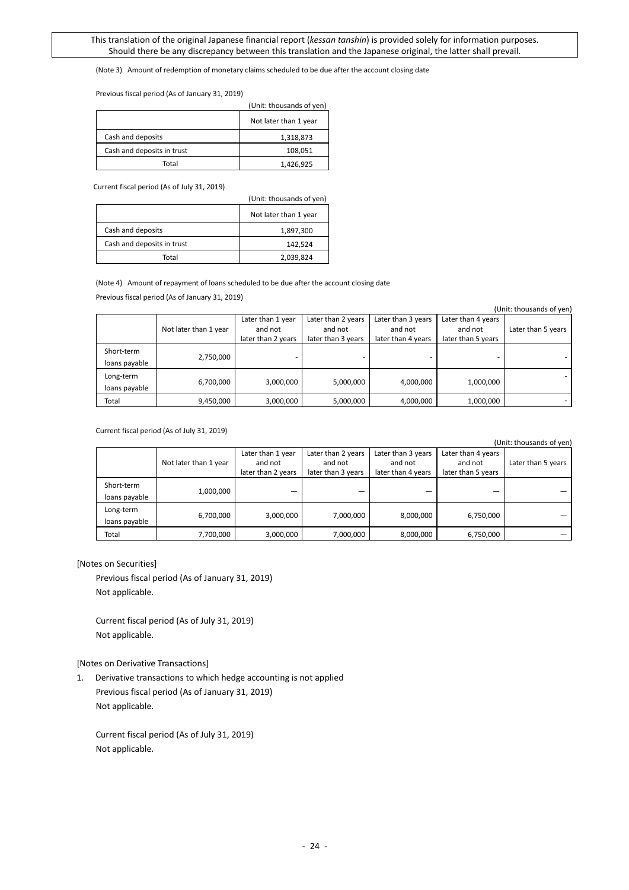(Note 3) Amount of redemption of monetary claims scheduled to be due after the account closing date

Previous fiscal period (As of January 31, 2019)

(Unit: thousands of yen)

| | Not later than 1 year |
|---|---|
| Cash and deposits | 1,318,873 |
| Cash and deposits in trust | 108,051 |
| Total | 1,426,925 |

Current fiscal period (As of July 31, 2019)

(Unit: thousands of yen)

| | Not later than 1 year |
|---|---|
| Cash and deposits | 1,897,300 |
| Cash and deposits in trust | 142,524 |
| Total | 2,039,824 |

(Note 4) Amount of repayment of loans scheduled to be due after the account closing date

Previous fiscal period (As of January 31, 2019)

(Unit: thousands of yen)

| | Not later than 1 year | Later than 1 year and not later than 2 years | Later than 2 years and not later than 3 years | Later than 3 years and not later than 4 years | Later than 4 years and not later than 5 years | Later than 5 years |
|---|---|---|---|---|---|---|
| Short-term loans payable | 2,750,000 | - | - | - | - | - |
| Long-term loans payable | 6,700,000 | 3,000,000 | 5,000,000 | 4,000,000 | 1,000,000 | - |
| Total | 9,450,000 | 3,000,000 | 5,000,000 | 4,000,000 | 1,000,000 | - |

Current fiscal period (As of July 31, 2019)

(Unit: thousands of yen)

| | Not later than 1 year | Later than 1 year and not later than 2 years | Later than 2 years and not later than 3 years | Later than 3 years and not later than 4 years | Later than 4 years and not later than 5 years | Later than 5 years |
|---|---|---|---|---|---|---|
| Short-term loans payable | 1,000,000 | — | — | — | — | — |
| Long-term loans payable | 6,700,000 | 3,000,000 | 7,000,000 | 8,000,000 | 6,750,000 | — |
| Total | 7,700,000 | 3,000,000 | 7,000,000 | 8,000,000 | 6,750,000 | — |

[Notes on Securities]

Previous fiscal period (As of January 31, 2019)
Not applicable.

Current fiscal period (As of July 31, 2019)
Not applicable.

[Notes on Derivative Transactions]

1. Derivative transactions to which hedge accounting is not applied

Previous fiscal period (As of January 31, 2019)
Not applicable.

Current fiscal period (As of July 31, 2019)
Not applicable.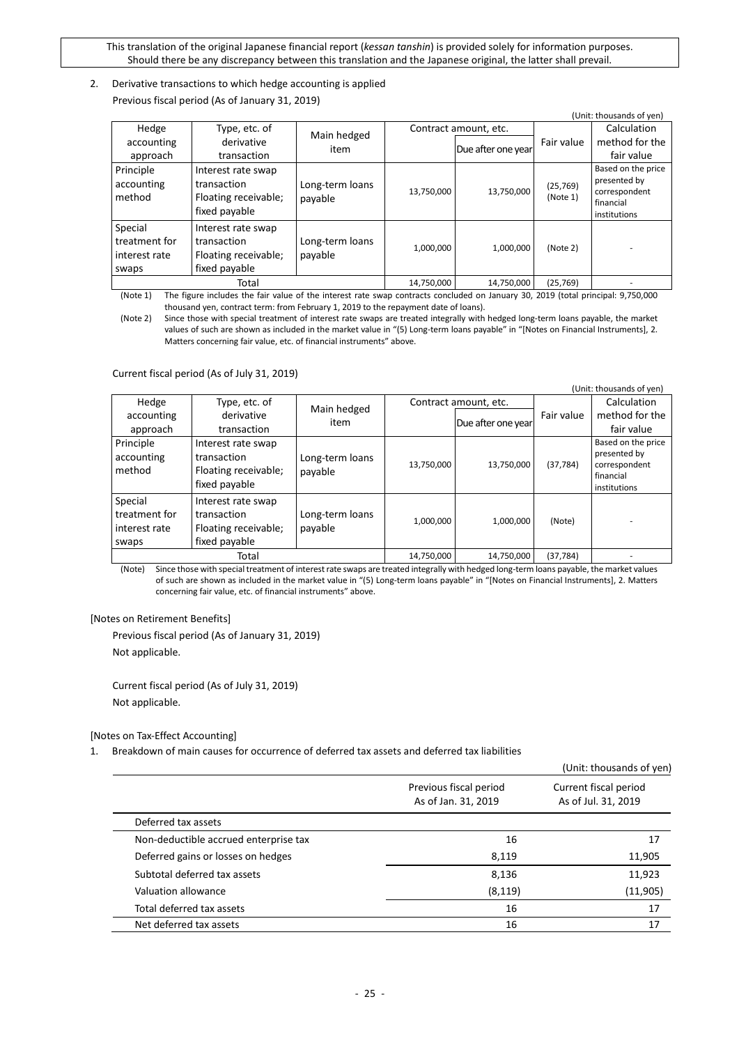This translation of the original Japanese financial report (*kessan tanshin*) is provided solely for information purposes. Should there be any discrepancy between this translation and the Japanese original, the latter shall prevail.

2. Derivative transactions to which hedge accounting is applied

Previous fiscal period (As of January 31, 2019)

(Unit: thousands of yen)

| Hedge accounting approach | Type, etc. of derivative transaction | Main hedged item | Contract amount, etc. | | Fair value | Calculation method for the fair value |
|---|---|---|---|---|---|---|
| | | | | Due after one year | | |
| Principle accounting method | Interest rate swap transaction Floating receivable; fixed payable | Long-term loans payable | 13,750,000 | 13,750,000 | (25,769) (Note 1) | Based on the price presented by correspondent financial institutions |
| Special treatment for interest rate swaps | Interest rate swap transaction Floating receivable; fixed payable | Long-term loans payable | 1,000,000 | 1,000,000 | (Note 2) | - |
| Total | | | 14,750,000 | 14,750,000 | (25,769) | - |

(Note 1) The figure includes the fair value of the interest rate swap contracts concluded on January 30, 2019 (total principal: 9,750,000 thousand yen, contract term: from February 1, 2019 to the repayment date of loans).

(Note 2) Since those with special treatment of interest rate swaps are treated integrally with hedged long-term loans payable, the market values of such are shown as included in the market value in "(5) Long-term loans payable" in "[Notes on Financial Instruments], 2. Matters concerning fair value, etc. of financial instruments" above.

Current fiscal period (As of July 31, 2019)

(Unit: thousands of yen)

| Hedge accounting approach | Type, etc. of derivative transaction | Main hedged item | Contract amount, etc. | | Fair value | Calculation method for the fair value |
|---|---|---|---|---|---|---|
| | | | | Due after one year | | |
| Principle accounting method | Interest rate swap transaction Floating receivable; fixed payable | Long-term loans payable | 13,750,000 | 13,750,000 | (37,784) | Based on the price presented by correspondent financial institutions |
| Special treatment for interest rate swaps | Interest rate swap transaction Floating receivable; fixed payable | Long-term loans payable | 1,000,000 | 1,000,000 | (Note) | - |
| Total | | | 14,750,000 | 14,750,000 | (37,784) | - |

(Note) Since those with special treatment of interest rate swaps are treated integrally with hedged long-term loans payable, the market values of such are shown as included in the market value in "(5) Long-term loans payable" in "[Notes on Financial Instruments], 2. Matters concerning fair value, etc. of financial instruments" above.

[Notes on Retirement Benefits]

Previous fiscal period (As of January 31, 2019)

Not applicable.

Current fiscal period (As of July 31, 2019)

Not applicable.

[Notes on Tax-Effect Accounting]

1. Breakdown of main causes for occurrence of deferred tax assets and deferred tax liabilities

(Unit: thousands of yen)

| | Previous fiscal period As of Jan. 31, 2019 | Current fiscal period As of Jul. 31, 2019 |
|---|---|---|
| Deferred tax assets | | |
| Non-deductible accrued enterprise tax | 16 | 17 |
| Deferred gains or losses on hedges | 8,119 | 11,905 |
| Subtotal deferred tax assets | 8,136 | 11,923 |
| Valuation allowance | (8,119) | (11,905) |
| Total deferred tax assets | 16 | 17 |
| Net deferred tax assets | 16 | 17 |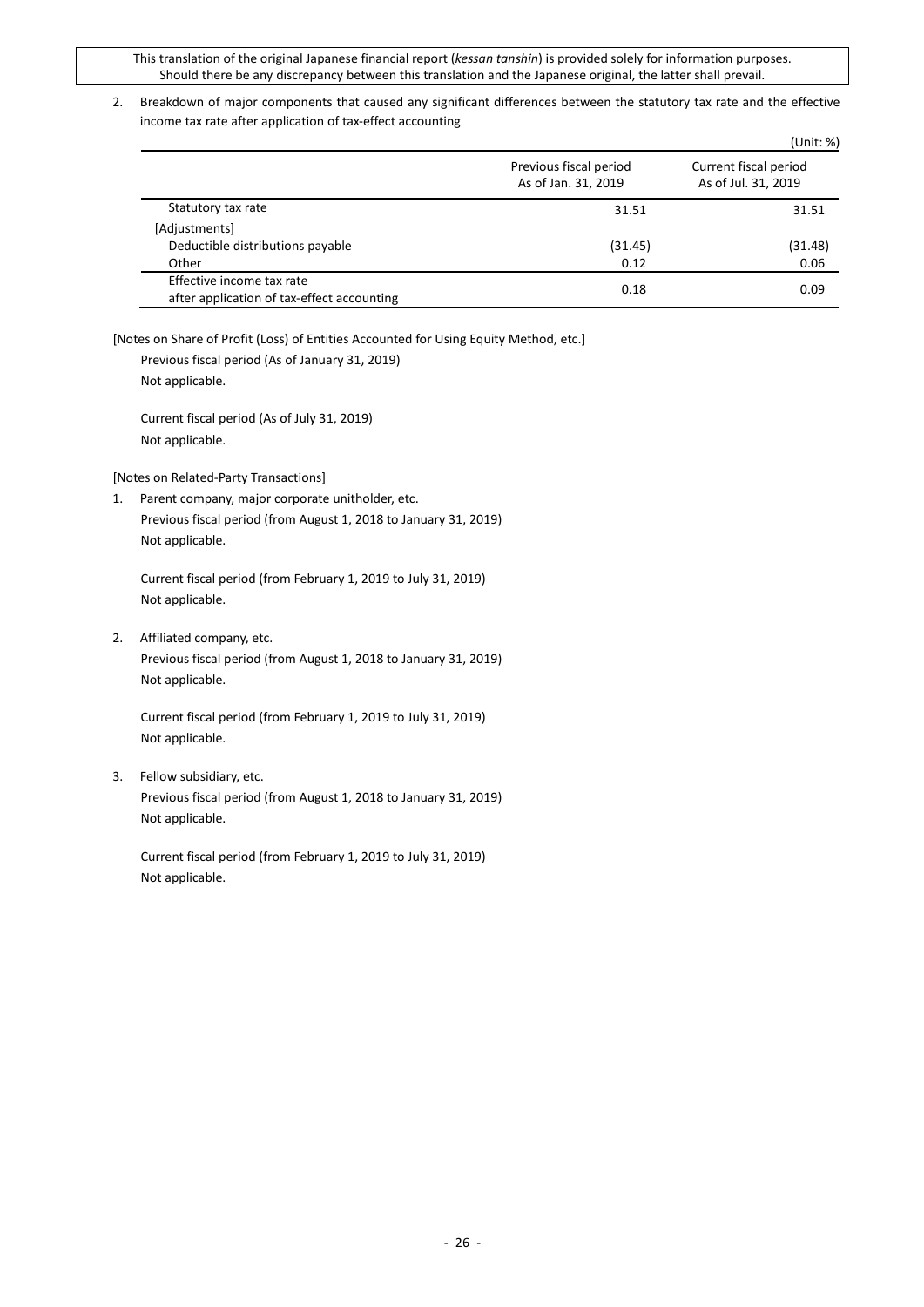2. Breakdown of major components that caused any significant differences between the statutory tax rate and the effective income tax rate after application of tax-effect accounting

(Unit: %)

| | Previous fiscal period As of Jan. 31, 2019 | Current fiscal period As of Jul. 31, 2019 |
|---|---|---|
| Statutory tax rate | 31.51 | 31.51 |
| [Adjustments] | | |
| Deductible distributions payable | (31.45) | (31.48) |
| Other | 0.12 | 0.06 |
| Effective income tax rate after application of tax-effect accounting | 0.18 | 0.09 |

[Notes on Share of Profit (Loss) of Entities Accounted for Using Equity Method, etc.]

Previous fiscal period (As of January 31, 2019)
Not applicable.

Current fiscal period (As of July 31, 2019)
Not applicable.

[Notes on Related-Party Transactions]

1. Parent company, major corporate unitholder, etc.
   Previous fiscal period (from August 1, 2018 to January 31, 2019)
   Not applicable.

   Current fiscal period (from February 1, 2019 to July 31, 2019)
   Not applicable.

2. Affiliated company, etc.
   Previous fiscal period (from August 1, 2018 to January 31, 2019)
   Not applicable.

   Current fiscal period (from February 1, 2019 to July 31, 2019)
   Not applicable.

3. Fellow subsidiary, etc.
   Previous fiscal period (from August 1, 2018 to January 31, 2019)
   Not applicable.

   Current fiscal period (from February 1, 2019 to July 31, 2019)
   Not applicable.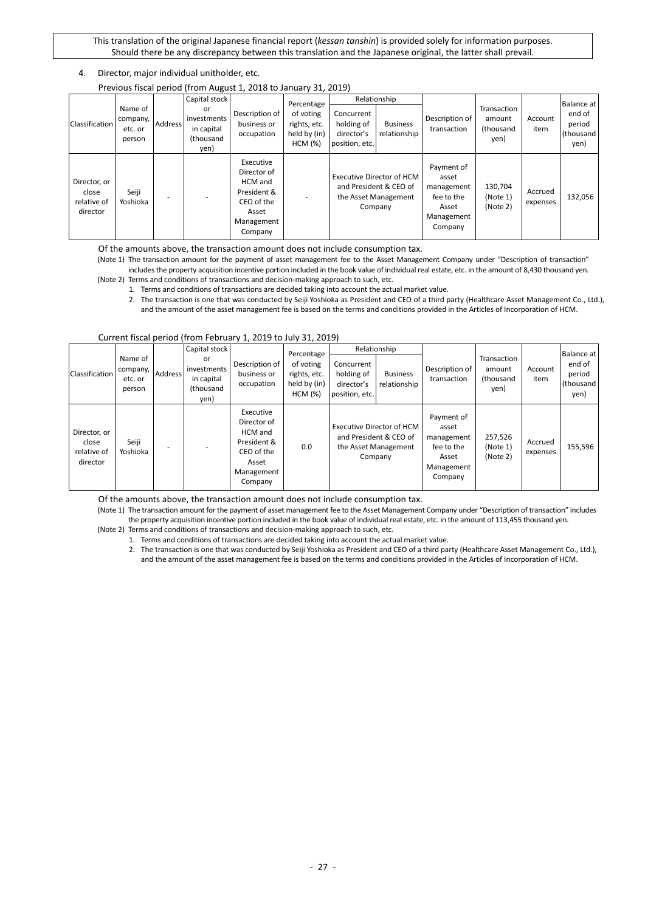This translation of the original Japanese financial report (*kessan tanshin*) is provided solely for information purposes. Should there be any discrepancy between this translation and the Japanese original, the latter shall prevail.

4. Director, major individual unitholder, etc.

Previous fiscal period (from August 1, 2018 to January 31, 2019)

| Classification | Name of company, etc. or person | Address | Capital stock or investments in capital (thousand yen) | Description of business or occupation | Percentage of voting rights, etc. held by (in) HCM (%) | Relationship | | Description of transaction | Transaction amount (thousand yen) | Account item | Balance at end of period (thousand yen) |
|---|---|---|---|---|---|---|---|---|---|---|---|
| | | | | | | Concurrent holding of director's position, etc. | Business relationship | | | | |
| Director, or close relative of director | Seiji Yoshioka | - | - | Executive Director of HCM and President & CEO of the Asset Management Company | - | Executive Director of HCM and President & CEO of the Asset Management Company | | Payment of asset management fee to the Asset Management Company | 130,704 (Note 1) (Note 2) | Accrued expenses | 132,056 |

Of the amounts above, the transaction amount does not include consumption tax.

(Note 1) The transaction amount for the payment of asset management fee to the Asset Management Company under "Description of transaction" includes the property acquisition incentive portion included in the book value of individual real estate, etc. in the amount of 8,430 thousand yen.

(Note 2) Terms and conditions of transactions and decision-making approach to such, etc.

1. Terms and conditions of transactions are decided taking into account the actual market value.
2. The transaction is one that was conducted by Seiji Yoshioka as President and CEO of a third party (Healthcare Asset Management Co., Ltd.), and the amount of the asset management fee is based on the terms and conditions provided in the Articles of Incorporation of HCM.

Current fiscal period (from February 1, 2019 to July 31, 2019)

| Classification | Name of company, etc. or person | Address | Capital stock or investments in capital (thousand yen) | Description of business or occupation | Percentage of voting rights, etc. held by (in) HCM (%) | Relationship | | Description of transaction | Transaction amount (thousand yen) | Account item | Balance at end of period (thousand yen) |
|---|---|---|---|---|---|---|---|---|---|---|---|
| | | | | | | Concurrent holding of director's position, etc. | Business relationship | | | | |
| Director, or close relative of director | Seiji Yoshioka | - | - | Executive Director of HCM and President & CEO of the Asset Management Company | 0.0 | Executive Director of HCM and President & CEO of the Asset Management Company | | Payment of asset management fee to the Asset Management Company | 257,526 (Note 1) (Note 2) | Accrued expenses | 155,596 |

Of the amounts above, the transaction amount does not include consumption tax.

(Note 1) The transaction amount for the payment of asset management fee to the Asset Management Company under "Description of transaction" includes the property acquisition incentive portion included in the book value of individual real estate, etc. in the amount of 113,455 thousand yen.

(Note 2) Terms and conditions of transactions and decision-making approach to such, etc.

1. Terms and conditions of transactions are decided taking into account the actual market value.
2. The transaction is one that was conducted by Seiji Yoshioka as President and CEO of a third party (Healthcare Asset Management Co., Ltd.), and the amount of the asset management fee is based on the terms and conditions provided in the Articles of Incorporation of HCM.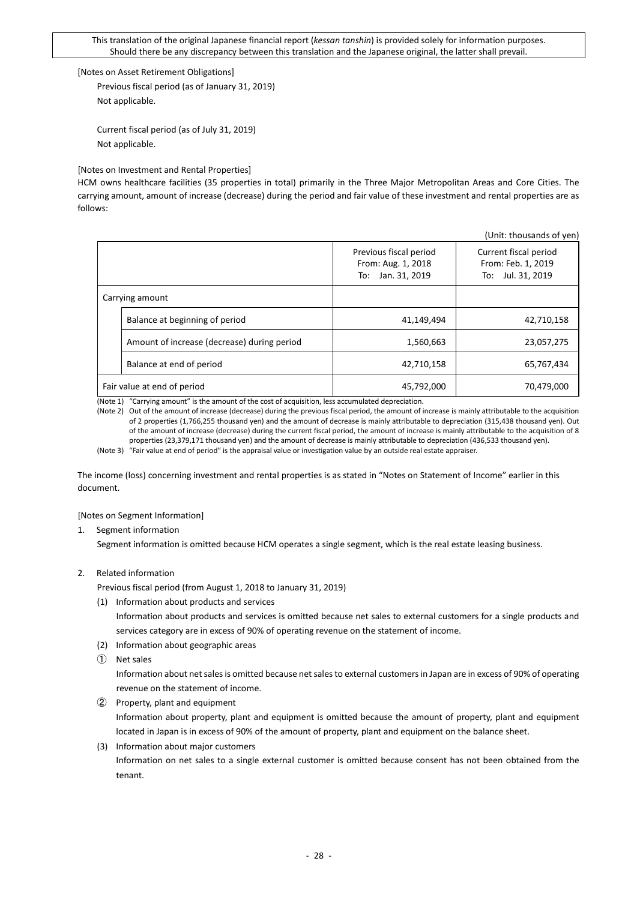[Notes on Asset Retirement Obligations]

Previous fiscal period (as of January 31, 2019)

Not applicable.

Current fiscal period (as of July 31, 2019)

Not applicable.

[Notes on Investment and Rental Properties]

HCM owns healthcare facilities (35 properties in total) primarily in the Three Major Metropolitan Areas and Core Cities. The carrying amount, amount of increase (decrease) during the period and fair value of these investment and rental properties are as follows:

(Unit: thousands of yen)

| | | Previous fiscal period From: Aug. 1, 2018 To: Jan. 31, 2019 | Current fiscal period From: Feb. 1, 2019 To: Jul. 31, 2019 |
|---|---|---|---|
| Carrying amount | | | |
| | Balance at beginning of period | 41,149,494 | 42,710,158 |
| | Amount of increase (decrease) during period | 1,560,663 | 23,057,275 |
| | Balance at end of period | 42,710,158 | 65,767,434 |
| Fair value at end of period | | 45,792,000 | 70,479,000 |

(Note 1) "Carrying amount" is the amount of the cost of acquisition, less accumulated depreciation.

(Note 2) Out of the amount of increase (decrease) during the previous fiscal period, the amount of increase is mainly attributable to the acquisition of 2 properties (1,766,255 thousand yen) and the amount of decrease is mainly attributable to depreciation (315,438 thousand yen). Out of the amount of increase (decrease) during the current fiscal period, the amount of increase is mainly attributable to the acquisition of 8 properties (23,379,171 thousand yen) and the amount of decrease is mainly attributable to depreciation (436,533 thousand yen).

(Note 3) "Fair value at end of period" is the appraisal value or investigation value by an outside real estate appraiser.

The income (loss) concerning investment and rental properties is as stated in "Notes on Statement of Income" earlier in this document.

[Notes on Segment Information]

1. Segment information

   Segment information is omitted because HCM operates a single segment, which is the real estate leasing business.

2. Related information

   Previous fiscal period (from August 1, 2018 to January 31, 2019)

   (1) Information about products and services

   Information about products and services is omitted because net sales to external customers for a single products and services category are in excess of 90% of operating revenue on the statement of income.

   (2) Information about geographic areas

   ① Net sales

   Information about net sales is omitted because net sales to external customers in Japan are in excess of 90% of operating revenue on the statement of income.

   ② Property, plant and equipment

   Information about property, plant and equipment is omitted because the amount of property, plant and equipment located in Japan is in excess of 90% of the amount of property, plant and equipment on the balance sheet.

   (3) Information about major customers

   Information on net sales to a single external customer is omitted because consent has not been obtained from the tenant.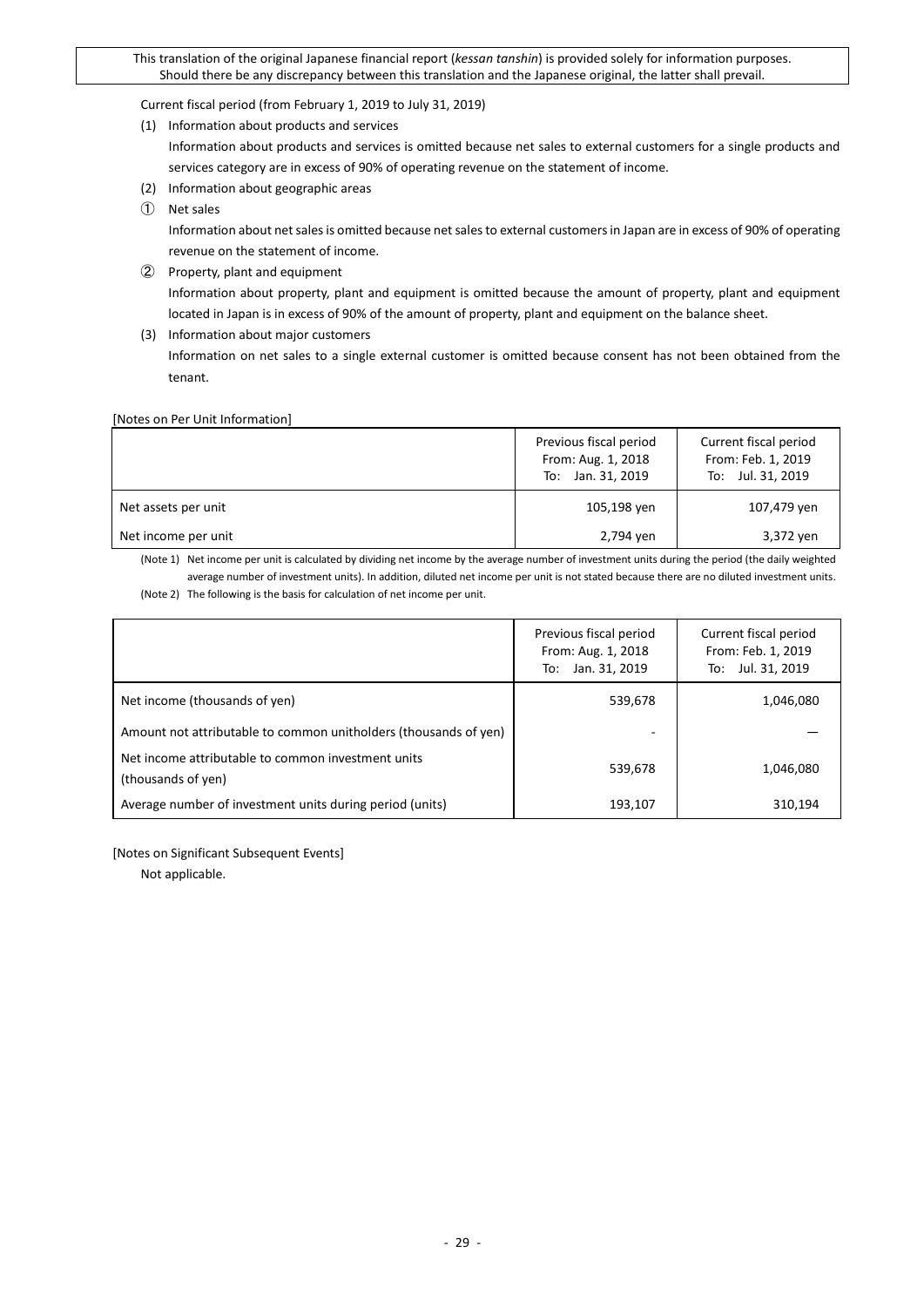This translation of the original Japanese financial report (*kessan tanshin*) is provided solely for information purposes. Should there be any discrepancy between this translation and the Japanese original, the latter shall prevail.

Current fiscal period (from February 1, 2019 to July 31, 2019)

(1) Information about products and services

Information about products and services is omitted because net sales to external customers for a single products and services category are in excess of 90% of operating revenue on the statement of income.

(2) Information about geographic areas

① Net sales

Information about net sales is omitted because net sales to external customers in Japan are in excess of 90% of operating revenue on the statement of income.

② Property, plant and equipment

Information about property, plant and equipment is omitted because the amount of property, plant and equipment located in Japan is in excess of 90% of the amount of property, plant and equipment on the balance sheet.

(3) Information about major customers

Information on net sales to a single external customer is omitted because consent has not been obtained from the tenant.

[Notes on Per Unit Information]

| | Previous fiscal period From: Aug. 1, 2018 To: Jan. 31, 2019 | Current fiscal period From: Feb. 1, 2019 To: Jul. 31, 2019 |
|---|---|---|
| Net assets per unit | 105,198 yen | 107,479 yen |
| Net income per unit | 2,794 yen | 3,372 yen |

(Note 1) Net income per unit is calculated by dividing net income by the average number of investment units during the period (the daily weighted average number of investment units). In addition, diluted net income per unit is not stated because there are no diluted investment units.

(Note 2) The following is the basis for calculation of net income per unit.

| | Previous fiscal period From: Aug. 1, 2018 To: Jan. 31, 2019 | Current fiscal period From: Feb. 1, 2019 To: Jul. 31, 2019 |
|---|---|---|
| Net income (thousands of yen) | 539,678 | 1,046,080 |
| Amount not attributable to common unitholders (thousands of yen) | - | — |
| Net income attributable to common investment units (thousands of yen) | 539,678 | 1,046,080 |
| Average number of investment units during period (units) | 193,107 | 310,194 |

[Notes on Significant Subsequent Events]

Not applicable.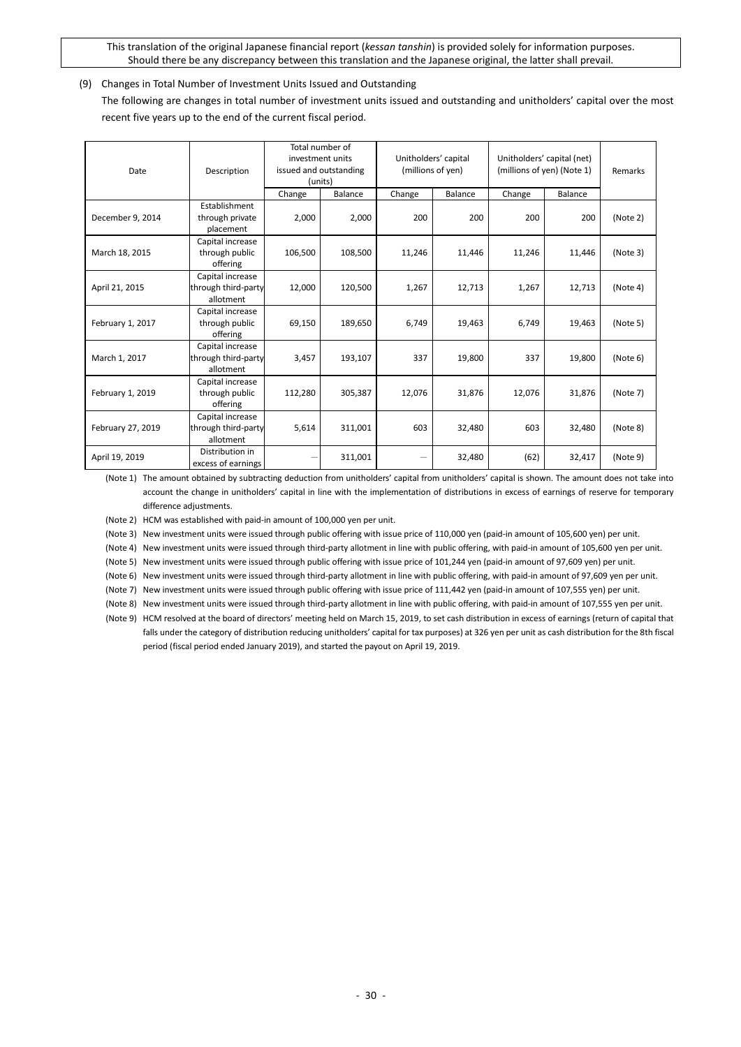This translation of the original Japanese financial report (*kessan tanshin*) is provided solely for information purposes. Should there be any discrepancy between this translation and the Japanese original, the latter shall prevail.

(9) Changes in Total Number of Investment Units Issued and Outstanding

The following are changes in total number of investment units issued and outstanding and unitholders' capital over the most recent five years up to the end of the current fiscal period.

| Date | Description | Total number of investment units issued and outstanding (units) | | Unitholders' capital (millions of yen) | | Unitholders' capital (net) (millions of yen) (Note 1) | | Remarks |
|---|---|---|---|---|---|---|---|---|
| | | Change | Balance | Change | Balance | Change | Balance | |
| December 9, 2014 | Establishment through private placement | 2,000 | 2,000 | 200 | 200 | 200 | 200 | (Note 2) |
| March 18, 2015 | Capital increase through public offering | 106,500 | 108,500 | 11,246 | 11,446 | 11,246 | 11,446 | (Note 3) |
| April 21, 2015 | Capital increase through third-party allotment | 12,000 | 120,500 | 1,267 | 12,713 | 1,267 | 12,713 | (Note 4) |
| February 1, 2017 | Capital increase through public offering | 69,150 | 189,650 | 6,749 | 19,463 | 6,749 | 19,463 | (Note 5) |
| March 1, 2017 | Capital increase through third-party allotment | 3,457 | 193,107 | 337 | 19,800 | 337 | 19,800 | (Note 6) |
| February 1, 2019 | Capital increase through public offering | 112,280 | 305,387 | 12,076 | 31,876 | 12,076 | 31,876 | (Note 7) |
| February 27, 2019 | Capital increase through third-party allotment | 5,614 | 311,001 | 603 | 32,480 | 603 | 32,480 | (Note 8) |
| April 19, 2019 | Distribution in excess of earnings | — | 311,001 | — | 32,480 | (62) | 32,417 | (Note 9) |

(Note 1) The amount obtained by subtracting deduction from unitholders' capital from unitholders' capital is shown. The amount does not take into account the change in unitholders' capital in line with the implementation of distributions in excess of earnings of reserve for temporary difference adjustments.

(Note 2) HCM was established with paid-in amount of 100,000 yen per unit.

(Note 3) New investment units were issued through public offering with issue price of 110,000 yen (paid-in amount of 105,600 yen) per unit.

(Note 4) New investment units were issued through third-party allotment in line with public offering, with paid-in amount of 105,600 yen per unit.

(Note 5) New investment units were issued through public offering with issue price of 101,244 yen (paid-in amount of 97,609 yen) per unit.

(Note 6) New investment units were issued through third-party allotment in line with public offering, with paid-in amount of 97,609 yen per unit.

(Note 7) New investment units were issued through public offering with issue price of 111,442 yen (paid-in amount of 107,555 yen) per unit.

(Note 8) New investment units were issued through third-party allotment in line with public offering, with paid-in amount of 107,555 yen per unit.

(Note 9) HCM resolved at the board of directors' meeting held on March 15, 2019, to set cash distribution in excess of earnings (return of capital that falls under the category of distribution reducing unitholders' capital for tax purposes) at 326 yen per unit as cash distribution for the 8th fiscal period (fiscal period ended January 2019), and started the payout on April 19, 2019.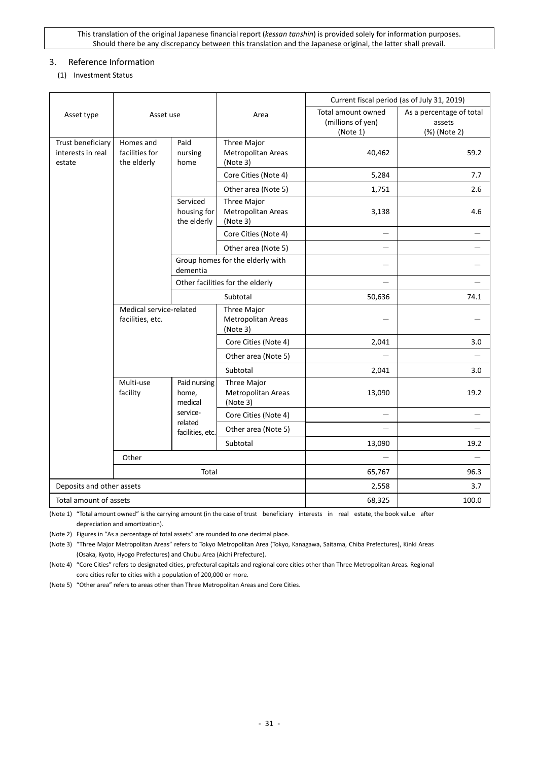This translation of the original Japanese financial report (*kessan tanshin*) is provided solely for information purposes. Should there be any discrepancy between this translation and the Japanese original, the latter shall prevail.

## 3. Reference Information

### (1) Investment Status

| Asset type | Asset use | | Area | Current fiscal period (as of July 31, 2019) | |
|---|---|---|---|---|---|
| | | | | Total amount owned (millions of yen) (Note 1) | As a percentage of total assets (%) (Note 2) |
| Trust beneficiary interests in real estate | Homes and facilities for the elderly | Paid nursing home | Three Major Metropolitan Areas (Note 3) | 40,462 | 59.2 |
| | | | Core Cities (Note 4) | 5,284 | 7.7 |
| | | | Other area (Note 5) | 1,751 | 2.6 |
| | | Serviced housing for the elderly | Three Major Metropolitan Areas (Note 3) | 3,138 | 4.6 |
| | | | Core Cities (Note 4) | — | — |
| | | | Other area (Note 5) | — | — |
| | | Group homes for the elderly with dementia | | — | — |
| | | Other facilities for the elderly | | — | — |
| | | | Subtotal | 50,636 | 74.1 |
| | Medical service-related facilities, etc. | | Three Major Metropolitan Areas (Note 3) | — | — |
| | | | Core Cities (Note 4) | 2,041 | 3.0 |
| | | | Other area (Note 5) | — | — |
| | | | Subtotal | 2,041 | 3.0 |
| | Multi-use facility | Paid nursing home, medical service-related facilities, etc. | Three Major Metropolitan Areas (Note 3) | 13,090 | 19.2 |
| | | | Core Cities (Note 4) | — | — |
| | | | Other area (Note 5) | — | — |
| | | | Subtotal | 13,090 | 19.2 |
| | Other | | | — | — |
| | Total | | | 65,767 | 96.3 |
| Deposits and other assets | | | | 2,558 | 3.7 |
| Total amount of assets | | | | 68,325 | 100.0 |

(Note 1) "Total amount owned" is the carrying amount (in the case of trust beneficiary interests in real estate, the book value after depreciation and amortization).

(Note 2) Figures in "As a percentage of total assets" are rounded to one decimal place.

(Note 3) "Three Major Metropolitan Areas" refers to Tokyo Metropolitan Area (Tokyo, Kanagawa, Saitama, Chiba Prefectures), Kinki Areas (Osaka, Kyoto, Hyogo Prefectures) and Chubu Area (Aichi Prefecture).

(Note 4) "Core Cities" refers to designated cities, prefectural capitals and regional core cities other than Three Metropolitan Areas. Regional core cities refer to cities with a population of 200,000 or more.

(Note 5) "Other area" refers to areas other than Three Metropolitan Areas and Core Cities.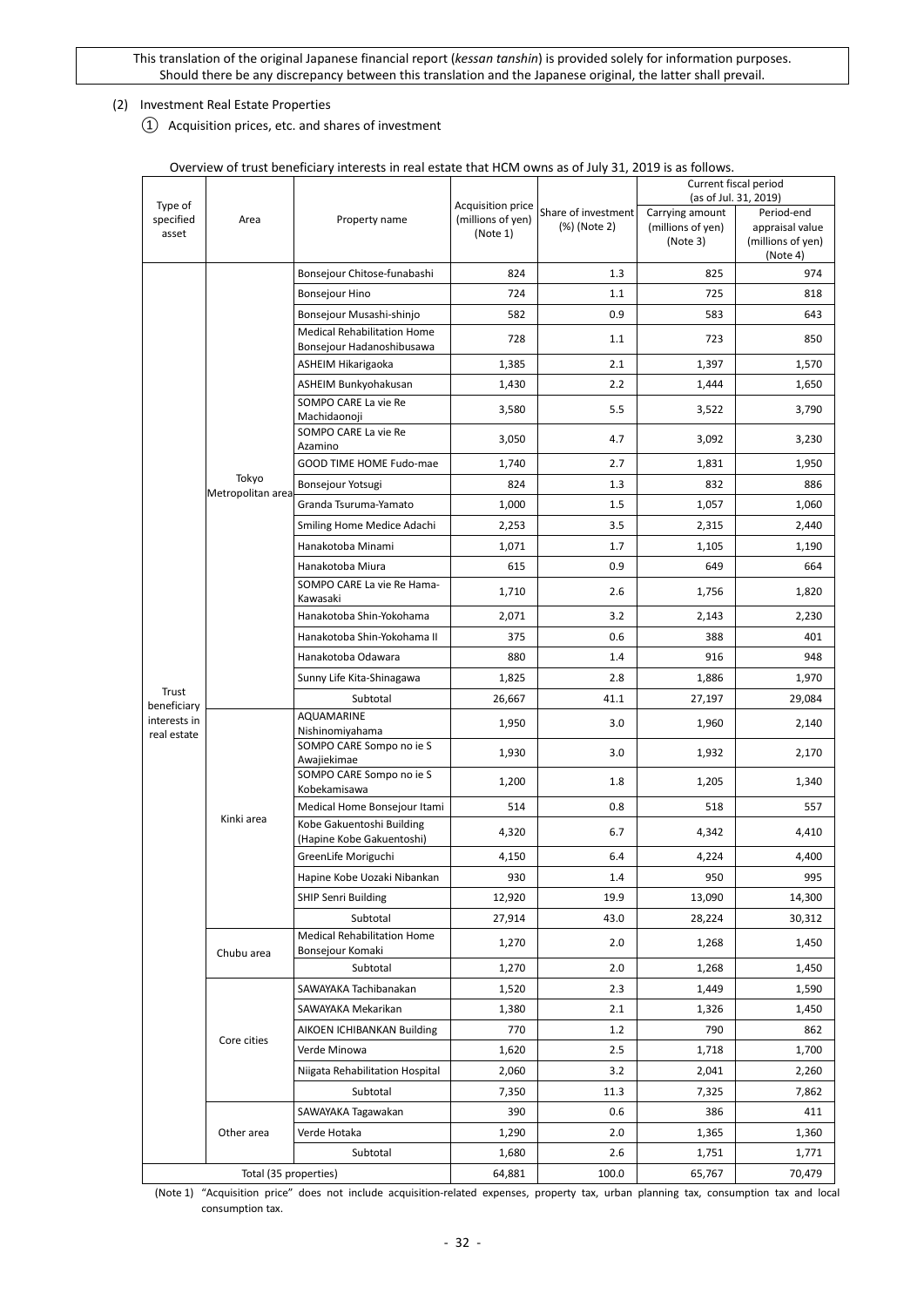This translation of the original Japanese financial report (*kessan tanshin*) is provided solely for information purposes. Should there be any discrepancy between this translation and the Japanese original, the latter shall prevail.

(2) Investment Real Estate Properties

① Acquisition prices, etc. and shares of investment

Overview of trust beneficiary interests in real estate that HCM owns as of July 31, 2019 is as follows.

| Type of specified asset | Area | Property name | Acquisition price (millions of yen) (Note 1) | Share of investment (%) (Note 2) | Current fiscal period (as of Jul. 31, 2019) | |
|---|---|---|---|---|---|---|
| | | | | | Carrying amount (millions of yen) (Note 3) | Period-end appraisal value (millions of yen) (Note 4) |
| Trust beneficiary interests in real estate | Tokyo Metropolitan area | Bonsejour Chitose-funabashi | 824 | 1.3 | 825 | 974 |
| | | Bonsejour Hino | 724 | 1.1 | 725 | 818 |
| | | Bonsejour Musashi-shinjo | 582 | 0.9 | 583 | 643 |
| | | Medical Rehabilitation Home Bonsejour Hadanoshibusawa | 728 | 1.1 | 723 | 850 |
| | | ASHEIM Hikarigaoka | 1,385 | 2.1 | 1,397 | 1,570 |
| | | ASHEIM Bunkyohakusan | 1,430 | 2.2 | 1,444 | 1,650 |
| | | SOMPO CARE La vie Re Machidaonoji | 3,580 | 5.5 | 3,522 | 3,790 |
| | | SOMPO CARE La vie Re Azamino | 3,050 | 4.7 | 3,092 | 3,230 |
| | | GOOD TIME HOME Fudo-mae | 1,740 | 2.7 | 1,831 | 1,950 |
| | | Bonsejour Yotsugi | 824 | 1.3 | 832 | 886 |
| | | Granda Tsuruma-Yamato | 1,000 | 1.5 | 1,057 | 1,060 |
| | | Smiling Home Medice Adachi | 2,253 | 3.5 | 2,315 | 2,440 |
| | | Hanakotoba Minami | 1,071 | 1.7 | 1,105 | 1,190 |
| | | Hanakotoba Miura | 615 | 0.9 | 649 | 664 |
| | | SOMPO CARE La vie Re Hama-Kawasaki | 1,710 | 2.6 | 1,756 | 1,820 |
| | | Hanakotoba Shin-Yokohama | 2,071 | 3.2 | 2,143 | 2,230 |
| | | Hanakotoba Shin-Yokohama II | 375 | 0.6 | 388 | 401 |
| | | Hanakotoba Odawara | 880 | 1.4 | 916 | 948 |
| | | Sunny Life Kita-Shinagawa | 1,825 | 2.8 | 1,886 | 1,970 |
| | | Subtotal | 26,667 | 41.1 | 27,197 | 29,084 |
| | Kinki area | AQUAMARINE Nishinomiyahama | 1,950 | 3.0 | 1,960 | 2,140 |
| | | SOMPO CARE Sompo no ie S Awajiekimae | 1,930 | 3.0 | 1,932 | 2,170 |
| | | SOMPO CARE Sompo no ie S Kobekamisawa | 1,200 | 1.8 | 1,205 | 1,340 |
| | | Medical Home Bonsejour Itami | 514 | 0.8 | 518 | 557 |
| | | Kobe Gakuentoshi Building (Hapine Kobe Gakuentoshi) | 4,320 | 6.7 | 4,342 | 4,410 |
| | | GreenLife Moriguchi | 4,150 | 6.4 | 4,224 | 4,400 |
| | | Hapine Kobe Uozaki Nibankan | 930 | 1.4 | 950 | 995 |
| | | SHIP Senri Building | 12,920 | 19.9 | 13,090 | 14,300 |
| | | Subtotal | 27,914 | 43.0 | 28,224 | 30,312 |
| | Chubu area | Medical Rehabilitation Home Bonsejour Komaki | 1,270 | 2.0 | 1,268 | 1,450 |
| | | Subtotal | 1,270 | 2.0 | 1,268 | 1,450 |
| | Core cities | SAWAYAKA Tachibanakan | 1,520 | 2.3 | 1,449 | 1,590 |
| | | SAWAYAKA Mekarikan | 1,380 | 2.1 | 1,326 | 1,450 |
| | | AIKOEN ICHIBANKAN Building | 770 | 1.2 | 790 | 862 |
| | | Verde Minowa | 1,620 | 2.5 | 1,718 | 1,700 |
| | | Niigata Rehabilitation Hospital | 2,060 | 3.2 | 2,041 | 2,260 |
| | | Subtotal | 7,350 | 11.3 | 7,325 | 7,862 |
| | Other area | SAWAYAKA Tagawakan | 390 | 0.6 | 386 | 411 |
| | | Verde Hotaka | 1,290 | 2.0 | 1,365 | 1,360 |
| | | Subtotal | 1,680 | 2.6 | 1,751 | 1,771 |
| Total (35 properties) | | | 64,881 | 100.0 | 65,767 | 70,479 |

(Note 1) "Acquisition price" does not include acquisition-related expenses, property tax, urban planning tax, consumption tax and local consumption tax.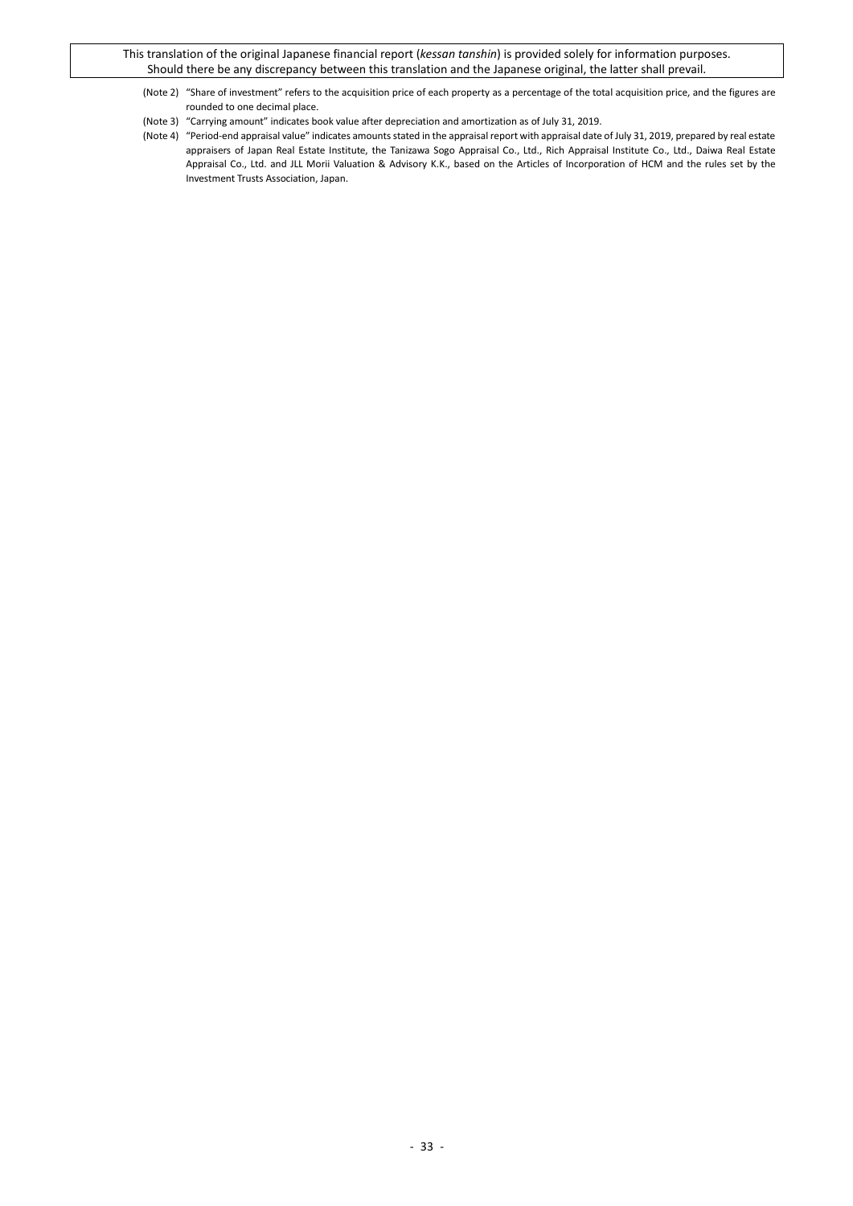(Note 2) "Share of investment" refers to the acquisition price of each property as a percentage of the total acquisition price, and the figures are rounded to one decimal place.

(Note 3) "Carrying amount" indicates book value after depreciation and amortization as of July 31, 2019.

(Note 4) "Period-end appraisal value" indicates amounts stated in the appraisal report with appraisal date of July 31, 2019, prepared by real estate appraisers of Japan Real Estate Institute, the Tanizawa Sogo Appraisal Co., Ltd., Rich Appraisal Institute Co., Ltd., Daiwa Real Estate Appraisal Co., Ltd. and JLL Morii Valuation & Advisory K.K., based on the Articles of Incorporation of HCM and the rules set by the Investment Trusts Association, Japan.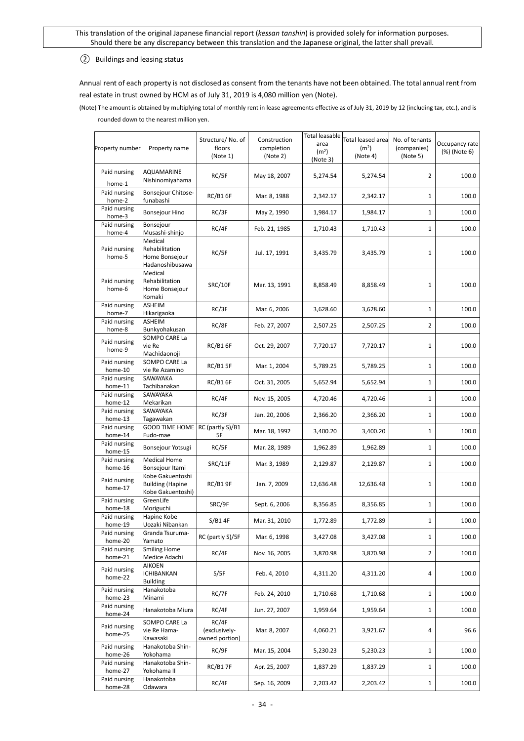This translation of the original Japanese financial report (*kessan tanshin*) is provided solely for information purposes. Should there be any discrepancy between this translation and the Japanese original, the latter shall prevail.

② Buildings and leasing status

Annual rent of each property is not disclosed as consent from the tenants have not been obtained. The total annual rent from real estate in trust owned by HCM as of July 31, 2019 is 4,080 million yen (Note).

(Note) The amount is obtained by multiplying total of monthly rent in lease agreements effective as of July 31, 2019 by 12 (including tax, etc.), and is rounded down to the nearest million yen.

| Property number | Property name | Structure/ No. of floors (Note 1) | Construction completion (Note 2) | Total leasable area ($m^2$) (Note 3) | Total leased area ($m^2$) (Note 4) | No. of tenants (companies) (Note 5) | Occupancy rate (%) (Note 6) |
|---|---|---|---|---|---|---|---|
| Paid nursing home-1 | AQUAMARINE Nishinomiyahama | RC/5F | May 18, 2007 | 5,274.54 | 5,274.54 | 2 | 100.0 |
| Paid nursing home-2 | Bonsejour Chitose-funabashi | RC/B1 6F | Mar. 8, 1988 | 2,342.17 | 2,342.17 | 1 | 100.0 |
| Paid nursing home-3 | Bonsejour Hino | RC/3F | May 2, 1990 | 1,984.17 | 1,984.17 | 1 | 100.0 |
| Paid nursing home-4 | Bonsejour Musashi-shinjo | RC/4F | Feb. 21, 1985 | 1,710.43 | 1,710.43 | 1 | 100.0 |
| Paid nursing home-5 | Medical Rehabilitation Home Bonsejour Hadanoshibusawa | RC/5F | Jul. 17, 1991 | 3,435.79 | 3,435.79 | 1 | 100.0 |
| Paid nursing home-6 | Medical Rehabilitation Home Bonsejour Komaki | SRC/10F | Mar. 13, 1991 | 8,858.49 | 8,858.49 | 1 | 100.0 |
| Paid nursing home-7 | ASHEIM Hikarigaoka | RC/3F | Mar. 6, 2006 | 3,628.60 | 3,628.60 | 1 | 100.0 |
| Paid nursing home-8 | ASHEIM Bunkyohakusan | RC/8F | Feb. 27, 2007 | 2,507.25 | 2,507.25 | 2 | 100.0 |
| Paid nursing home-9 | SOMPO CARE La vie Re Machidaonoji | RC/B1 6F | Oct. 29, 2007 | 7,720.17 | 7,720.17 | 1 | 100.0 |
| Paid nursing home-10 | SOMPO CARE La vie Re Azamino | RC/B1 5F | Mar. 1, 2004 | 5,789.25 | 5,789.25 | 1 | 100.0 |
| Paid nursing home-11 | SAWAYAKA Tachibanakan | RC/B1 6F | Oct. 31, 2005 | 5,652.94 | 5,652.94 | 1 | 100.0 |
| Paid nursing home-12 | SAWAYAKA Mekarikan | RC/4F | Nov. 15, 2005 | 4,720.46 | 4,720.46 | 1 | 100.0 |
| Paid nursing home-13 | SAWAYAKA Tagawakan | RC/3F | Jan. 20, 2006 | 2,366.20 | 2,366.20 | 1 | 100.0 |
| Paid nursing home-14 | GOOD TIME HOME Fudo-mae | RC (partly S)/B1 5F | Mar. 18, 1992 | 3,400.20 | 3,400.20 | 1 | 100.0 |
| Paid nursing home-15 | Bonsejour Yotsugi | RC/5F | Mar. 28, 1989 | 1,962.89 | 1,962.89 | 1 | 100.0 |
| Paid nursing home-16 | Medical Home Bonsejour Itami | SRC/11F | Mar. 3, 1989 | 2,129.87 | 2,129.87 | 1 | 100.0 |
| Paid nursing home-17 | Kobe Gakuentoshi Building (Hapine Kobe Gakuentoshi) | RC/B1 9F | Jan. 7, 2009 | 12,636.48 | 12,636.48 | 1 | 100.0 |
| Paid nursing home-18 | GreenLife Moriguchi | SRC/9F | Sept. 6, 2006 | 8,356.85 | 8,356.85 | 1 | 100.0 |
| Paid nursing home-19 | Hapine Kobe Uozaki Nibankan | S/B1 4F | Mar. 31, 2010 | 1,772.89 | 1,772.89 | 1 | 100.0 |
| Paid nursing home-20 | Granda Tsuruma-Yamato | RC (partly S)/5F | Mar. 6, 1998 | 3,427.08 | 3,427.08 | 1 | 100.0 |
| Paid nursing home-21 | Smiling Home Medice Adachi | RC/4F | Nov. 16, 2005 | 3,870.98 | 3,870.98 | 2 | 100.0 |
| Paid nursing home-22 | AIKOEN ICHIBANKAN Building | S/5F | Feb. 4, 2010 | 4,311.20 | 4,311.20 | 4 | 100.0 |
| Paid nursing home-23 | Hanakotoba Minami | RC/7F | Feb. 24, 2010 | 1,710.68 | 1,710.68 | 1 | 100.0 |
| Paid nursing home-24 | Hanakotoba Miura | RC/4F | Jun. 27, 2007 | 1,959.64 | 1,959.64 | 1 | 100.0 |
| Paid nursing home-25 | SOMPO CARE La vie Re Hama-Kawasaki | RC/4F (exclusively-owned portion) | Mar. 8, 2007 | 4,060.21 | 3,921.67 | 4 | 96.6 |
| Paid nursing home-26 | Hanakotoba Shin-Yokohama | RC/9F | Mar. 15, 2004 | 5,230.23 | 5,230.23 | 1 | 100.0 |
| Paid nursing home-27 | Hanakotoba Shin-Yokohama II | RC/B1 7F | Apr. 25, 2007 | 1,837.29 | 1,837.29 | 1 | 100.0 |
| Paid nursing home-28 | Hanakotoba Odawara | RC/4F | Sep. 16, 2009 | 2,203.42 | 2,203.42 | 1 | 100.0 |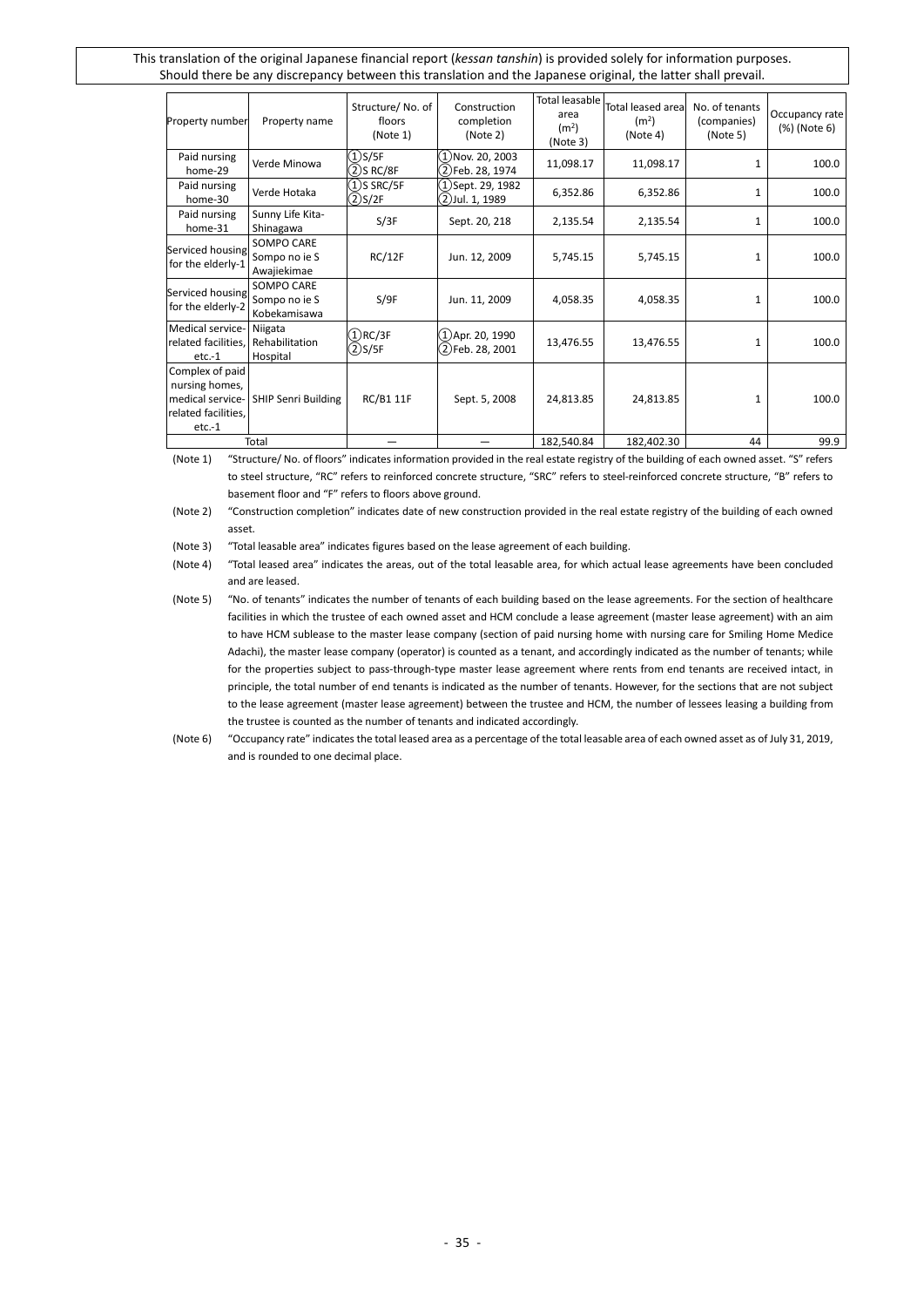This translation of the original Japanese financial report (*kessan tanshin*) is provided solely for information purposes. Should there be any discrepancy between this translation and the Japanese original, the latter shall prevail.

| Property number | Property name | Structure/ No. of floors (Note 1) | Construction completion (Note 2) | Total leasable area (m²) (Note 3) | Total leased area (m²) (Note 4) | No. of tenants (companies) (Note 5) | Occupancy rate (%) (Note 6) |
|---|---|---|---|---|---|---|---|
| Paid nursing home-29 | Verde Minowa | ①S/5F ②S RC/8F | ①Nov. 20, 2003 ②Feb. 28, 1974 | 11,098.17 | 11,098.17 | 1 | 100.0 |
| Paid nursing home-30 | Verde Hotaka | ①S SRC/5F ②S/2F | ①Sept. 29, 1982 ②Jul. 1, 1989 | 6,352.86 | 6,352.86 | 1 | 100.0 |
| Paid nursing home-31 | Sunny Life Kita-Shinagawa | S/3F | Sept. 20, 218 | 2,135.54 | 2,135.54 | 1 | 100.0 |
| Serviced housing for the elderly-1 | SOMPO CARE Sompo no ie S Awajiekimae | RC/12F | Jun. 12, 2009 | 5,745.15 | 5,745.15 | 1 | 100.0 |
| Serviced housing for the elderly-2 | SOMPO CARE Sompo no ie S Kobekamisawa | S/9F | Jun. 11, 2009 | 4,058.35 | 4,058.35 | 1 | 100.0 |
| Medical service-related facilities, etc.-1 | Niigata Rehabilitation Hospital | ①RC/3F ②S/5F | ①Apr. 20, 1990 ②Feb. 28, 2001 | 13,476.55 | 13,476.55 | 1 | 100.0 |
| Complex of paid nursing homes, medical service-related facilities, etc.-1 | SHIP Senri Building | RC/B1 11F | Sept. 5, 2008 | 24,813.85 | 24,813.85 | 1 | 100.0 |
| Total | | — | — | 182,540.84 | 182,402.30 | 44 | 99.9 |

(Note 1) "Structure/ No. of floors" indicates information provided in the real estate registry of the building of each owned asset. "S" refers to steel structure, "RC" refers to reinforced concrete structure, "SRC" refers to steel-reinforced concrete structure, "B" refers to basement floor and "F" refers to floors above ground.

(Note 2) "Construction completion" indicates date of new construction provided in the real estate registry of the building of each owned asset.

(Note 3) "Total leasable area" indicates figures based on the lease agreement of each building.

(Note 4) "Total leased area" indicates the areas, out of the total leasable area, for which actual lease agreements have been concluded and are leased.

(Note 5) "No. of tenants" indicates the number of tenants of each building based on the lease agreements. For the section of healthcare facilities in which the trustee of each owned asset and HCM conclude a lease agreement (master lease agreement) with an aim to have HCM sublease to the master lease company (section of paid nursing home with nursing care for Smiling Home Medice Adachi), the master lease company (operator) is counted as a tenant, and accordingly indicated as the number of tenants; while for the properties subject to pass-through-type master lease agreement where rents from end tenants are received intact, in principle, the total number of end tenants is indicated as the number of tenants. However, for the sections that are not subject to the lease agreement (master lease agreement) between the trustee and HCM, the number of lessees leasing a building from the trustee is counted as the number of tenants and indicated accordingly.

(Note 6) "Occupancy rate" indicates the total leased area as a percentage of the total leasable area of each owned asset as of July 31, 2019, and is rounded to one decimal place.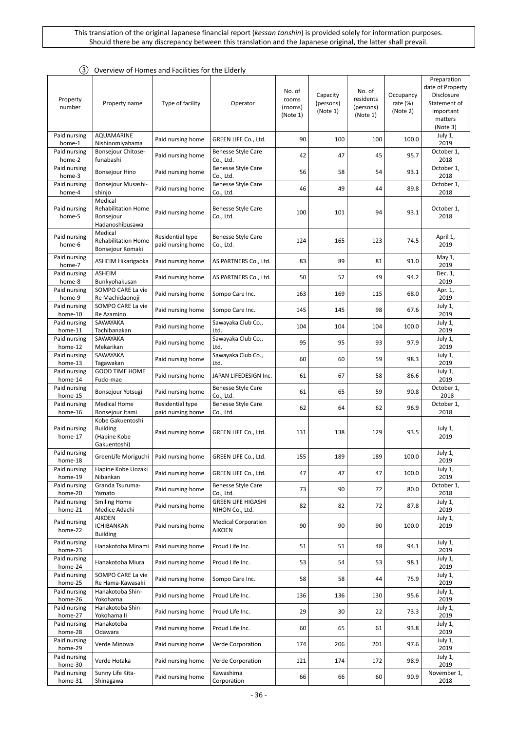This translation of the original Japanese financial report (*kessan tanshin*) is provided solely for information purposes. Should there be any discrepancy between this translation and the Japanese original, the latter shall prevail.

③ Overview of Homes and Facilities for the Elderly

| Property number | Property name | Type of facility | Operator | No. of rooms (rooms) (Note 1) | Capacity (persons) (Note 1) | No. of residents (persons) (Note 1) | Occupancy rate (%) (Note 2) | Preparation date of Property Disclosure Statement of important matters (Note 3) |
|---|---|---|---|---|---|---|---|---|
| Paid nursing home-1 | AQUAMARINE Nishinomiyahama | Paid nursing home | GREEN LIFE Co., Ltd. | 90 | 100 | 100 | 100.0 | July 1, 2019 |
| Paid nursing home-2 | Bonsejour Chitose-funabashi | Paid nursing home | Benesse Style Care Co., Ltd. | 42 | 47 | 45 | 95.7 | October 1, 2018 |
| Paid nursing home-3 | Bonsejour Hino | Paid nursing home | Benesse Style Care Co., Ltd. | 56 | 58 | 54 | 93.1 | October 1, 2018 |
| Paid nursing home-4 | Bonsejour Musashi-shinjo | Paid nursing home | Benesse Style Care Co., Ltd. | 46 | 49 | 44 | 89.8 | October 1, 2018 |
| Paid nursing home-5 | Medical Rehabilitation Home Bonsejour Hadanoshibusawa | Paid nursing home | Benesse Style Care Co., Ltd. | 100 | 101 | 94 | 93.1 | October 1, 2018 |
| Paid nursing home-6 | Medical Rehabilitation Home Bonsejour Komaki | Residential type paid nursing home | Benesse Style Care Co., Ltd. | 124 | 165 | 123 | 74.5 | April 1, 2019 |
| Paid nursing home-7 | ASHEIM Hikarigaoka | Paid nursing home | AS PARTNERS Co., Ltd. | 83 | 89 | 81 | 91.0 | May 1, 2019 |
| Paid nursing home-8 | ASHEIM Bunkyohakusan | Paid nursing home | AS PARTNERS Co., Ltd. | 50 | 52 | 49 | 94.2 | Dec. 1, 2019 |
| Paid nursing home-9 | SOMPO CARE La vie Re Machidaonoji | Paid nursing home | Sompo Care Inc. | 163 | 169 | 115 | 68.0 | Apr. 1, 2019 |
| Paid nursing home-10 | SOMPO CARE La vie Re Azamino | Paid nursing home | Sompo Care Inc. | 145 | 145 | 98 | 67.6 | July 1, 2019 |
| Paid nursing home-11 | SAWAYAKA Tachibanakan | Paid nursing home | Sawayaka Club Co., Ltd. | 104 | 104 | 104 | 100.0 | July 1, 2019 |
| Paid nursing home-12 | SAWAYAKA Mekarikan | Paid nursing home | Sawayaka Club Co., Ltd. | 95 | 95 | 93 | 97.9 | July 1, 2019 |
| Paid nursing home-13 | SAWAYAKA Tagawakan | Paid nursing home | Sawayaka Club Co., Ltd. | 60 | 60 | 59 | 98.3 | July 1, 2019 |
| Paid nursing home-14 | GOOD TIME HOME Fudo-mae | Paid nursing home | JAPAN LIFEDESIGN Inc. | 61 | 67 | 58 | 86.6 | July 1, 2019 |
| Paid nursing home-15 | Bonsejour Yotsugi | Paid nursing home | Benesse Style Care Co., Ltd. | 61 | 65 | 59 | 90.8 | October 1, 2018 |
| Paid nursing home-16 | Medical Home Bonsejour Itami | Residential type paid nursing home | Benesse Style Care Co., Ltd. | 62 | 64 | 62 | 96.9 | October 1, 2018 |
| Paid nursing home-17 | Kobe Gakuentoshi Building (Hapine Kobe Gakuentoshi) | Paid nursing home | GREEN LIFE Co., Ltd. | 131 | 138 | 129 | 93.5 | July 1, 2019 |
| Paid nursing home-18 | GreenLife Moriguchi | Paid nursing home | GREEN LIFE Co., Ltd. | 155 | 189 | 189 | 100.0 | July 1, 2019 |
| Paid nursing home-19 | Hapine Kobe Uozaki Nibankan | Paid nursing home | GREEN LIFE Co., Ltd. | 47 | 47 | 47 | 100.0 | July 1, 2019 |
| Paid nursing home-20 | Granda Tsuruma-Yamato | Paid nursing home | Benesse Style Care Co., Ltd. | 73 | 90 | 72 | 80.0 | October 1, 2018 |
| Paid nursing home-21 | Smiling Home Medice Adachi | Paid nursing home | GREEN LIFE HIGASHI NIHON Co., Ltd. | 82 | 82 | 72 | 87.8 | July 1, 2019 |
| Paid nursing home-22 | AIKOEN ICHIBANKAN Building | Paid nursing home | Medical Corporation AIKOEN | 90 | 90 | 90 | 100.0 | July 1, 2019 |
| Paid nursing home-23 | Hanakotoba Minami | Paid nursing home | Proud Life Inc. | 51 | 51 | 48 | 94.1 | July 1, 2019 |
| Paid nursing home-24 | Hanakotoba Miura | Paid nursing home | Proud Life Inc. | 53 | 54 | 53 | 98.1 | July 1, 2019 |
| Paid nursing home-25 | SOMPO CARE La vie Re Hama-Kawasaki | Paid nursing home | Sompo Care Inc. | 58 | 58 | 44 | 75.9 | July 1, 2019 |
| Paid nursing home-26 | Hanakotoba Shin-Yokohama | Paid nursing home | Proud Life Inc. | 136 | 136 | 130 | 95.6 | July 1, 2019 |
| Paid nursing home-27 | Hanakotoba Shin-Yokohama II | Paid nursing home | Proud Life Inc. | 29 | 30 | 22 | 73.3 | July 1, 2019 |
| Paid nursing home-28 | Hanakotoba Odawara | Paid nursing home | Proud Life Inc. | 60 | 65 | 61 | 93.8 | July 1, 2019 |
| Paid nursing home-29 | Verde Minowa | Paid nursing home | Verde Corporation | 174 | 206 | 201 | 97.6 | July 1, 2019 |
| Paid nursing home-30 | Verde Hotaka | Paid nursing home | Verde Corporation | 121 | 174 | 172 | 98.9 | July 1, 2019 |
| Paid nursing home-31 | Sunny Life Kita-Shinagawa | Paid nursing home | Kawashima Corporation | 66 | 66 | 60 | 90.9 | November 1, 2018 |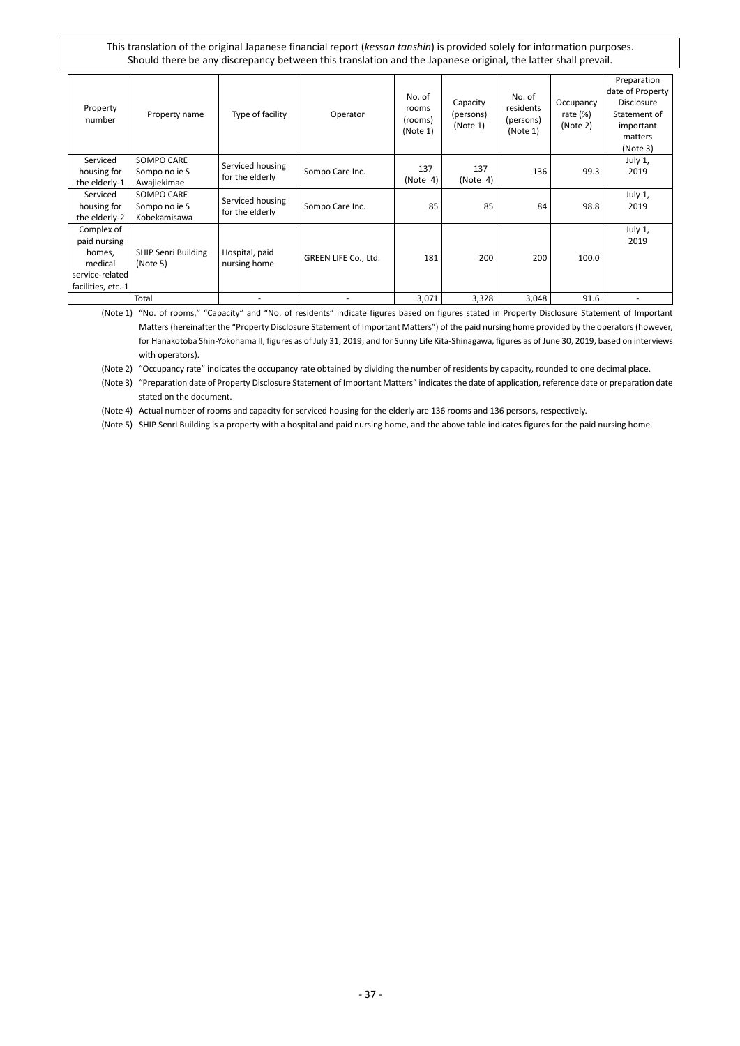This translation of the original Japanese financial report (*kessan tanshin*) is provided solely for information purposes. Should there be any discrepancy between this translation and the Japanese original, the latter shall prevail.

| Property number | Property name | Type of facility | Operator | No. of rooms (rooms) (Note 1) | Capacity (persons) (Note 1) | No. of residents (persons) (Note 1) | Occupancy rate (%) (Note 2) | Preparation date of Property Disclosure Statement of important matters (Note 3) |
|---|---|---|---|---|---|---|---|---|
| Serviced housing for the elderly-1 | SOMPO CARE Sompo no ie S Awajiekimae | Serviced housing for the elderly | Sompo Care Inc. | 137 (Note 4) | 137 (Note 4) | 136 | 99.3 | July 1, 2019 |
| Serviced housing for the elderly-2 | SOMPO CARE Sompo no ie S Kobekamisawa | Serviced housing for the elderly | Sompo Care Inc. | 85 | 85 | 84 | 98.8 | July 1, 2019 |
| Complex of paid nursing homes, medical service-related facilities, etc.-1 | SHIP Senri Building (Note 5) | Hospital, paid nursing home | GREEN LIFE Co., Ltd. | 181 | 200 | 200 | 100.0 | July 1, 2019 |
| Total | | - | - | 3,071 | 3,328 | 3,048 | 91.6 | - |

(Note 1) "No. of rooms," "Capacity" and "No. of residents" indicate figures based on figures stated in Property Disclosure Statement of Important Matters (hereinafter the "Property Disclosure Statement of Important Matters") of the paid nursing home provided by the operators (however, for Hanakotoba Shin-Yokohama II, figures as of July 31, 2019; and for Sunny Life Kita-Shinagawa, figures as of June 30, 2019, based on interviews with operators).

(Note 2) "Occupancy rate" indicates the occupancy rate obtained by dividing the number of residents by capacity, rounded to one decimal place.

(Note 3) "Preparation date of Property Disclosure Statement of Important Matters" indicates the date of application, reference date or preparation date stated on the document.

(Note 4) Actual number of rooms and capacity for serviced housing for the elderly are 136 rooms and 136 persons, respectively.

(Note 5) SHIP Senri Building is a property with a hospital and paid nursing home, and the above table indicates figures for the paid nursing home.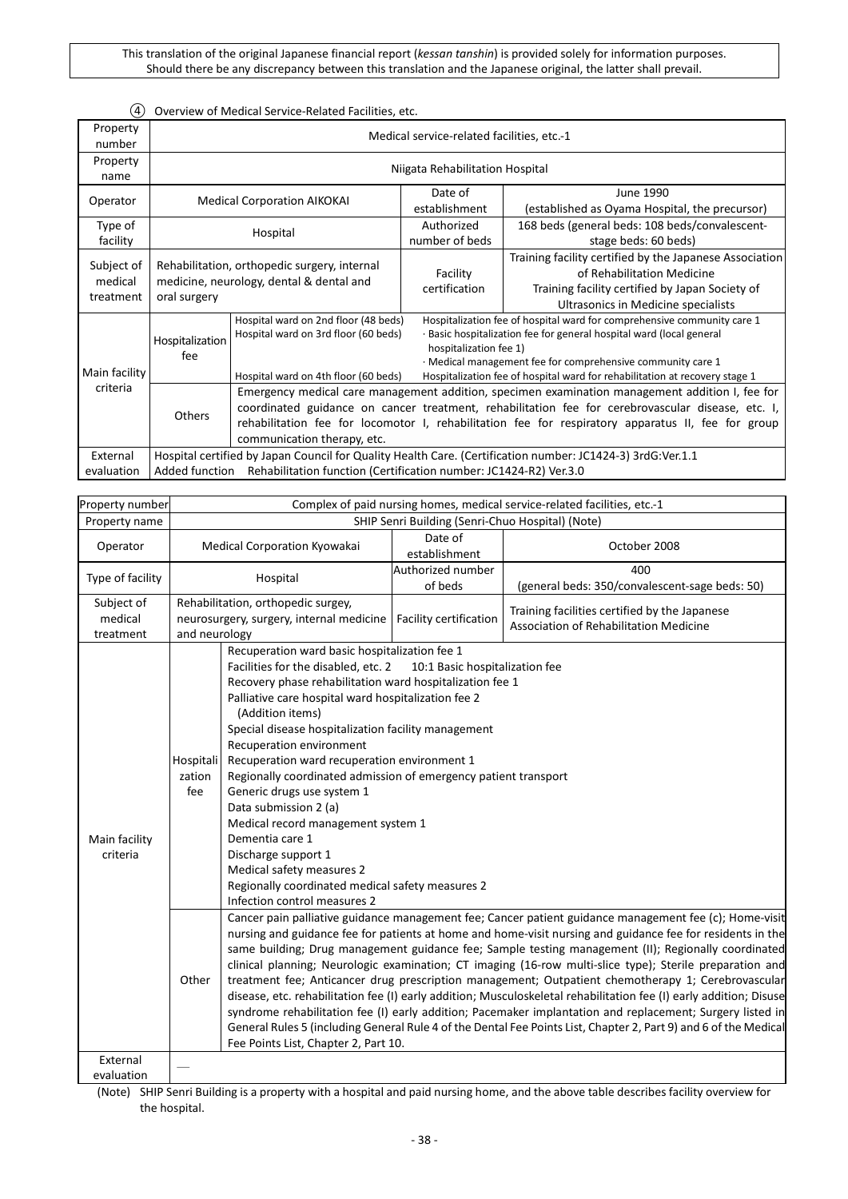This translation of the original Japanese financial report (*kessan tanshin*) is provided solely for information purposes. Should there be any discrepancy between this translation and the Japanese original, the latter shall prevail.

④ Overview of Medical Service-Related Facilities, etc.

| | | | | |
|---|---|---|---|---|
| Property number | Medical service-related facilities, etc.-1 | | | |
| Property name | Niigata Rehabilitation Hospital | | | |
| Operator | Medical Corporation AIKOKAI | | Date of establishment | June 1990 (established as Oyama Hospital, the precursor) |
| Type of facility | Hospital | | Authorized number of beds | 168 beds (general beds: 108 beds/convalescent-stage beds: 60 beds) |
| Subject of medical treatment | Rehabilitation, orthopedic surgery, internal medicine, neurology, dental & dental and oral surgery | | Facility certification | Training facility certified by the Japanese Association of Rehabilitation Medicine<br>Training facility certified by Japan Society of Ultrasonics in Medicine specialists |
| Main facility criteria | Hospitalization fee | Hospital ward on 2nd floor (48 beds)<br>Hospital ward on 3rd floor (60 beds)<br>Hospital ward on 4th floor (60 beds) | Hospitalization fee of hospital ward for comprehensive community care 1<br>· Basic hospitalization fee for general hospital ward (local general hospitalization fee 1)<br>· Medical management fee for comprehensive community care 1<br>Hospitalization fee of hospital ward for rehabilitation at recovery stage 1 | |
| | Others | Emergency medical care management addition, specimen examination management addition I, fee for coordinated guidance on cancer treatment, rehabilitation fee for cerebrovascular disease, etc. I, rehabilitation fee for locomotor I, rehabilitation fee for respiratory apparatus II, fee for group communication therapy, etc. | | |
| External evaluation | Hospital certified by Japan Council for Quality Health Care. (Certification number: JC1424-3) 3rdG:Ver.1.1<br>Added function Rehabilitation function (Certification number: JC1424-R2) Ver.3.0 | | | |

| | | | | |
|---|---|---|---|---|
| Property number | Complex of paid nursing homes, medical service-related facilities, etc.-1 | | | |
| Property name | SHIP Senri Building (Senri-Chuo Hospital) (Note) | | | |
| Operator | Medical Corporation Kyowakai | | Date of establishment | October 2008 |
| Type of facility | Hospital | | Authorized number of beds | 400 (general beds: 350/convalescent-sage beds: 50) |
| Subject of medical treatment | Rehabilitation, orthopedic surgey, neurosurgery, surgery, internal medicine and neurology | | Facility certification | Training facilities certified by the Japanese Association of Rehabilitation Medicine |
| Main facility criteria | Hospitalization fee | Recuperation ward basic hospitalization fee 1<br>Facilities for the disabled, etc. 2 10:1 Basic hospitalization fee<br>Recovery phase rehabilitation ward hospitalization fee 1<br>Palliative care hospital ward hospitalization fee 2<br>(Addition items)<br>Special disease hospitalization facility management<br>Recuperation environment<br>Recuperation ward recuperation environment 1<br>Regionally coordinated admission of emergency patient transport<br>Generic drugs use system 1<br>Data submission 2 (a)<br>Medical record management system 1<br>Dementia care 1<br>Discharge support 1<br>Medical safety measures 2<br>Regionally coordinated medical safety measures 2<br>Infection control measures 2 | | |
| | Other | Cancer pain palliative guidance management fee; Cancer patient guidance management fee (c); Home-visit nursing and guidance fee for patients at home and home-visit nursing and guidance fee for residents in the same building; Drug management guidance fee; Sample testing management (II); Regionally coordinated clinical planning; Neurologic examination; CT imaging (16-row multi-slice type); Sterile preparation and treatment fee; Anticancer drug prescription management; Outpatient chemotherapy 1; Cerebrovascular disease, etc. rehabilitation fee (I) early addition; Musculoskeletal rehabilitation fee (I) early addition; Disuse syndrome rehabilitation fee (I) early addition; Pacemaker implantation and replacement; Surgery listed in General Rules 5 (including General Rule 4 of the Dental Fee Points List, Chapter 2, Part 9) and 6 of the Medical Fee Points List, Chapter 2, Part 10. | | |
| External evaluation | — | | | |

(Note) SHIP Senri Building is a property with a hospital and paid nursing home, and the above table describes facility overview for the hospital.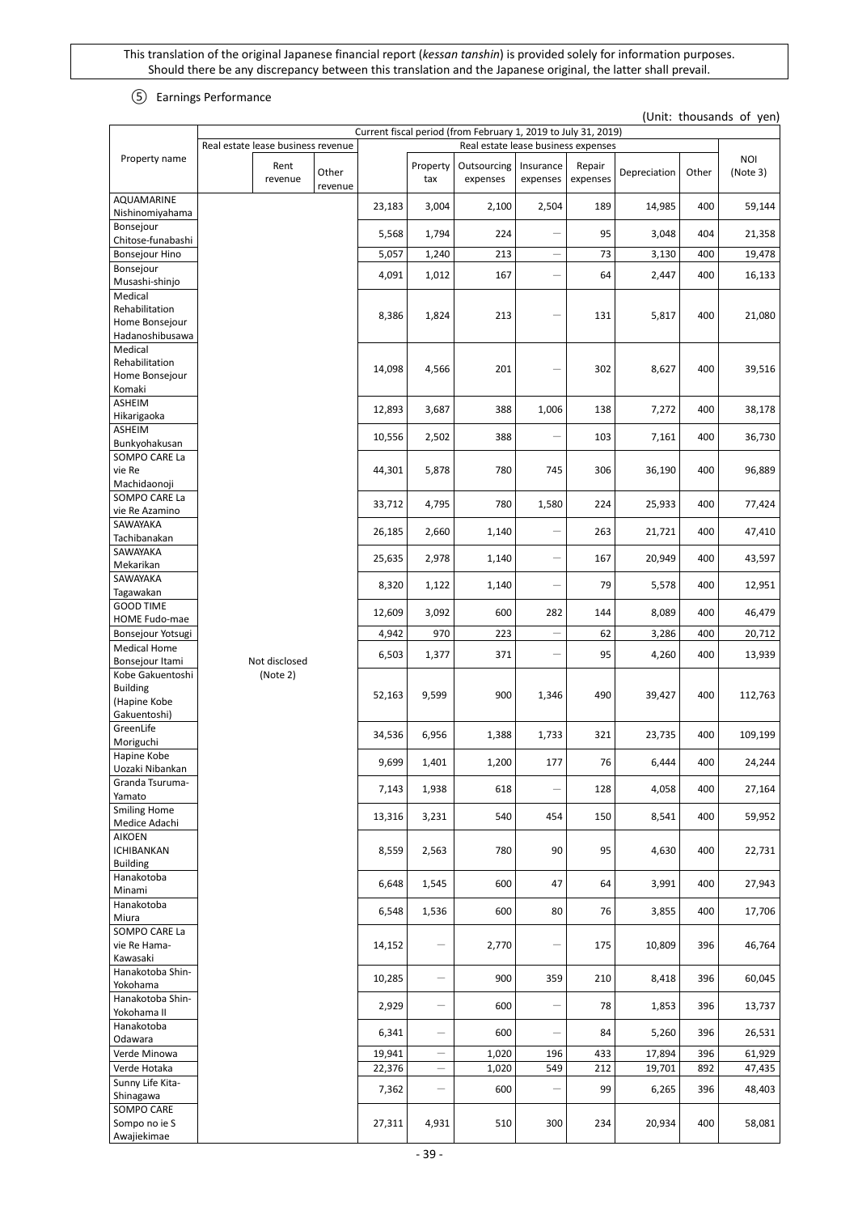This translation of the original Japanese financial report (*kessan tanshin*) is provided solely for information purposes. Should there be any discrepancy between this translation and the Japanese original, the latter shall prevail.

⑤ Earnings Performance

(Unit: thousands of yen)

| Property name | Current fiscal period (from February 1, 2019 to July 31, 2019) | | | | | | | | | | | |
|---|---|---|---|---|---|---|---|---|---|---|---|---|
| | Real estate lease business revenue | | | Real estate lease business expenses | | | | | | | | NOI (Note 3) |
| | | Rent revenue | Other revenue | | Property tax | Outsourcing expenses | Insurance expenses | Repair expenses | Depreciation | Other | | |
| AQUAMARINE Nishinomiyahama | Not disclosed (Note 2) | | | 23,183 | 3,004 | 2,100 | 2,504 | 189 | 14,985 | 400 | | 59,144 |
| Bonsejour Chitose-funabashi | | | | 5,568 | 1,794 | 224 | — | 95 | 3,048 | 404 | | 21,358 |
| Bonsejour Hino | | | | 5,057 | 1,240 | 213 | — | 73 | 3,130 | 400 | | 19,478 |
| Bonsejour Musashi-shinjo | | | | 4,091 | 1,012 | 167 | — | 64 | 2,447 | 400 | | 16,133 |
| Medical Rehabilitation Home Bonsejour Hadanoshibusawa | | | | 8,386 | 1,824 | 213 | — | 131 | 5,817 | 400 | | 21,080 |
| Medical Rehabilitation Home Bonsejour Komaki | | | | 14,098 | 4,566 | 201 | — | 302 | 8,627 | 400 | | 39,516 |
| ASHEIM Hikarigaoka | | | | 12,893 | 3,687 | 388 | 1,006 | 138 | 7,272 | 400 | | 38,178 |
| ASHEIM Bunkyohakusan | | | | 10,556 | 2,502 | 388 | — | 103 | 7,161 | 400 | | 36,730 |
| SOMPO CARE La vie Re Machidaonoji | | | | 44,301 | 5,878 | 780 | 745 | 306 | 36,190 | 400 | | 96,889 |
| SOMPO CARE La vie Re Azamino | | | | 33,712 | 4,795 | 780 | 1,580 | 224 | 25,933 | 400 | | 77,424 |
| SAWAYAKA Tachibanakan | | | | 26,185 | 2,660 | 1,140 | — | 263 | 21,721 | 400 | | 47,410 |
| SAWAYAKA Mekarikan | | | | 25,635 | 2,978 | 1,140 | — | 167 | 20,949 | 400 | | 43,597 |
| SAWAYAKA Tagawakan | | | | 8,320 | 1,122 | 1,140 | — | 79 | 5,578 | 400 | | 12,951 |
| GOOD TIME HOME Fudo-mae | | | | 12,609 | 3,092 | 600 | 282 | 144 | 8,089 | 400 | | 46,479 |
| Bonsejour Yotsugi | | | | 4,942 | 970 | 223 | — | 62 | 3,286 | 400 | | 20,712 |
| Medical Home Bonsejour Itami | | | | 6,503 | 1,377 | 371 | — | 95 | 4,260 | 400 | | 13,939 |
| Kobe Gakuentoshi Building (Hapine Kobe Gakuentoshi) | | | | 52,163 | 9,599 | 900 | 1,346 | 490 | 39,427 | 400 | | 112,763 |
| GreenLife Moriguchi | | | | 34,536 | 6,956 | 1,388 | 1,733 | 321 | 23,735 | 400 | | 109,199 |
| Hapine Kobe Uozaki Nibankan | | | | 9,699 | 1,401 | 1,200 | 177 | 76 | 6,444 | 400 | | 24,244 |
| Granda Tsuruma-Yamato | | | | 7,143 | 1,938 | 618 | — | 128 | 4,058 | 400 | | 27,164 |
| Smiling Home Medice Adachi | | | | 13,316 | 3,231 | 540 | 454 | 150 | 8,541 | 400 | | 59,952 |
| AIKOEN ICHIBANKAN Building | | | | 8,559 | 2,563 | 780 | 90 | 95 | 4,630 | 400 | | 22,731 |
| Hanakotoba Minami | | | | 6,648 | 1,545 | 600 | 47 | 64 | 3,991 | 400 | | 27,943 |
| Hanakotoba Miura | | | | 6,548 | 1,536 | 600 | 80 | 76 | 3,855 | 400 | | 17,706 |
| SOMPO CARE La vie Re Hama-Kawasaki | | | | 14,152 | — | 2,770 | — | 175 | 10,809 | 396 | | 46,764 |
| Hanakotoba Shin-Yokohama | | | | 10,285 | — | 900 | 359 | 210 | 8,418 | 396 | | 60,045 |
| Hanakotoba Shin-Yokohama II | | | | 2,929 | — | 600 | — | 78 | 1,853 | 396 | | 13,737 |
| Hanakotoba Odawara | | | | 6,341 | — | 600 | — | 84 | 5,260 | 396 | | 26,531 |
| Verde Minowa | | | | 19,941 | — | 1,020 | 196 | 433 | 17,894 | 396 | | 61,929 |
| Verde Hotaka | | | | 22,376 | — | 1,020 | 549 | 212 | 19,701 | 892 | | 47,435 |
| Sunny Life Kita-Shinagawa | | | | 7,362 | — | 600 | — | 99 | 6,265 | 396 | | 48,403 |
| SOMPO CARE Sompo no ie S Awajiekimae | | | | 27,311 | 4,931 | 510 | 300 | 234 | 20,934 | 400 | | 58,081 |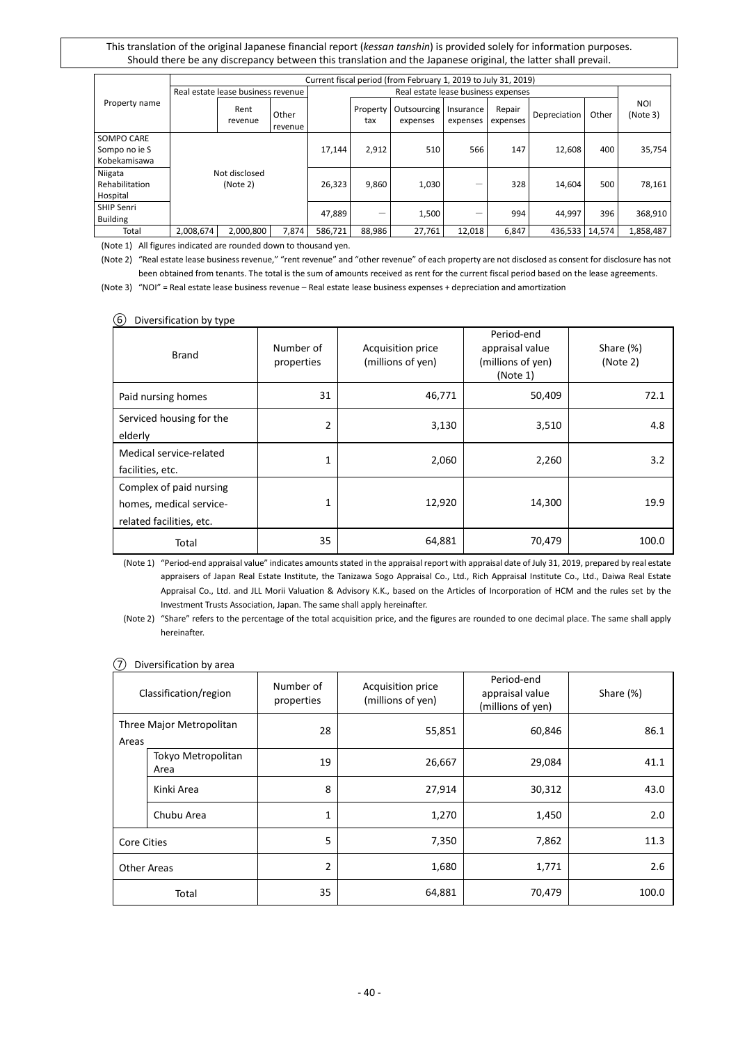This translation of the original Japanese financial report (*kessan tanshin*) is provided solely for information purposes. Should there be any discrepancy between this translation and the Japanese original, the latter shall prevail.

| Property name | Current fiscal period (from February 1, 2019 to July 31, 2019) | | | | | | | | | | |
|---|---|---|---|---|---|---|---|---|---|---|---|
| | Real estate lease business revenue | | | Real estate lease business expenses | | | | | | | NOI (Note 3) |
| | | Rent revenue | Other revenue | | Property tax | Outsourcing expenses | Insurance expenses | Repair expenses | Depreciation | Other | |
| SOMPO CARE Sompo no ie S Kobekamisawa | Not disclosed (Note 2) | | | 17,144 | 2,912 | 510 | 566 | 147 | 12,608 | 400 | 35,754 |
| Niigata Rehabilitation Hospital | | | | 26,323 | 9,860 | 1,030 | ― | 328 | 14,604 | 500 | 78,161 |
| SHIP Senri Building | | | | 47,889 | ― | 1,500 | ― | 994 | 44,997 | 396 | 368,910 |
| Total | 2,008,674 | 2,000,800 | 7,874 | 586,721 | 88,986 | 27,761 | 12,018 | 6,847 | 436,533 | 14,574 | 1,858,487 |

(Note 1) All figures indicated are rounded down to thousand yen.

(Note 2) "Real estate lease business revenue," "rent revenue" and "other revenue" of each property are not disclosed as consent for disclosure has not been obtained from tenants. The total is the sum of amounts received as rent for the current fiscal period based on the lease agreements.

(Note 3) "NOI" = Real estate lease business revenue – Real estate lease business expenses + depreciation and amortization

⑥ Diversification by type

| Brand | Number of properties | Acquisition price (millions of yen) | Period-end appraisal value (millions of yen) (Note 1) | Share (%) (Note 2) |
|---|---|---|---|---|
| Paid nursing homes | 31 | 46,771 | 50,409 | 72.1 |
| Serviced housing for the elderly | 2 | 3,130 | 3,510 | 4.8 |
| Medical service-related facilities, etc. | 1 | 2,060 | 2,260 | 3.2 |
| Complex of paid nursing homes, medical service-related facilities, etc. | 1 | 12,920 | 14,300 | 19.9 |
| Total | 35 | 64,881 | 70,479 | 100.0 |

(Note 1) "Period-end appraisal value" indicates amounts stated in the appraisal report with appraisal date of July 31, 2019, prepared by real estate appraisers of Japan Real Estate Institute, the Tanizawa Sogo Appraisal Co., Ltd., Rich Appraisal Institute Co., Ltd., Daiwa Real Estate Appraisal Co., Ltd. and JLL Morii Valuation & Advisory K.K., based on the Articles of Incorporation of HCM and the rules set by the Investment Trusts Association, Japan. The same shall apply hereinafter.

(Note 2) "Share" refers to the percentage of the total acquisition price, and the figures are rounded to one decimal place. The same shall apply hereinafter.

⑦ Diversification by area

| Classification/region | | Number of properties | Acquisition price (millions of yen) | Period-end appraisal value (millions of yen) | Share (%) |
|---|---|---|---|---|---|
| Three Major Metropolitan Areas | | 28 | 55,851 | 60,846 | 86.1 |
| | Tokyo Metropolitan Area | 19 | 26,667 | 29,084 | 41.1 |
| | Kinki Area | 8 | 27,914 | 30,312 | 43.0 |
| | Chubu Area | 1 | 1,270 | 1,450 | 2.0 |
| Core Cities | | 5 | 7,350 | 7,862 | 11.3 |
| Other Areas | | 2 | 1,680 | 1,771 | 2.6 |
| Total | | 35 | 64,881 | 70,479 | 100.0 |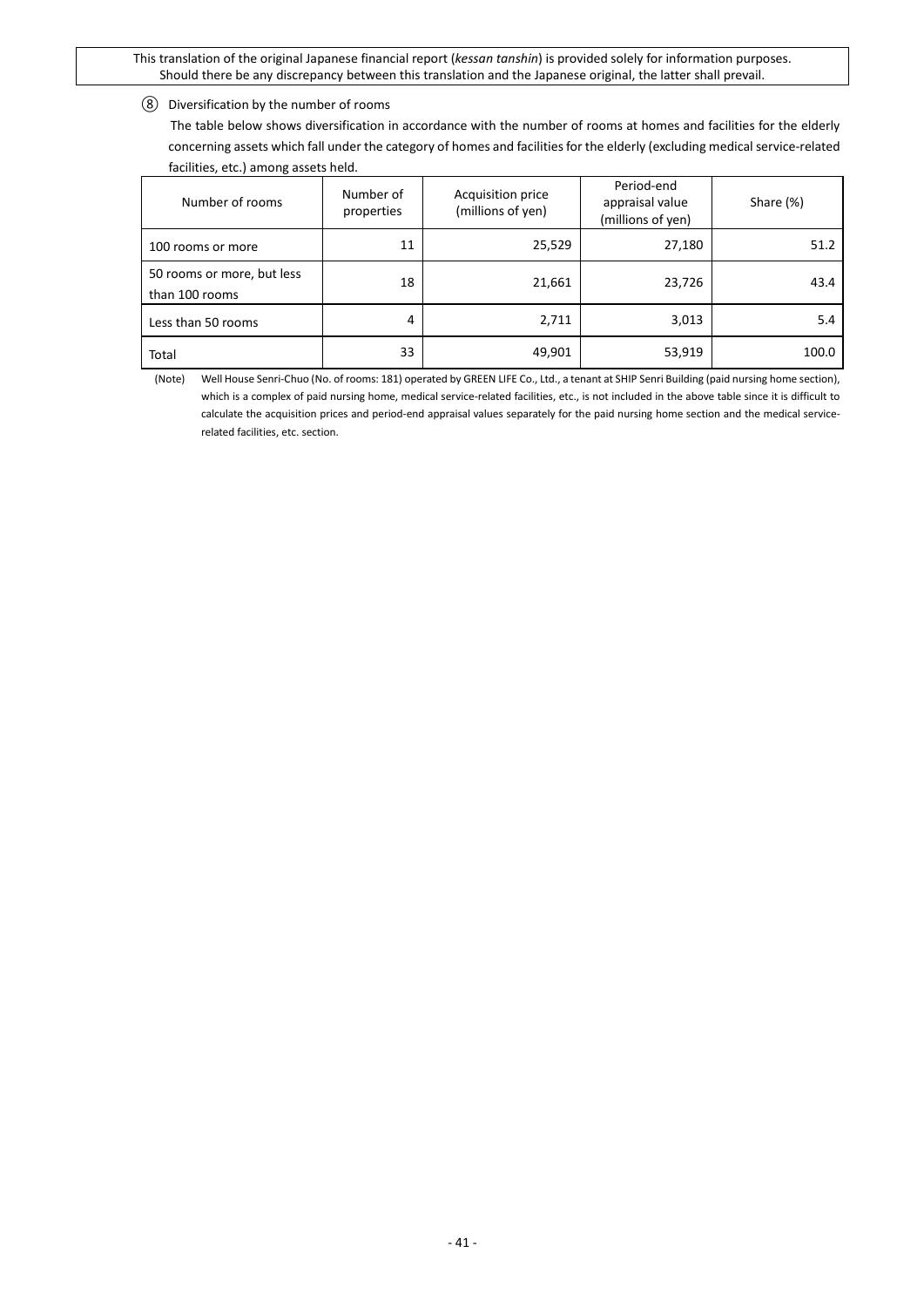This translation of the original Japanese financial report (*kessan tanshin*) is provided solely for information purposes. Should there be any discrepancy between this translation and the Japanese original, the latter shall prevail.

⑧ Diversification by the number of rooms

The table below shows diversification in accordance with the number of rooms at homes and facilities for the elderly concerning assets which fall under the category of homes and facilities for the elderly (excluding medical service-related facilities, etc.) among assets held.

| Number of rooms | Number of properties | Acquisition price (millions of yen) | Period-end appraisal value (millions of yen) | Share (%) |
|---|---|---|---|---|
| 100 rooms or more | 11 | 25,529 | 27,180 | 51.2 |
| 50 rooms or more, but less than 100 rooms | 18 | 21,661 | 23,726 | 43.4 |
| Less than 50 rooms | 4 | 2,711 | 3,013 | 5.4 |
| Total | 33 | 49,901 | 53,919 | 100.0 |

(Note) Well House Senri-Chuo (No. of rooms: 181) operated by GREEN LIFE Co., Ltd., a tenant at SHIP Senri Building (paid nursing home section), which is a complex of paid nursing home, medical service-related facilities, etc., is not included in the above table since it is difficult to calculate the acquisition prices and period-end appraisal values separately for the paid nursing home section and the medical service-related facilities, etc. section.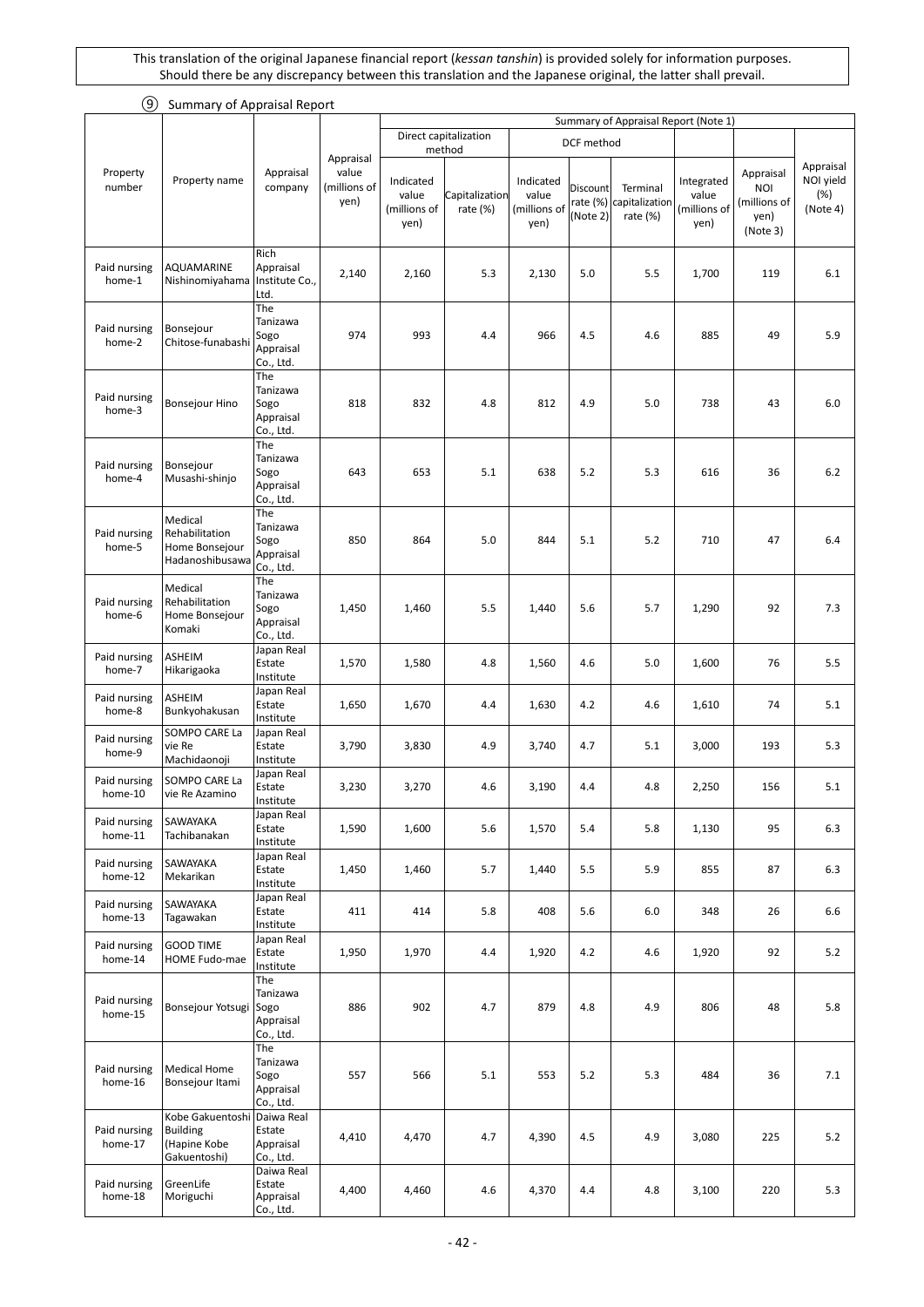This translation of the original Japanese financial report (*kessan tanshin*) is provided solely for information purposes. Should there be any discrepancy between this translation and the Japanese original, the latter shall prevail.

⑨ Summary of Appraisal Report

| Property number | Property name | Appraisal company | Appraisal value (millions of yen) | Summary of Appraisal Report (Note 1) | | | | | | | | |
|---|---|---|---|---|---|---|---|---|---|---|---|---|
| | | | | Direct capitalization method | | DCF method | | | | | | |
| | | | | Indicated value (millions of yen) | Capitalization rate (%) | Indicated value (millions of yen) | Discount rate (%) (Note 2) | Terminal capitalization rate (%) | Integrated value (millions of yen) | Appraisal NOI (millions of yen) (Note 3) | Appraisal NOI yield (%) (Note 4) |
| Paid nursing home-1 | AQUAMARINE Nishinomiyahama | Rich Appraisal Institute Co., Ltd. | 2,140 | 2,160 | 5.3 | 2,130 | 5.0 | 5.5 | 1,700 | 119 | 6.1 |
| Paid nursing home-2 | Bonsejour Chitose-funabashi | The Tanizawa Sogo Appraisal Co., Ltd. | 974 | 993 | 4.4 | 966 | 4.5 | 4.6 | 885 | 49 | 5.9 |
| Paid nursing home-3 | Bonsejour Hino | The Tanizawa Sogo Appraisal Co., Ltd. | 818 | 832 | 4.8 | 812 | 4.9 | 5.0 | 738 | 43 | 6.0 |
| Paid nursing home-4 | Bonsejour Musashi-shinjo | The Tanizawa Sogo Appraisal Co., Ltd. | 643 | 653 | 5.1 | 638 | 5.2 | 5.3 | 616 | 36 | 6.2 |
| Paid nursing home-5 | Medical Rehabilitation Home Bonsejour Hadanoshibusawa | The Tanizawa Sogo Appraisal Co., Ltd. | 850 | 864 | 5.0 | 844 | 5.1 | 5.2 | 710 | 47 | 6.4 |
| Paid nursing home-6 | Medical Rehabilitation Home Bonsejour Komaki | The Tanizawa Sogo Appraisal Co., Ltd. | 1,450 | 1,460 | 5.5 | 1,440 | 5.6 | 5.7 | 1,290 | 92 | 7.3 |
| Paid nursing home-7 | ASHEIM Hikarigaoka | Japan Real Estate Institute | 1,570 | 1,580 | 4.8 | 1,560 | 4.6 | 5.0 | 1,600 | 76 | 5.5 |
| Paid nursing home-8 | ASHEIM Bunkyohakusan | Japan Real Estate Institute | 1,650 | 1,670 | 4.4 | 1,630 | 4.2 | 4.6 | 1,610 | 74 | 5.1 |
| Paid nursing home-9 | SOMPO CARE La vie Re Machidaonoji | Japan Real Estate Institute | 3,790 | 3,830 | 4.9 | 3,740 | 4.7 | 5.1 | 3,000 | 193 | 5.3 |
| Paid nursing home-10 | SOMPO CARE La vie Re Azamino | Japan Real Estate Institute | 3,230 | 3,270 | 4.6 | 3,190 | 4.4 | 4.8 | 2,250 | 156 | 5.1 |
| Paid nursing home-11 | SAWAYAKA Tachibanakan | Japan Real Estate Institute | 1,590 | 1,600 | 5.6 | 1,570 | 5.4 | 5.8 | 1,130 | 95 | 6.3 |
| Paid nursing home-12 | SAWAYAKA Mekarikan | Japan Real Estate Institute | 1,450 | 1,460 | 5.7 | 1,440 | 5.5 | 5.9 | 855 | 87 | 6.3 |
| Paid nursing home-13 | SAWAYAKA Tagawakan | Japan Real Estate Institute | 411 | 414 | 5.8 | 408 | 5.6 | 6.0 | 348 | 26 | 6.6 |
| Paid nursing home-14 | GOOD TIME HOME Fudo-mae | Japan Real Estate Institute | 1,950 | 1,970 | 4.4 | 1,920 | 4.2 | 4.6 | 1,920 | 92 | 5.2 |
| Paid nursing home-15 | Bonsejour Yotsugi | The Tanizawa Sogo Appraisal Co., Ltd. | 886 | 902 | 4.7 | 879 | 4.8 | 4.9 | 806 | 48 | 5.8 |
| Paid nursing home-16 | Medical Home Bonsejour Itami | The Tanizawa Sogo Appraisal Co., Ltd. | 557 | 566 | 5.1 | 553 | 5.2 | 5.3 | 484 | 36 | 7.1 |
| Paid nursing home-17 | Kobe Gakuentoshi Building (Hapine Kobe Gakuentoshi) | Daiwa Real Estate Appraisal Co., Ltd. | 4,410 | 4,470 | 4.7 | 4,390 | 4.5 | 4.9 | 3,080 | 225 | 5.2 |
| Paid nursing home-18 | GreenLife Moriguchi | Daiwa Real Estate Appraisal Co., Ltd. | 4,400 | 4,460 | 4.6 | 4,370 | 4.4 | 4.8 | 3,100 | 220 | 5.3 |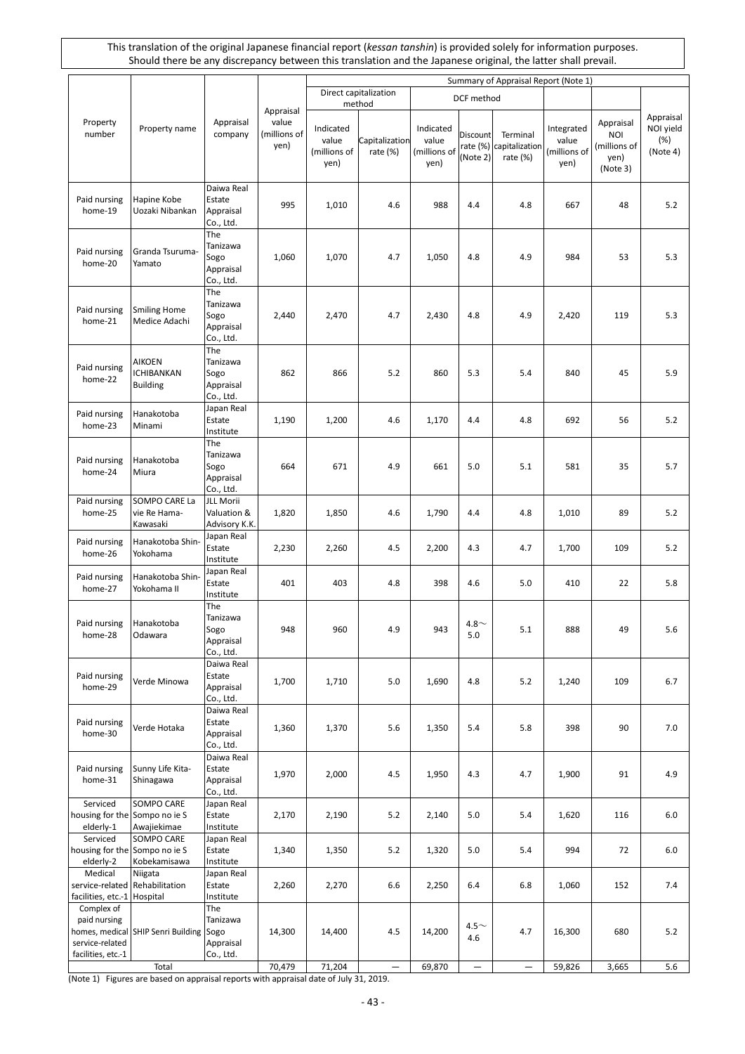This translation of the original Japanese financial report (*kessan tanshin*) is provided solely for information purposes. Should there be any discrepancy between this translation and the Japanese original, the latter shall prevail.

| Property number | Property name | Appraisal company | Appraisal value (millions of yen) | Summary of Appraisal Report (Note 1) | | | | | | | | |
|---|---|---|---|---|---|---|---|---|---|---|---|---|
| | | | | Direct capitalization method | | DCF method | | | | | | |
| | | | | Indicated value (millions of yen) | Capitalization rate (%) | Indicated value (millions of yen) | Discount rate (%) (Note 2) | Terminal capitalization rate (%) | Integrated value (millions of yen) | Appraisal NOI (millions of yen) (Note 3) | Appraisal NOI yield (%) (Note 4) |
| Paid nursing home-19 | Hapine Kobe Uozaki Nibankan | Daiwa Real Estate Appraisal Co., Ltd. | 995 | 1,010 | 4.6 | 988 | 4.4 | 4.8 | 667 | 48 | 5.2 |
| Paid nursing home-20 | Granda Tsuruma-Yamato | The Tanizawa Sogo Appraisal Co., Ltd. | 1,060 | 1,070 | 4.7 | 1,050 | 4.8 | 4.9 | 984 | 53 | 5.3 |
| Paid nursing home-21 | Smiling Home Medice Adachi | The Tanizawa Sogo Appraisal Co., Ltd. | 2,440 | 2,470 | 4.7 | 2,430 | 4.8 | 4.9 | 2,420 | 119 | 5.3 |
| Paid nursing home-22 | AIKOEN ICHIBANKAN Building | The Tanizawa Sogo Appraisal Co., Ltd. | 862 | 866 | 5.2 | 860 | 5.3 | 5.4 | 840 | 45 | 5.9 |
| Paid nursing home-23 | Hanakotoba Minami | Japan Real Estate Institute | 1,190 | 1,200 | 4.6 | 1,170 | 4.4 | 4.8 | 692 | 56 | 5.2 |
| Paid nursing home-24 | Hanakotoba Miura | The Tanizawa Sogo Appraisal Co., Ltd. | 664 | 671 | 4.9 | 661 | 5.0 | 5.1 | 581 | 35 | 5.7 |
| Paid nursing home-25 | SOMPO CARE La vie Re Hama-Kawasaki | JLL Morii Valuation & Advisory K.K. | 1,820 | 1,850 | 4.6 | 1,790 | 4.4 | 4.8 | 1,010 | 89 | 5.2 |
| Paid nursing home-26 | Hanakotoba Shin-Yokohama | Japan Real Estate Institute | 2,230 | 2,260 | 4.5 | 2,200 | 4.3 | 4.7 | 1,700 | 109 | 5.2 |
| Paid nursing home-27 | Hanakotoba Shin-Yokohama II | Japan Real Estate Institute | 401 | 403 | 4.8 | 398 | 4.6 | 5.0 | 410 | 22 | 5.8 |
| Paid nursing home-28 | Hanakotoba Odawara | The Tanizawa Sogo Appraisal Co., Ltd. | 948 | 960 | 4.9 | 943 | 4.8～5.0 | 5.1 | 888 | 49 | 5.6 |
| Paid nursing home-29 | Verde Minowa | Daiwa Real Estate Appraisal Co., Ltd. | 1,700 | 1,710 | 5.0 | 1,690 | 4.8 | 5.2 | 1,240 | 109 | 6.7 |
| Paid nursing home-30 | Verde Hotaka | Daiwa Real Estate Appraisal Co., Ltd. | 1,360 | 1,370 | 5.6 | 1,350 | 5.4 | 5.8 | 398 | 90 | 7.0 |
| Paid nursing home-31 | Sunny Life Kita-Shinagawa | Daiwa Real Estate Appraisal Co., Ltd. | 1,970 | 2,000 | 4.5 | 1,950 | 4.3 | 4.7 | 1,900 | 91 | 4.9 |
| Serviced housing for the elderly-1 | SOMPO CARE Sompo no ie S Awajiekimae | Japan Real Estate Institute | 2,170 | 2,190 | 5.2 | 2,140 | 5.0 | 5.4 | 1,620 | 116 | 6.0 |
| Serviced housing for the elderly-2 | SOMPO CARE Sompo no ie S Kobekamisawa | Japan Real Estate Institute | 1,340 | 1,350 | 5.2 | 1,320 | 5.0 | 5.4 | 994 | 72 | 6.0 |
| Medical service-related facilities, etc.-1 | Niigata Rehabilitation Hospital | Japan Real Estate Institute | 2,260 | 2,270 | 6.6 | 2,250 | 6.4 | 6.8 | 1,060 | 152 | 7.4 |
| Complex of paid nursing homes, medical service-related facilities, etc.-1 | SHIP Senri Building | The Tanizawa Sogo Appraisal Co., Ltd. | 14,300 | 14,400 | 4.5 | 14,200 | 4.5～4.6 | 4.7 | 16,300 | 680 | 5.2 |
| Total | | | 70,479 | 71,204 | — | 69,870 | — | — | 59,826 | 3,665 | 5.6 |

(Note 1) Figures are based on appraisal reports with appraisal date of July 31, 2019.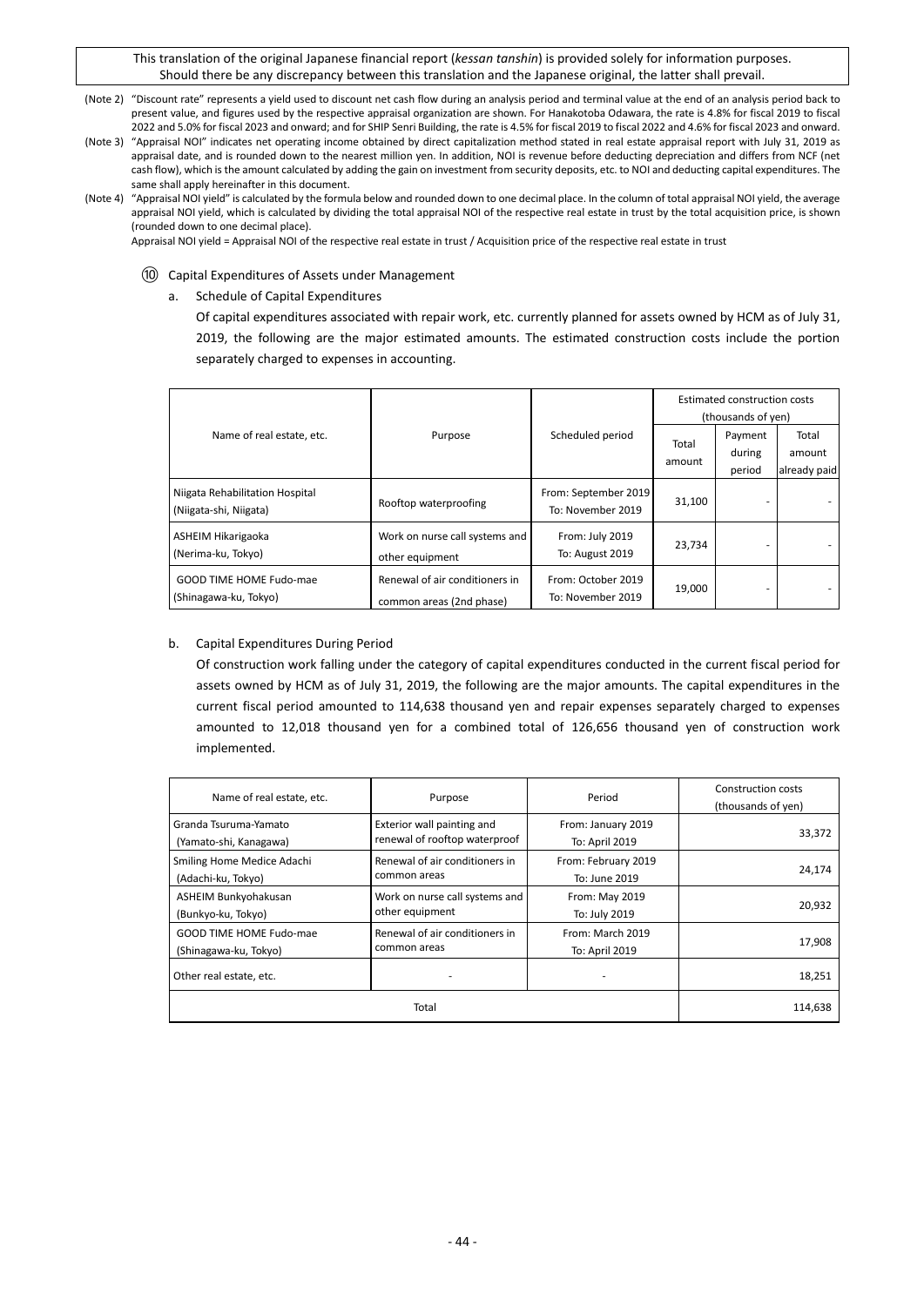This translation of the original Japanese financial report (*kessan tanshin*) is provided solely for information purposes. Should there be any discrepancy between this translation and the Japanese original, the latter shall prevail.

(Note 2) "Discount rate" represents a yield used to discount net cash flow during an analysis period and terminal value at the end of an analysis period back to present value, and figures used by the respective appraisal organization are shown. For Hanakotoba Odawara, the rate is 4.8% for fiscal 2019 to fiscal 2022 and 5.0% for fiscal 2023 and onward; and for SHIP Senri Building, the rate is 4.5% for fiscal 2019 to fiscal 2022 and 4.6% for fiscal 2023 and onward.

(Note 3) "Appraisal NOI" indicates net operating income obtained by direct capitalization method stated in real estate appraisal report with July 31, 2019 as appraisal date, and is rounded down to the nearest million yen. In addition, NOI is revenue before deducting depreciation and differs from NCF (net cash flow), which is the amount calculated by adding the gain on investment from security deposits, etc. to NOI and deducting capital expenditures. The same shall apply hereinafter in this document.

(Note 4) "Appraisal NOI yield" is calculated by the formula below and rounded down to one decimal place. In the column of total appraisal NOI yield, the average appraisal NOI yield, which is calculated by dividing the total appraisal NOI of the respective real estate in trust by the total acquisition price, is shown (rounded down to one decimal place).

Appraisal NOI yield = Appraisal NOI of the respective real estate in trust / Acquisition price of the respective real estate in trust

⑩ Capital Expenditures of Assets under Management

a. Schedule of Capital Expenditures

Of capital expenditures associated with repair work, etc. currently planned for assets owned by HCM as of July 31, 2019, the following are the major estimated amounts. The estimated construction costs include the portion separately charged to expenses in accounting.

| Name of real estate, etc. | Purpose | Scheduled period | Estimated construction costs (thousands of yen) | | |
|---|---|---|---|---|---|
| | | | Total amount | Payment during period | Total amount already paid |
| Niigata Rehabilitation Hospital (Niigata-shi, Niigata) | Rooftop waterproofing | From: September 2019 To: November 2019 | 31,100 | - | - |
| ASHEIM Hikarigaoka (Nerima-ku, Tokyo) | Work on nurse call systems and other equipment | From: July 2019 To: August 2019 | 23,734 | - | - |
| GOOD TIME HOME Fudo-mae (Shinagawa-ku, Tokyo) | Renewal of air conditioners in common areas (2nd phase) | From: October 2019 To: November 2019 | 19,000 | - | - |

b. Capital Expenditures During Period

Of construction work falling under the category of capital expenditures conducted in the current fiscal period for assets owned by HCM as of July 31, 2019, the following are the major amounts. The capital expenditures in the current fiscal period amounted to 114,638 thousand yen and repair expenses separately charged to expenses amounted to 12,018 thousand yen for a combined total of 126,656 thousand yen of construction work implemented.

| Name of real estate, etc. | Purpose | Period | Construction costs (thousands of yen) |
|---|---|---|---|
| Granda Tsuruma-Yamato (Yamato-shi, Kanagawa) | Exterior wall painting and renewal of rooftop waterproof | From: January 2019 To: April 2019 | 33,372 |
| Smiling Home Medice Adachi (Adachi-ku, Tokyo) | Renewal of air conditioners in common areas | From: February 2019 To: June 2019 | 24,174 |
| ASHEIM Bunkyohakusan (Bunkyo-ku, Tokyo) | Work on nurse call systems and other equipment | From: May 2019 To: July 2019 | 20,932 |
| GOOD TIME HOME Fudo-mae (Shinagawa-ku, Tokyo) | Renewal of air conditioners in common areas | From: March 2019 To: April 2019 | 17,908 |
| Other real estate, etc. | - | - | 18,251 |
| Total | | | 114,638 |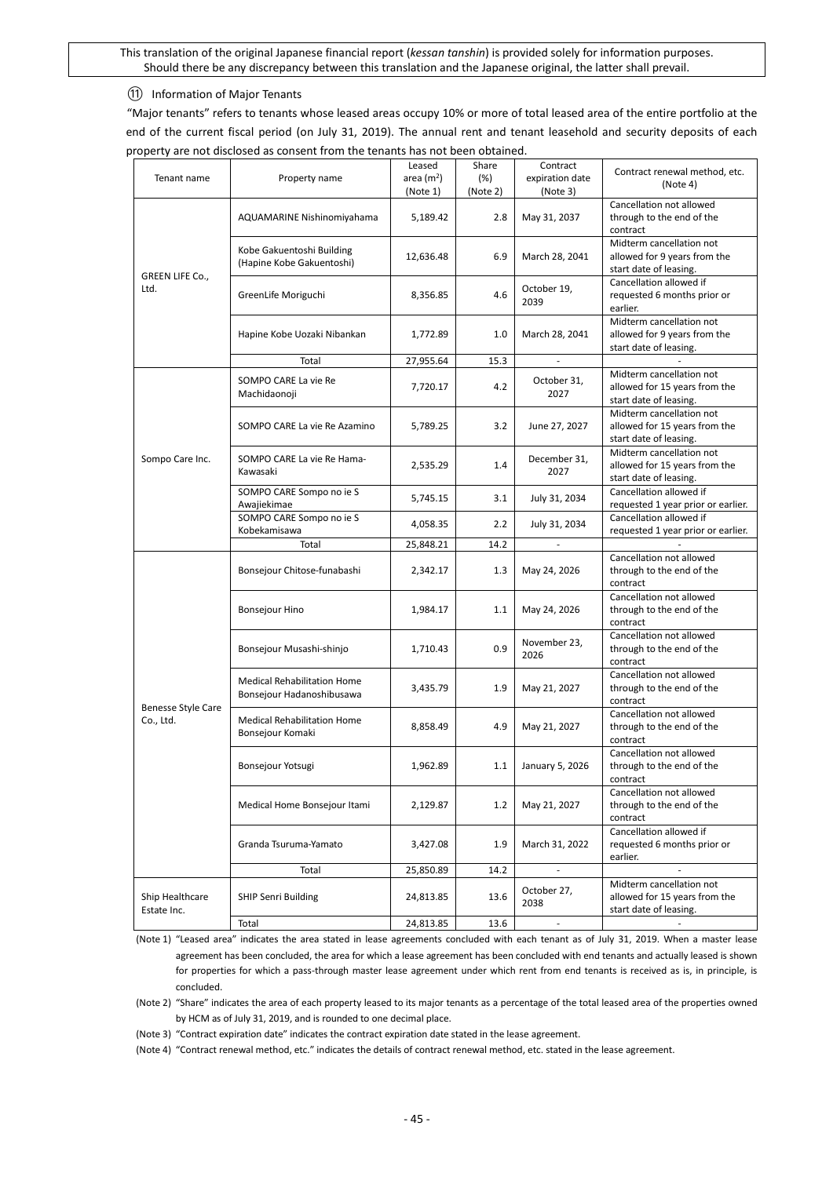This translation of the original Japanese financial report (*kessan tanshin*) is provided solely for information purposes. Should there be any discrepancy between this translation and the Japanese original, the latter shall prevail.

⑪ Information of Major Tenants

"Major tenants" refers to tenants whose leased areas occupy 10% or more of total leased area of the entire portfolio at the end of the current fiscal period (on July 31, 2019). The annual rent and tenant leasehold and security deposits of each property are not disclosed as consent from the tenants has not been obtained.

| Tenant name | Property name | Leased area ($m^2$) (Note 1) | Share (%) (Note 2) | Contract expiration date (Note 3) | Contract renewal method, etc. (Note 4) |
|---|---|---|---|---|---|
| GREEN LIFE Co., Ltd. | AQUAMARINE Nishinomiyahama | 5,189.42 | 2.8 | May 31, 2037 | Cancellation not allowed through to the end of the contract |
| | Kobe Gakuentoshi Building (Hapine Kobe Gakuentoshi) | 12,636.48 | 6.9 | March 28, 2041 | Midterm cancellation not allowed for 9 years from the start date of leasing. |
| | GreenLife Moriguchi | 8,356.85 | 4.6 | October 19, 2039 | Cancellation allowed if requested 6 months prior or earlier. |
| | Hapine Kobe Uozaki Nibankan | 1,772.89 | 1.0 | March 28, 2041 | Midterm cancellation not allowed for 9 years from the start date of leasing. |
| | Total | 27,955.64 | 15.3 | - | - |
| Sompo Care Inc. | SOMPO CARE La vie Re Machidaonoji | 7,720.17 | 4.2 | October 31, 2027 | Midterm cancellation not allowed for 15 years from the start date of leasing. |
| | SOMPO CARE La vie Re Azamino | 5,789.25 | 3.2 | June 27, 2027 | Midterm cancellation not allowed for 15 years from the start date of leasing. |
| | SOMPO CARE La vie Re Hama-Kawasaki | 2,535.29 | 1.4 | December 31, 2027 | Midterm cancellation not allowed for 15 years from the start date of leasing. |
| | SOMPO CARE Sompo no ie S Awajiekimae | 5,745.15 | 3.1 | July 31, 2034 | Cancellation allowed if requested 1 year prior or earlier. |
| | SOMPO CARE Sompo no ie S Kobekamisawa | 4,058.35 | 2.2 | July 31, 2034 | Cancellation allowed if requested 1 year prior or earlier. |
| | Total | 25,848.21 | 14.2 | - | - |
| Benesse Style Care Co., Ltd. | Bonsejour Chitose-funabashi | 2,342.17 | 1.3 | May 24, 2026 | Cancellation not allowed through to the end of the contract |
| | Bonsejour Hino | 1,984.17 | 1.1 | May 24, 2026 | Cancellation not allowed through to the end of the contract |
| | Bonsejour Musashi-shinjo | 1,710.43 | 0.9 | November 23, 2026 | Cancellation not allowed through to the end of the contract |
| | Medical Rehabilitation Home Bonsejour Hadanoshibusawa | 3,435.79 | 1.9 | May 21, 2027 | Cancellation not allowed through to the end of the contract |
| | Medical Rehabilitation Home Bonsejour Komaki | 8,858.49 | 4.9 | May 21, 2027 | Cancellation not allowed through to the end of the contract |
| | Bonsejour Yotsugi | 1,962.89 | 1.1 | January 5, 2026 | Cancellation not allowed through to the end of the contract |
| | Medical Home Bonsejour Itami | 2,129.87 | 1.2 | May 21, 2027 | Cancellation not allowed through to the end of the contract |
| | Granda Tsuruma-Yamato | 3,427.08 | 1.9 | March 31, 2022 | Cancellation allowed if requested 6 months prior or earlier. |
| | Total | 25,850.89 | 14.2 | - | - |
| Ship Healthcare Estate Inc. | SHIP Senri Building | 24,813.85 | 13.6 | October 27, 2038 | Midterm cancellation not allowed for 15 years from the start date of leasing. |
| | Total | 24,813.85 | 13.6 | - | - |

(Note 1) "Leased area" indicates the area stated in lease agreements concluded with each tenant as of July 31, 2019. When a master lease agreement has been concluded, the area for which a lease agreement has been concluded with end tenants and actually leased is shown for properties for which a pass-through master lease agreement under which rent from end tenants is received as is, in principle, is concluded.

(Note 2) "Share" indicates the area of each property leased to its major tenants as a percentage of the total leased area of the properties owned by HCM as of July 31, 2019, and is rounded to one decimal place.

(Note 3) "Contract expiration date" indicates the contract expiration date stated in the lease agreement.

(Note 4) "Contract renewal method, etc." indicates the details of contract renewal method, etc. stated in the lease agreement.